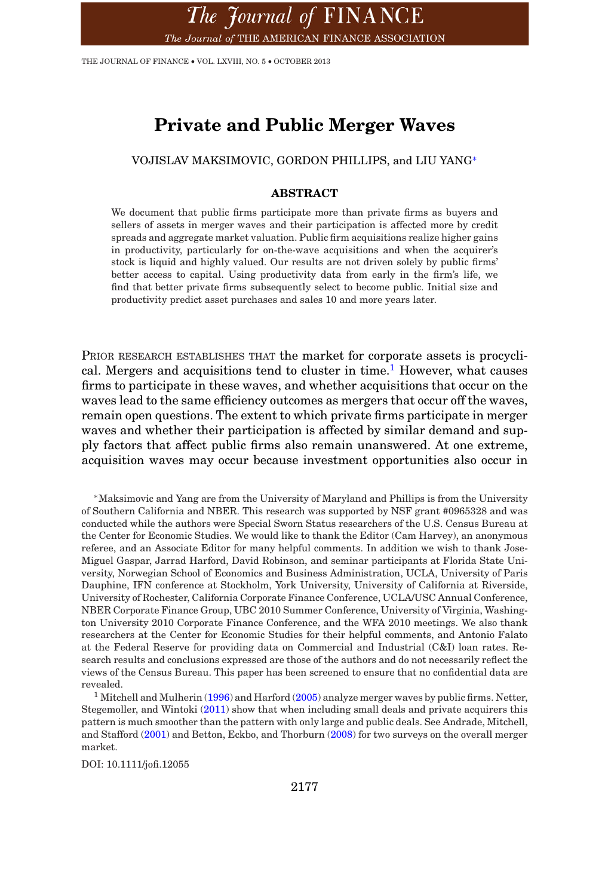# Private and Public Merger Waves

VOJISLAV MAKSIMOVIC, GORDON PHILLIPS, and LIU YANG[*]

## ABSTRACT

We document that public firms participate more than private firms as buyers and sellers of assets in merger waves and their participation is affected more by credit spreads and aggregate market valuation. Public firm acquisitions realize higher gains in productivity, particularly for on-the-wave acquisitions and when the acquirer's stock is liquid and highly valued. Our results are not driven solely by public firms' better access to capital. Using productivity data from early in the firm's life, we find that better private firms subsequently select to become public. Initial size and productivity predict asset purchases and sales 10 and more years later.

PRIOR RESEARCH ESTABLISHES THAT the market for corporate assets is procyclical. Mergers and acquisitions tend to cluster in time.[1] However, what causes firms to participate in these waves, and whether acquisitions that occur on the waves lead to the same efficiency outcomes as mergers that occur off the waves, remain open questions. The extent to which private firms participate in merger waves and whether their participation is affected by similar demand and supply factors that affect public firms also remain unanswered. At one extreme, acquisition waves may occur because investment opportunities also occur in

[*]Maksimovic and Yang are from the University of Maryland and Phillips is from the University of Southern California and NBER. This research was supported by NSF grant #0965328 and was conducted while the authors were Special Sworn Status researchers of the U.S. Census Bureau at the Center for Economic Studies. We would like to thank the Editor (Cam Harvey), an anonymous referee, and an Associate Editor for many helpful comments. In addition we wish to thank Jose-Miguel Gaspar, Jarrad Harford, David Robinson, and seminar participants at Florida State University, Norwegian School of Economics and Business Administration, UCLA, University of Paris Dauphine, IFN conference at Stockholm, York University, University of California at Riverside, University of Rochester, California Corporate Finance Conference, UCLA/USC Annual Conference, NBER Corporate Finance Group, UBC 2010 Summer Conference, University of Virginia, Washington University 2010 Corporate Finance Conference, and the WFA 2010 meetings. We also thank researchers at the Center for Economic Studies for their helpful comments, and Antonio Falato at the Federal Reserve for providing data on Commercial and Industrial (C&I) loan rates. Research results and conclusions expressed are those of the authors and do not necessarily reflect the views of the Census Bureau. This paper has been screened to ensure that no confidential data are revealed.

[1] Mitchell and Mulherin (1996) and Harford (2005) analyze merger waves by public firms. Netter, Stegemoller, and Wintoki (2011) show that when including small deals and private acquirers this pattern is much smoother than the pattern with only large and public deals. See Andrade, Mitchell, and Stafford (2001) and Betton, Eckbo, and Thorburn (2008) for two surveys on the overall merger market.

DOI: 10.1111/jofi.12055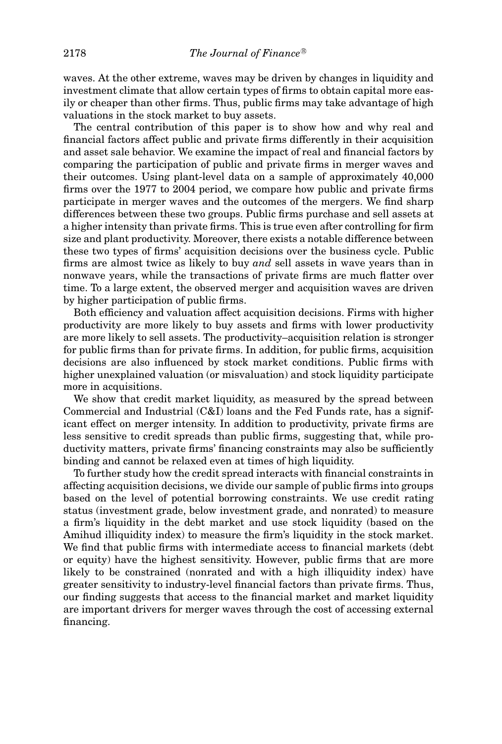waves. At the other extreme, waves may be driven by changes in liquidity and investment climate that allow certain types of firms to obtain capital more easily or cheaper than other firms. Thus, public firms may take advantage of high valuations in the stock market to buy assets.

The central contribution of this paper is to show how and why real and financial factors affect public and private firms differently in their acquisition and asset sale behavior. We examine the impact of real and financial factors by comparing the participation of public and private firms in merger waves and their outcomes. Using plant-level data on a sample of approximately 40,000 firms over the 1977 to 2004 period, we compare how public and private firms participate in merger waves and the outcomes of the mergers. We find sharp differences between these two groups. Public firms purchase and sell assets at a higher intensity than private firms. This is true even after controlling for firm size and plant productivity. Moreover, there exists a notable difference between these two types of firms' acquisition decisions over the business cycle. Public firms are almost twice as likely to buy *and* sell assets in wave years than in nonwave years, while the transactions of private firms are much flatter over time. To a large extent, the observed merger and acquisition waves are driven by higher participation of public firms.

Both efficiency and valuation affect acquisition decisions. Firms with higher productivity are more likely to buy assets and firms with lower productivity are more likely to sell assets. The productivity–acquisition relation is stronger for public firms than for private firms. In addition, for public firms, acquisition decisions are also influenced by stock market conditions. Public firms with higher unexplained valuation (or misvaluation) and stock liquidity participate more in acquisitions.

We show that credit market liquidity, as measured by the spread between Commercial and Industrial (C&I) loans and the Fed Funds rate, has a significant effect on merger intensity. In addition to productivity, private firms are less sensitive to credit spreads than public firms, suggesting that, while productivity matters, private firms' financing constraints may also be sufficiently binding and cannot be relaxed even at times of high liquidity.

To further study how the credit spread interacts with financial constraints in affecting acquisition decisions, we divide our sample of public firms into groups based on the level of potential borrowing constraints. We use credit rating status (investment grade, below investment grade, and nonrated) to measure a firm's liquidity in the debt market and use stock liquidity (based on the Amihud illiquidity index) to measure the firm's liquidity in the stock market. We find that public firms with intermediate access to financial markets (debt or equity) have the highest sensitivity. However, public firms that are more likely to be constrained (nonrated and with a high illiquidity index) have greater sensitivity to industry-level financial factors than private firms. Thus, our finding suggests that access to the financial market and market liquidity are important drivers for merger waves through the cost of accessing external financing.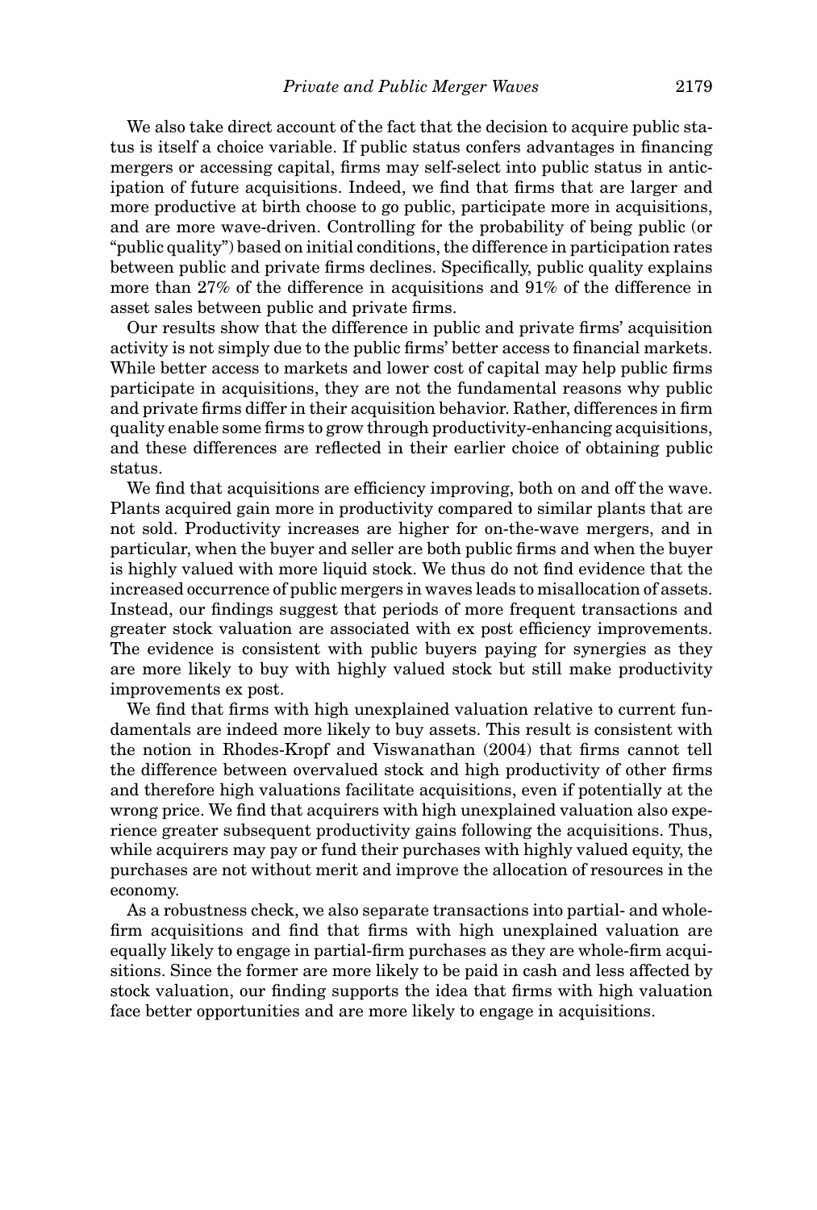We also take direct account of the fact that the decision to acquire public status is itself a choice variable. If public status confers advantages in financing mergers or accessing capital, firms may self-select into public status in anticipation of future acquisitions. Indeed, we find that firms that are larger and more productive at birth choose to go public, participate more in acquisitions, and are more wave-driven. Controlling for the probability of being public (or "public quality") based on initial conditions, the difference in participation rates between public and private firms declines. Specifically, public quality explains more than 27% of the difference in acquisitions and 91% of the difference in asset sales between public and private firms.

Our results show that the difference in public and private firms' acquisition activity is not simply due to the public firms' better access to financial markets. While better access to markets and lower cost of capital may help public firms participate in acquisitions, they are not the fundamental reasons why public and private firms differ in their acquisition behavior. Rather, differences in firm quality enable some firms to grow through productivity-enhancing acquisitions, and these differences are reflected in their earlier choice of obtaining public status.

We find that acquisitions are efficiency improving, both on and off the wave. Plants acquired gain more in productivity compared to similar plants that are not sold. Productivity increases are higher for on-the-wave mergers, and in particular, when the buyer and seller are both public firms and when the buyer is highly valued with more liquid stock. We thus do not find evidence that the increased occurrence of public mergers in waves leads to misallocation of assets. Instead, our findings suggest that periods of more frequent transactions and greater stock valuation are associated with ex post efficiency improvements. The evidence is consistent with public buyers paying for synergies as they are more likely to buy with highly valued stock but still make productivity improvements ex post.

We find that firms with high unexplained valuation relative to current fundamentals are indeed more likely to buy assets. This result is consistent with the notion in Rhodes-Kropf and Viswanathan (2004) that firms cannot tell the difference between overvalued stock and high productivity of other firms and therefore high valuations facilitate acquisitions, even if potentially at the wrong price. We find that acquirers with high unexplained valuation also experience greater subsequent productivity gains following the acquisitions. Thus, while acquirers may pay or fund their purchases with highly valued equity, the purchases are not without merit and improve the allocation of resources in the economy.

As a robustness check, we also separate transactions into partial- and whole-firm acquisitions and find that firms with high unexplained valuation are equally likely to engage in partial-firm purchases as they are whole-firm acquisitions. Since the former are more likely to be paid in cash and less affected by stock valuation, our finding supports the idea that firms with high valuation face better opportunities and are more likely to engage in acquisitions.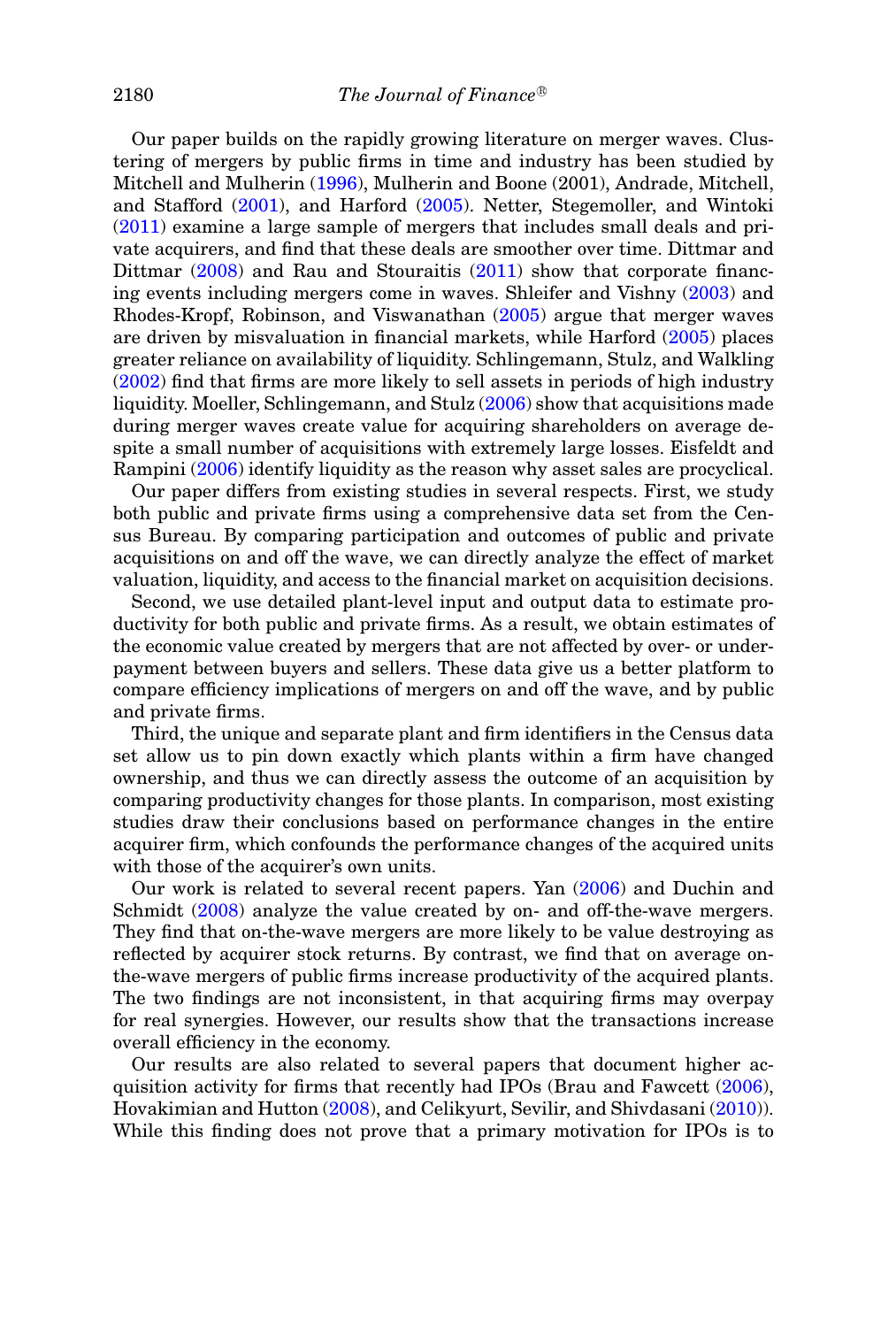Our paper builds on the rapidly growing literature on merger waves. Clustering of mergers by public firms in time and industry has been studied by Mitchell and Mulherin (1996), Mulherin and Boone (2001), Andrade, Mitchell, and Stafford (2001), and Harford (2005). Netter, Stegemoller, and Wintoki (2011) examine a large sample of mergers that includes small deals and private acquirers, and find that these deals are smoother over time. Dittmar and Dittmar (2008) and Rau and Stouraitis (2011) show that corporate financing events including mergers come in waves. Shleifer and Vishny (2003) and Rhodes-Kropf, Robinson, and Viswanathan (2005) argue that merger waves are driven by misvaluation in financial markets, while Harford (2005) places greater reliance on availability of liquidity. Schlingemann, Stulz, and Walkling (2002) find that firms are more likely to sell assets in periods of high industry liquidity. Moeller, Schlingemann, and Stulz (2006) show that acquisitions made during merger waves create value for acquiring shareholders on average despite a small number of acquisitions with extremely large losses. Eisfeldt and Rampini (2006) identify liquidity as the reason why asset sales are procyclical.

Our paper differs from existing studies in several respects. First, we study both public and private firms using a comprehensive data set from the Census Bureau. By comparing participation and outcomes of public and private acquisitions on and off the wave, we can directly analyze the effect of market valuation, liquidity, and access to the financial market on acquisition decisions.

Second, we use detailed plant-level input and output data to estimate productivity for both public and private firms. As a result, we obtain estimates of the economic value created by mergers that are not affected by over- or underpayment between buyers and sellers. These data give us a better platform to compare efficiency implications of mergers on and off the wave, and by public and private firms.

Third, the unique and separate plant and firm identifiers in the Census data set allow us to pin down exactly which plants within a firm have changed ownership, and thus we can directly assess the outcome of an acquisition by comparing productivity changes for those plants. In comparison, most existing studies draw their conclusions based on performance changes in the entire acquirer firm, which confounds the performance changes of the acquired units with those of the acquirer's own units.

Our work is related to several recent papers. Yan (2006) and Duchin and Schmidt (2008) analyze the value created by on- and off-the-wave mergers. They find that on-the-wave mergers are more likely to be value destroying as reflected by acquirer stock returns. By contrast, we find that on average on-the-wave mergers of public firms increase productivity of the acquired plants. The two findings are not inconsistent, in that acquiring firms may overpay for real synergies. However, our results show that the transactions increase overall efficiency in the economy.

Our results are also related to several papers that document higher acquisition activity for firms that recently had IPOs (Brau and Fawcett (2006), Hovakimian and Hutton (2008), and Celikyurt, Sevilir, and Shivdasani (2010)). While this finding does not prove that a primary motivation for IPOs is to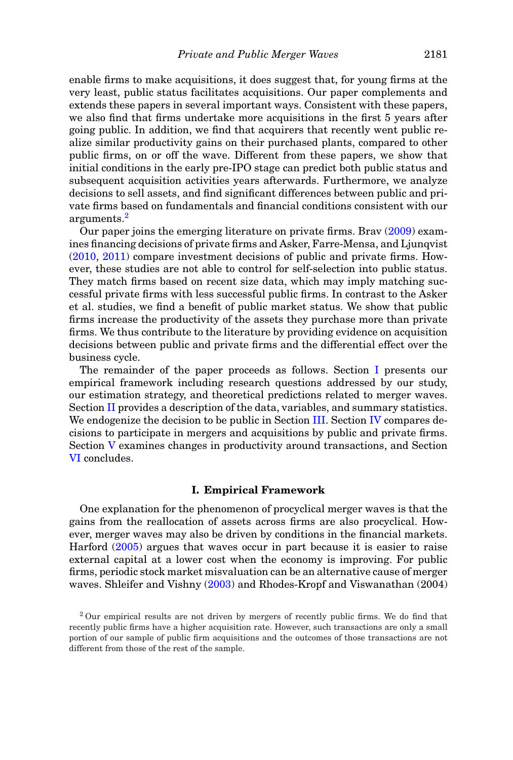enable firms to make acquisitions, it does suggest that, for young firms at the very least, public status facilitates acquisitions. Our paper complements and extends these papers in several important ways. Consistent with these papers, we also find that firms undertake more acquisitions in the first 5 years after going public. In addition, we find that acquirers that recently went public realize similar productivity gains on their purchased plants, compared to other public firms, on or off the wave. Different from these papers, we show that initial conditions in the early pre-IPO stage can predict both public status and subsequent acquisition activities years afterwards. Furthermore, we analyze decisions to sell assets, and find significant differences between public and private firms based on fundamentals and financial conditions consistent with our arguments.[2]

Our paper joins the emerging literature on private firms. Brav (2009) examines financing decisions of private firms and Asker, Farre-Mensa, and Ljunqvist (2010, 2011) compare investment decisions of public and private firms. However, these studies are not able to control for self-selection into public status. They match firms based on recent size data, which may imply matching successful private firms with less successful public firms. In contrast to the Asker et al. studies, we find a benefit of public market status. We show that public firms increase the productivity of the assets they purchase more than private firms. We thus contribute to the literature by providing evidence on acquisition decisions between public and private firms and the differential effect over the business cycle.

The remainder of the paper proceeds as follows. Section I presents our empirical framework including research questions addressed by our study, our estimation strategy, and theoretical predictions related to merger waves. Section II provides a description of the data, variables, and summary statistics. We endogenize the decision to be public in Section III. Section IV compares decisions to participate in mergers and acquisitions by public and private firms. Section V examines changes in productivity around transactions, and Section VI concludes.

## I. Empirical Framework

One explanation for the phenomenon of procyclical merger waves is that the gains from the reallocation of assets across firms are also procyclical. However, merger waves may also be driven by conditions in the financial markets. Harford (2005) argues that waves occur in part because it is easier to raise external capital at a lower cost when the economy is improving. For public firms, periodic stock market misvaluation can be an alternative cause of merger waves. Shleifer and Vishny (2003) and Rhodes-Kropf and Viswanathan (2004)

[2] Our empirical results are not driven by mergers of recently public firms. We do find that recently public firms have a higher acquisition rate. However, such transactions are only a small portion of our sample of public firm acquisitions and the outcomes of those transactions are not different from those of the rest of the sample.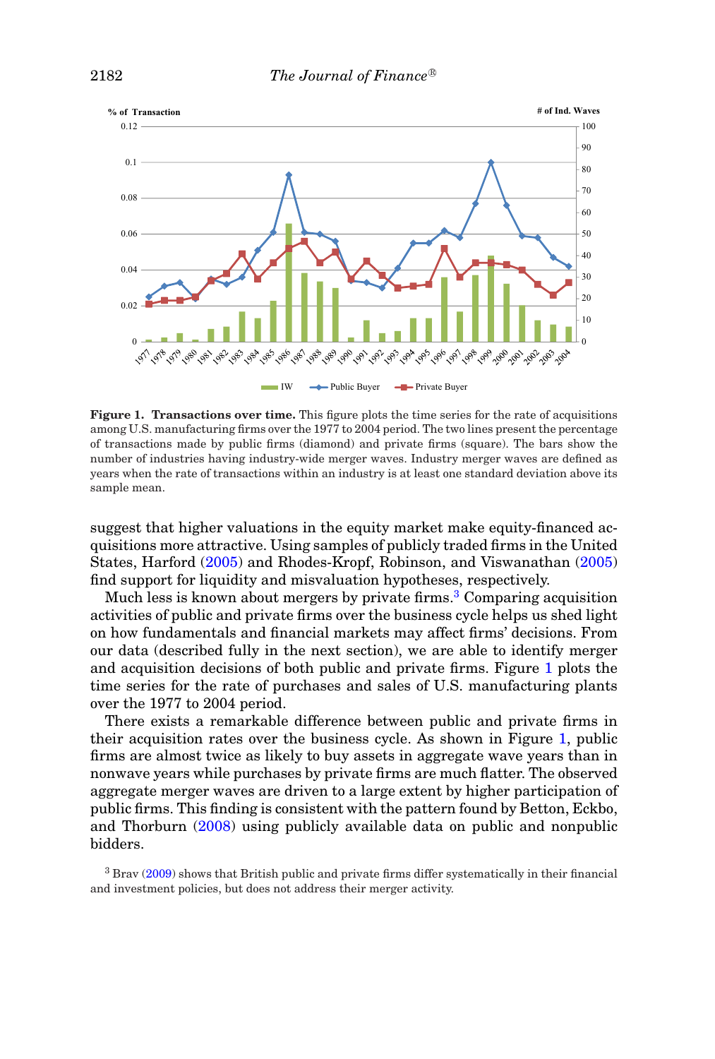**Figure 1. Transactions over time.** This figure plots the time series for the rate of acquisitions among U.S. manufacturing firms over the 1977 to 2004 period. The two lines present the percentage of transactions made by public firms (diamond) and private firms (square). The bars show the number of industries having industry-wide merger waves. Industry merger waves are defined as years when the rate of transactions within an industry is at least one standard deviation above its sample mean.

suggest that higher valuations in the equity market make equity-financed acquisitions more attractive. Using samples of publicly traded firms in the United States, Harford (2005) and Rhodes-Kropf, Robinson, and Viswanathan (2005) find support for liquidity and misvaluation hypotheses, respectively.

Much less is known about mergers by private firms.[3] Comparing acquisition activities of public and private firms over the business cycle helps us shed light on how fundamentals and financial markets may affect firms' decisions. From our data (described fully in the next section), we are able to identify merger and acquisition decisions of both public and private firms. Figure 1 plots the time series for the rate of purchases and sales of U.S. manufacturing plants over the 1977 to 2004 period.

There exists a remarkable difference between public and private firms in their acquisition rates over the business cycle. As shown in Figure 1, public firms are almost twice as likely to buy assets in aggregate wave years than in nonwave years while purchases by private firms are much flatter. The observed aggregate merger waves are driven to a large extent by higher participation of public firms. This finding is consistent with the pattern found by Betton, Eckbo, and Thorburn (2008) using publicly available data on public and nonpublic bidders.

[3] Brav (2009) shows that British public and private firms differ systematically in their financial and investment policies, but does not address their merger activity.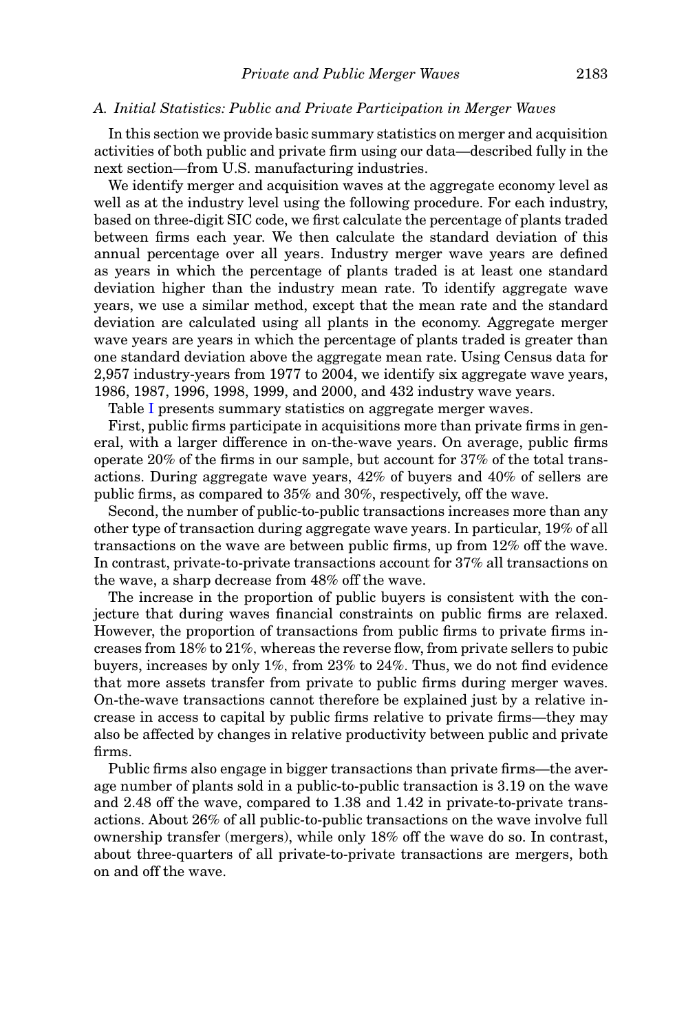### A. Initial Statistics: Public and Private Participation in Merger Waves

In this section we provide basic summary statistics on merger and acquisition activities of both public and private firm using our data—described fully in the next section—from U.S. manufacturing industries.

We identify merger and acquisition waves at the aggregate economy level as well as at the industry level using the following procedure. For each industry, based on three-digit SIC code, we first calculate the percentage of plants traded between firms each year. We then calculate the standard deviation of this annual percentage over all years. Industry merger wave years are defined as years in which the percentage of plants traded is at least one standard deviation higher than the industry mean rate. To identify aggregate wave years, we use a similar method, except that the mean rate and the standard deviation are calculated using all plants in the economy. Aggregate merger wave years are years in which the percentage of plants traded is greater than one standard deviation above the aggregate mean rate. Using Census data for 2,957 industry-years from 1977 to 2004, we identify six aggregate wave years, 1986, 1987, 1996, 1998, 1999, and 2000, and 432 industry wave years.

Table I presents summary statistics on aggregate merger waves.

First, public firms participate in acquisitions more than private firms in general, with a larger difference in on-the-wave years. On average, public firms operate 20% of the firms in our sample, but account for 37% of the total transactions. During aggregate wave years, 42% of buyers and 40% of sellers are public firms, as compared to 35% and 30%, respectively, off the wave.

Second, the number of public-to-public transactions increases more than any other type of transaction during aggregate wave years. In particular, 19% of all transactions on the wave are between public firms, up from 12% off the wave. In contrast, private-to-private transactions account for 37% all transactions on the wave, a sharp decrease from 48% off the wave.

The increase in the proportion of public buyers is consistent with the conjecture that during waves financial constraints on public firms are relaxed. However, the proportion of transactions from public firms to private firms increases from 18% to 21%, whereas the reverse flow, from private sellers to pubic buyers, increases by only 1%, from 23% to 24%. Thus, we do not find evidence that more assets transfer from private to public firms during merger waves. On-the-wave transactions cannot therefore be explained just by a relative increase in access to capital by public firms relative to private firms—they may also be affected by changes in relative productivity between public and private firms.

Public firms also engage in bigger transactions than private firms—the average number of plants sold in a public-to-public transaction is 3.19 on the wave and 2.48 off the wave, compared to 1.38 and 1.42 in private-to-private transactions. About 26% of all public-to-public transactions on the wave involve full ownership transfer (mergers), while only 18% off the wave do so. In contrast, about three-quarters of all private-to-private transactions are mergers, both on and off the wave.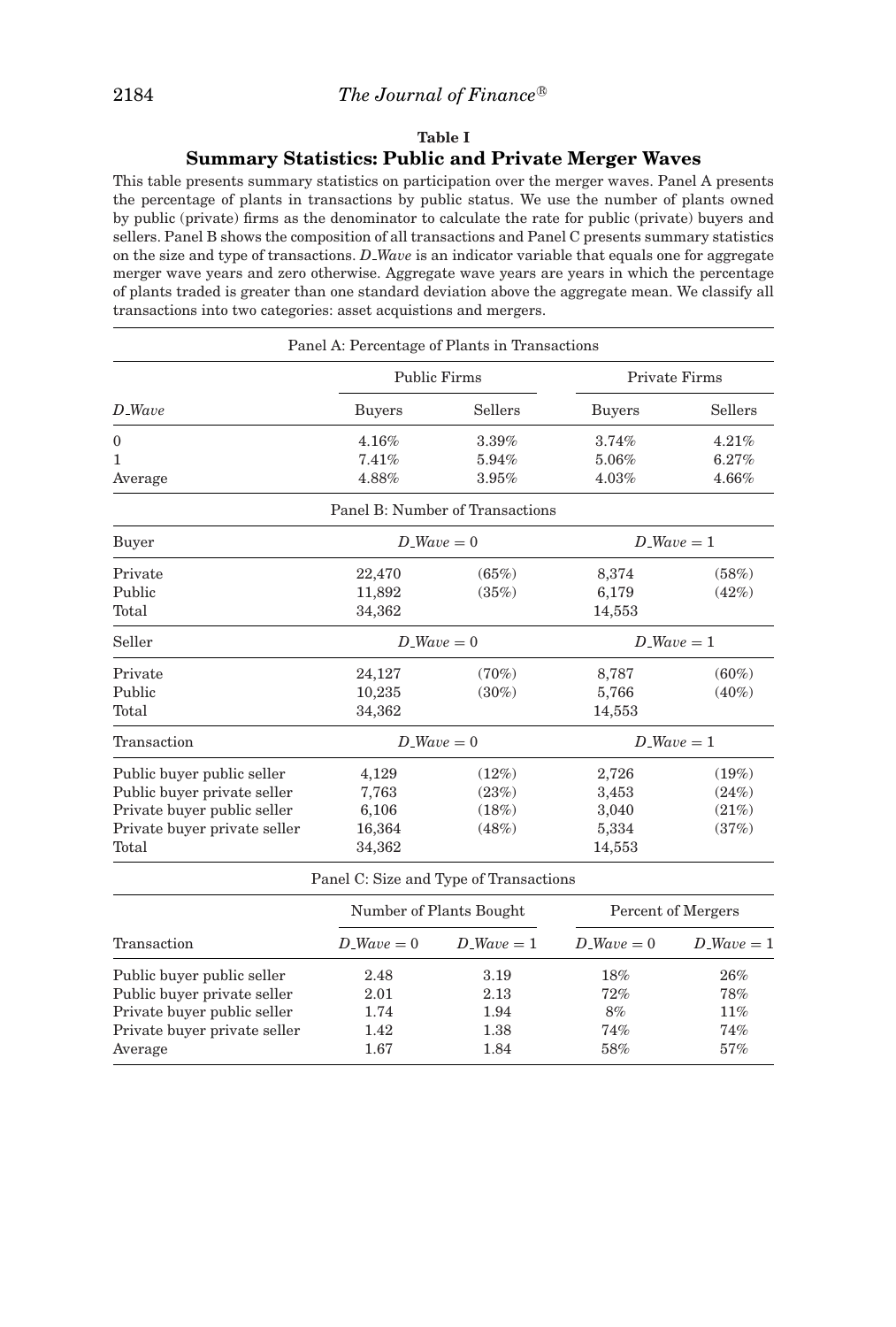**Table I**

**Summary Statistics: Public and Private Merger Waves**

This table presents summary statistics on participation over the merger waves. Panel A presents the percentage of plants in transactions by public status. We use the number of plants owned by public (private) firms as the denominator to calculate the rate for public (private) buyers and sellers. Panel B shows the composition of all transactions and Panel C presents summary statistics on the size and type of transactions. *D_Wave* is an indicator variable that equals one for aggregate merger wave years and zero otherwise. Aggregate wave years are years in which the percentage of plants traded is greater than one standard deviation above the aggregate mean. We classify all transactions into two categories: asset acquistions and mergers.

Panel A: Percentage of Plants in Transactions

| | Public Firms | | Private Firms | |
|---|---|---|---|---|
| *D_Wave* | Buyers | Sellers | Buyers | Sellers |
| 0 | 4.16% | 3.39% | 3.74% | 4.21% |
| 1 | 7.41% | 5.94% | 5.06% | 6.27% |
| Average | 4.88% | 3.95% | 4.03% | 4.66% |

Panel B: Number of Transactions

| Buyer | *D_Wave* = 0 | | *D_Wave* = 1 | |
|---|---|---|---|---|
| Private | 22,470 | (65%) | 8,374 | (58%) |
| Public | 11,892 | (35%) | 6,179 | (42%) |
| Total | 34,362 | | 14,553 | |
| **Seller** | ***D_Wave* = 0** | | ***D_Wave* = 1** | |
| Private | 24,127 | (70%) | 8,787 | (60%) |
| Public | 10,235 | (30%) | 5,766 | (40%) |
| Total | 34,362 | | 14,553 | |
| **Transaction** | ***D_Wave* = 0** | | ***D_Wave* = 1** | |
| Public buyer public seller | 4,129 | (12%) | 2,726 | (19%) |
| Public buyer private seller | 7,763 | (23%) | 3,453 | (24%) |
| Private buyer public seller | 6,106 | (18%) | 3,040 | (21%) |
| Private buyer private seller | 16,364 | (48%) | 5,334 | (37%) |
| Total | 34,362 | | 14,553 | |

Panel C: Size and Type of Transactions

| | Number of Plants Bought | | Percent of Mergers | |
|---|---|---|---|---|
| Transaction | *D_Wave* = 0 | *D_Wave* = 1 | *D_Wave* = 0 | *D_Wave* = 1 |
| Public buyer public seller | 2.48 | 3.19 | 18% | 26% |
| Public buyer private seller | 2.01 | 2.13 | 72% | 78% |
| Private buyer public seller | 1.74 | 1.94 | 8% | 11% |
| Private buyer private seller | 1.42 | 1.38 | 74% | 74% |
| Average | 1.67 | 1.84 | 58% | 57% |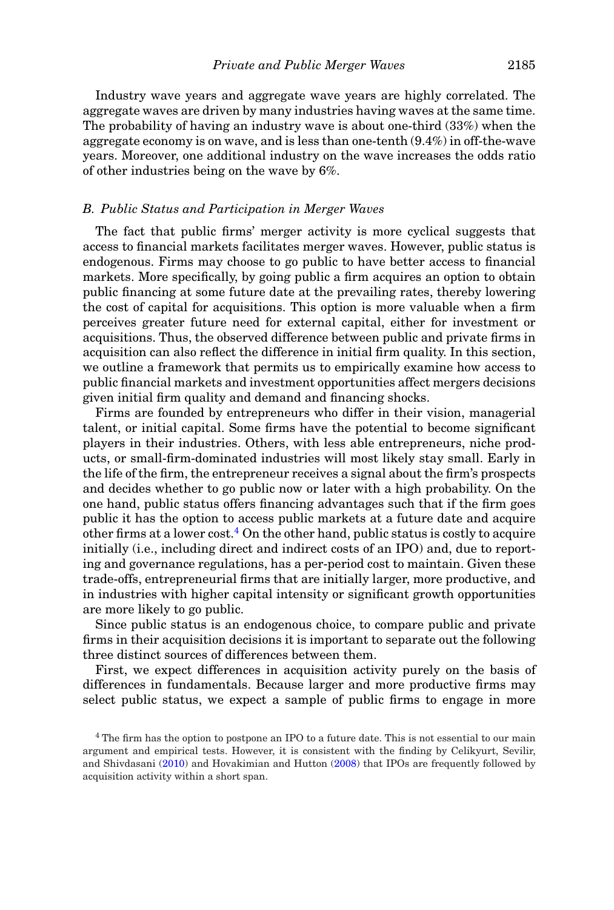Industry wave years and aggregate wave years are highly correlated. The aggregate waves are driven by many industries having waves at the same time. The probability of having an industry wave is about one-third (33%) when the aggregate economy is on wave, and is less than one-tenth (9.4%) in off-the-wave years. Moreover, one additional industry on the wave increases the odds ratio of other industries being on the wave by 6%.

### *B. Public Status and Participation in Merger Waves*

The fact that public firms' merger activity is more cyclical suggests that access to financial markets facilitates merger waves. However, public status is endogenous. Firms may choose to go public to have better access to financial markets. More specifically, by going public a firm acquires an option to obtain public financing at some future date at the prevailing rates, thereby lowering the cost of capital for acquisitions. This option is more valuable when a firm perceives greater future need for external capital, either for investment or acquisitions. Thus, the observed difference between public and private firms in acquisition can also reflect the difference in initial firm quality. In this section, we outline a framework that permits us to empirically examine how access to public financial markets and investment opportunities affect mergers decisions given initial firm quality and demand and financing shocks.

Firms are founded by entrepreneurs who differ in their vision, managerial talent, or initial capital. Some firms have the potential to become significant players in their industries. Others, with less able entrepreneurs, niche products, or small-firm-dominated industries will most likely stay small. Early in the life of the firm, the entrepreneur receives a signal about the firm's prospects and decides whether to go public now or later with a high probability. On the one hand, public status offers financing advantages such that if the firm goes public it has the option to access public markets at a future date and acquire other firms at a lower cost.[4] On the other hand, public status is costly to acquire initially (i.e., including direct and indirect costs of an IPO) and, due to reporting and governance regulations, has a per-period cost to maintain. Given these trade-offs, entrepreneurial firms that are initially larger, more productive, and in industries with higher capital intensity or significant growth opportunities are more likely to go public.

Since public status is an endogenous choice, to compare public and private firms in their acquisition decisions it is important to separate out the following three distinct sources of differences between them.

First, we expect differences in acquisition activity purely on the basis of differences in fundamentals. Because larger and more productive firms may select public status, we expect a sample of public firms to engage in more

[4] The firm has the option to postpone an IPO to a future date. This is not essential to our main argument and empirical tests. However, it is consistent with the finding by Celikyurt, Sevilir, and Shivdasani (2010) and Hovakimian and Hutton (2008) that IPOs are frequently followed by acquisition activity within a short span.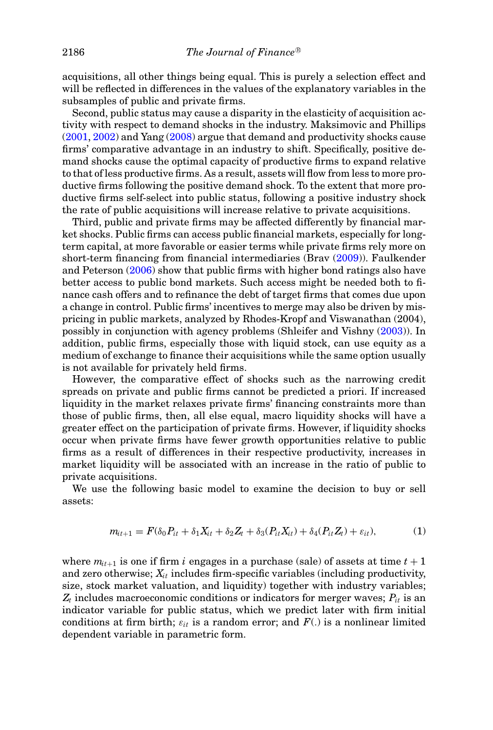acquisitions, all other things being equal. This is purely a selection effect and will be reflected in differences in the values of the explanatory variables in the subsamples of public and private firms.

Second, public status may cause a disparity in the elasticity of acquisition activity with respect to demand shocks in the industry. Maksimovic and Phillips (2001, 2002) and Yang (2008) argue that demand and productivity shocks cause firms' comparative advantage in an industry to shift. Specifically, positive demand shocks cause the optimal capacity of productive firms to expand relative to that of less productive firms. As a result, assets will flow from less to more productive firms following the positive demand shock. To the extent that more productive firms self-select into public status, following a positive industry shock the rate of public acquisitions will increase relative to private acquisitions.

Third, public and private firms may be affected differently by financial market shocks. Public firms can access public financial markets, especially for long-term capital, at more favorable or easier terms while private firms rely more on short-term financing from financial intermediaries (Brav (2009)). Faulkender and Peterson (2006) show that public firms with higher bond ratings also have better access to public bond markets. Such access might be needed both to finance cash offers and to refinance the debt of target firms that comes due upon a change in control. Public firms' incentives to merge may also be driven by mispricing in public markets, analyzed by Rhodes-Kropf and Viswanathan (2004), possibly in conjunction with agency problems (Shleifer and Vishny (2003)). In addition, public firms, especially those with liquid stock, can use equity as a medium of exchange to finance their acquisitions while the same option usually is not available for privately held firms.

However, the comparative effect of shocks such as the narrowing credit spreads on private and public firms cannot be predicted a priori. If increased liquidity in the market relaxes private firms' financing constraints more than those of public firms, then, all else equal, macro liquidity shocks will have a greater effect on the participation of private firms. However, if liquidity shocks occur when private firms have fewer growth opportunities relative to public firms as a result of differences in their respective productivity, increases in market liquidity will be associated with an increase in the ratio of public to private acquisitions.

We use the following basic model to examine the decision to buy or sell assets:

$$m_{it+1} = F(\delta_0 P_{it} + \delta_1 X_{it} + \delta_2 Z_t + \delta_3 (P_{it} X_{it}) + \delta_4 (P_{it} Z_t) + \varepsilon_{it}), \tag{1}$$

where $m_{it+1}$ is one if firm $i$ engages in a purchase (sale) of assets at time $t+1$ and zero otherwise; $X_{it}$ includes firm-specific variables (including productivity, size, stock market valuation, and liquidity) together with industry variables; $Z_t$ includes macroeconomic conditions or indicators for merger waves; $P_{it}$ is an indicator variable for public status, which we predict later with firm initial conditions at firm birth; $\varepsilon_{it}$ is a random error; and $F(.)$ is a nonlinear limited dependent variable in parametric form.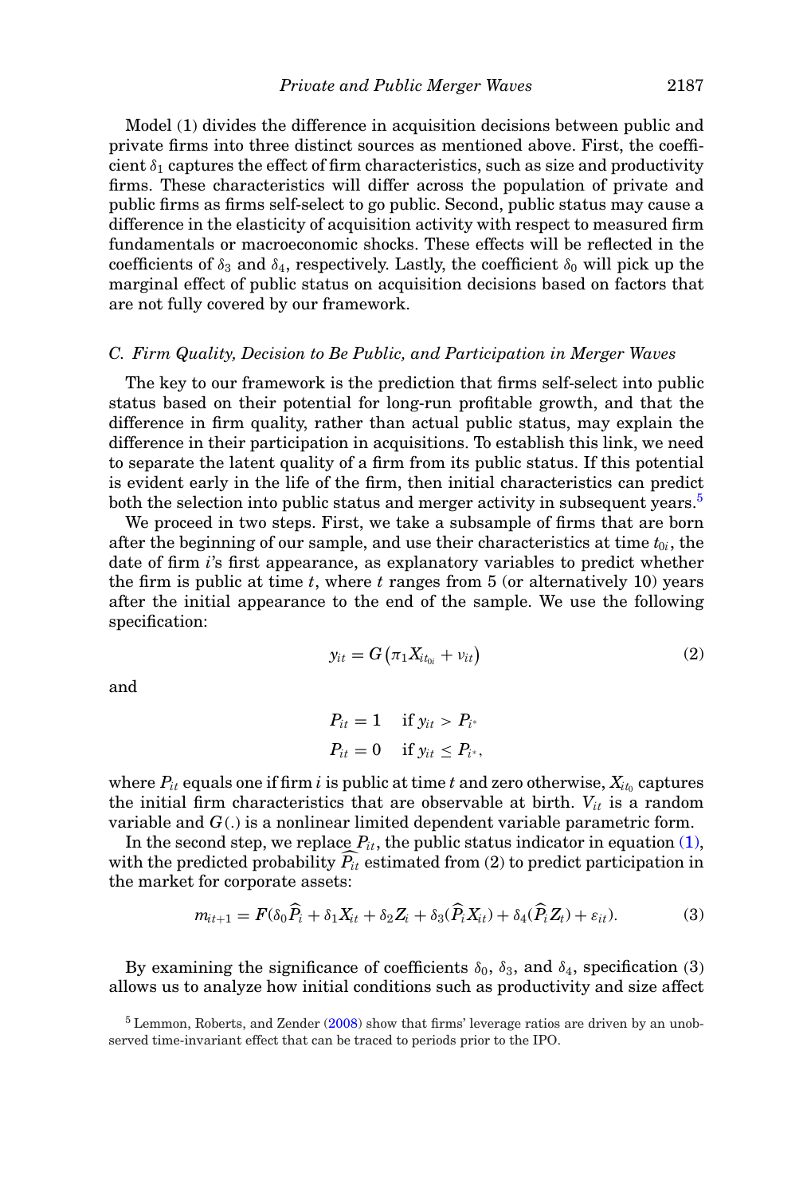Model (1) divides the difference in acquisition decisions between public and private firms into three distinct sources as mentioned above. First, the coefficient $\delta_1$ captures the effect of firm characteristics, such as size and productivity firms. These characteristics will differ across the population of private and public firms as firms self-select to go public. Second, public status may cause a difference in the elasticity of acquisition activity with respect to measured firm fundamentals or macroeconomic shocks. These effects will be reflected in the coefficients of $\delta_3$ and $\delta_4$, respectively. Lastly, the coefficient $\delta_0$ will pick up the marginal effect of public status on acquisition decisions based on factors that are not fully covered by our framework.

### C. Firm Quality, Decision to Be Public, and Participation in Merger Waves

The key to our framework is the prediction that firms self-select into public status based on their potential for long-run profitable growth, and that the difference in firm quality, rather than actual public status, may explain the difference in their participation in acquisitions. To establish this link, we need to separate the latent quality of a firm from its public status. If this potential is evident early in the life of the firm, then initial characteristics can predict both the selection into public status and merger activity in subsequent years.[5]

We proceed in two steps. First, we take a subsample of firms that are born after the beginning of our sample, and use their characteristics at time $t_{0i}$, the date of firm $i$'s first appearance, as explanatory variables to predict whether the firm is public at time $t$, where $t$ ranges from 5 (or alternatively 10) years after the initial appearance to the end of the sample. We use the following specification:

$$y_{it} = G\left(\pi_1 X_{it_{0i}} + \nu_{it}\right) \tag{2}$$

and

$$P_{it} = 1 \quad \text{if } y_{it} > P_{i^*}$$
$$P_{it} = 0 \quad \text{if } y_{it} \leq P_{i^*},$$

where $P_{it}$ equals one if firm $i$ is public at time $t$ and zero otherwise, $X_{it_0}$ captures the initial firm characteristics that are observable at birth. $V_{it}$ is a random variable and $G(.)$ is a nonlinear limited dependent variable parametric form.

In the second step, we replace $P_{it}$, the public status indicator in equation (1), with the predicted probability $\widehat{P_{it}}$ estimated from (2) to predict participation in the market for corporate assets:

$$m_{it+1} = F(\delta_0 \widehat{P}_i + \delta_1 X_{it} + \delta_2 Z_i + \delta_3(\widehat{P}_i X_{it}) + \delta_4(\widehat{P}_i Z_t) + \varepsilon_{it}). \tag{3}$$

By examining the significance of coefficients $\delta_0$, $\delta_3$, and $\delta_4$, specification (3) allows us to analyze how initial conditions such as productivity and size affect

[5] Lemmon, Roberts, and Zender (2008) show that firms' leverage ratios are driven by an unobserved time-invariant effect that can be traced to periods prior to the IPO.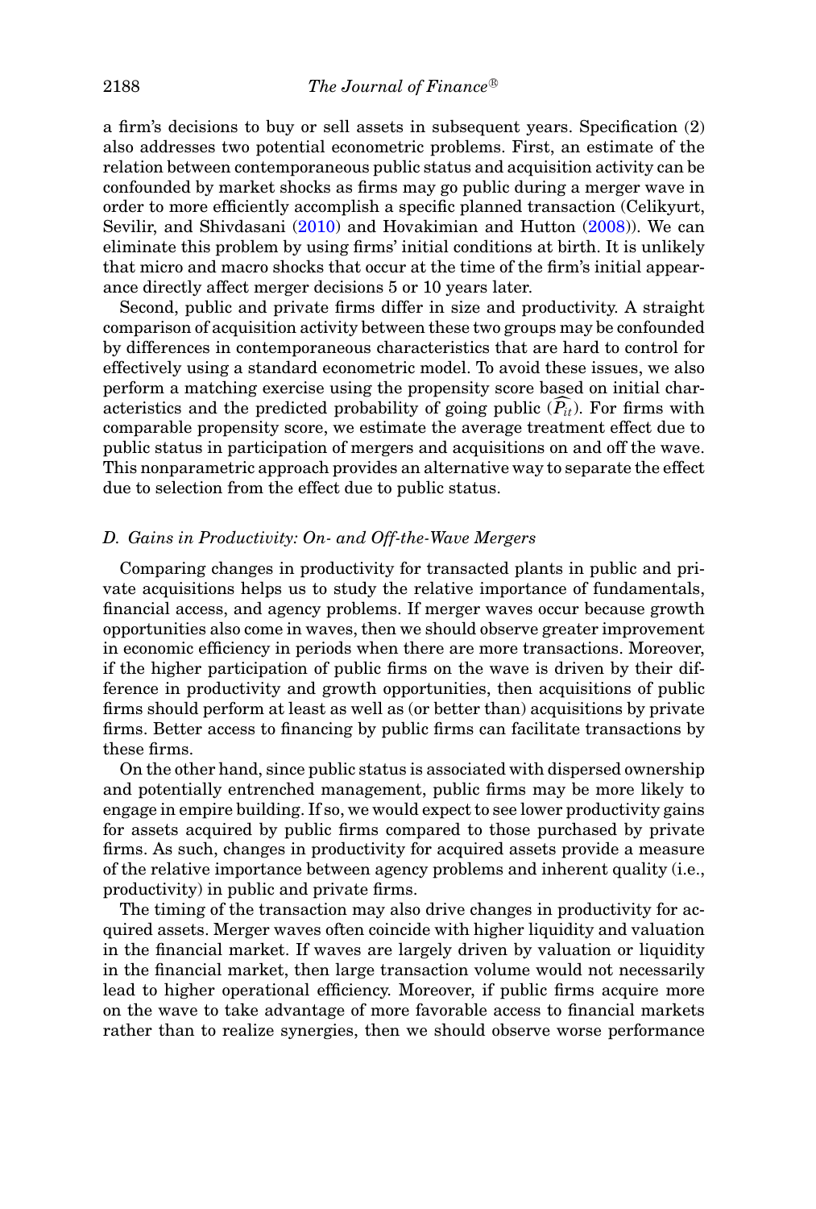a firm's decisions to buy or sell assets in subsequent years. Specification (2) also addresses two potential econometric problems. First, an estimate of the relation between contemporaneous public status and acquisition activity can be confounded by market shocks as firms may go public during a merger wave in order to more efficiently accomplish a specific planned transaction (Celikyurt, Sevilir, and Shivdasani (2010) and Hovakimian and Hutton (2008)). We can eliminate this problem by using firms' initial conditions at birth. It is unlikely that micro and macro shocks that occur at the time of the firm's initial appearance directly affect merger decisions 5 or 10 years later.

Second, public and private firms differ in size and productivity. A straight comparison of acquisition activity between these two groups may be confounded by differences in contemporaneous characteristics that are hard to control for effectively using a standard econometric model. To avoid these issues, we also perform a matching exercise using the propensity score based on initial characteristics and the predicted probability of going public ($\widehat{P_{it}}$). For firms with comparable propensity score, we estimate the average treatment effect due to public status in participation of mergers and acquisitions on and off the wave. This nonparametric approach provides an alternative way to separate the effect due to selection from the effect due to public status.

### *D. Gains in Productivity: On- and Off-the-Wave Mergers*

Comparing changes in productivity for transacted plants in public and private acquisitions helps us to study the relative importance of fundamentals, financial access, and agency problems. If merger waves occur because growth opportunities also come in waves, then we should observe greater improvement in economic efficiency in periods when there are more transactions. Moreover, if the higher participation of public firms on the wave is driven by their difference in productivity and growth opportunities, then acquisitions of public firms should perform at least as well as (or better than) acquisitions by private firms. Better access to financing by public firms can facilitate transactions by these firms.

On the other hand, since public status is associated with dispersed ownership and potentially entrenched management, public firms may be more likely to engage in empire building. If so, we would expect to see lower productivity gains for assets acquired by public firms compared to those purchased by private firms. As such, changes in productivity for acquired assets provide a measure of the relative importance between agency problems and inherent quality (i.e., productivity) in public and private firms.

The timing of the transaction may also drive changes in productivity for acquired assets. Merger waves often coincide with higher liquidity and valuation in the financial market. If waves are largely driven by valuation or liquidity in the financial market, then large transaction volume would not necessarily lead to higher operational efficiency. Moreover, if public firms acquire more on the wave to take advantage of more favorable access to financial markets rather than to realize synergies, then we should observe worse performance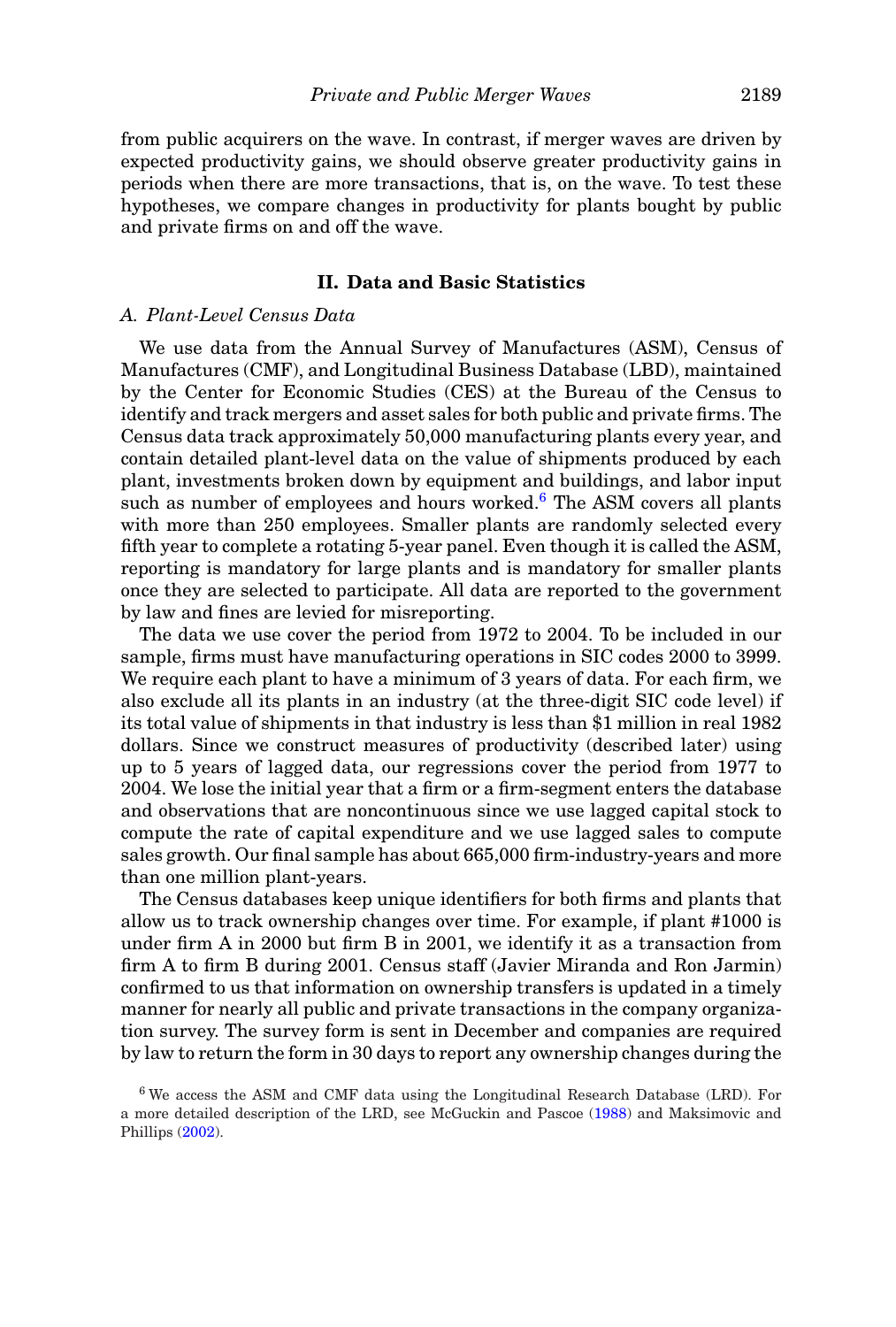from public acquirers on the wave. In contrast, if merger waves are driven by expected productivity gains, we should observe greater productivity gains in periods when there are more transactions, that is, on the wave. To test these hypotheses, we compare changes in productivity for plants bought by public and private firms on and off the wave.

## II. Data and Basic Statistics

### *A. Plant-Level Census Data*

We use data from the Annual Survey of Manufactures (ASM), Census of Manufactures (CMF), and Longitudinal Business Database (LBD), maintained by the Center for Economic Studies (CES) at the Bureau of the Census to identify and track mergers and asset sales for both public and private firms. The Census data track approximately 50,000 manufacturing plants every year, and contain detailed plant-level data on the value of shipments produced by each plant, investments broken down by equipment and buildings, and labor input such as number of employees and hours worked.[6] The ASM covers all plants with more than 250 employees. Smaller plants are randomly selected every fifth year to complete a rotating 5-year panel. Even though it is called the ASM, reporting is mandatory for large plants and is mandatory for smaller plants once they are selected to participate. All data are reported to the government by law and fines are levied for misreporting.

The data we use cover the period from 1972 to 2004. To be included in our sample, firms must have manufacturing operations in SIC codes 2000 to 3999. We require each plant to have a minimum of 3 years of data. For each firm, we also exclude all its plants in an industry (at the three-digit SIC code level) if its total value of shipments in that industry is less than \$1 million in real 1982 dollars. Since we construct measures of productivity (described later) using up to 5 years of lagged data, our regressions cover the period from 1977 to 2004. We lose the initial year that a firm or a firm-segment enters the database and observations that are noncontinuous since we use lagged capital stock to compute the rate of capital expenditure and we use lagged sales to compute sales growth. Our final sample has about 665,000 firm-industry-years and more than one million plant-years.

The Census databases keep unique identifiers for both firms and plants that allow us to track ownership changes over time. For example, if plant #1000 is under firm A in 2000 but firm B in 2001, we identify it as a transaction from firm A to firm B during 2001. Census staff (Javier Miranda and Ron Jarmin) confirmed to us that information on ownership transfers is updated in a timely manner for nearly all public and private transactions in the company organization survey. The survey form is sent in December and companies are required by law to return the form in 30 days to report any ownership changes during the

[6] We access the ASM and CMF data using the Longitudinal Research Database (LRD). For a more detailed description of the LRD, see McGuckin and Pascoe (1988) and Maksimovic and Phillips (2002).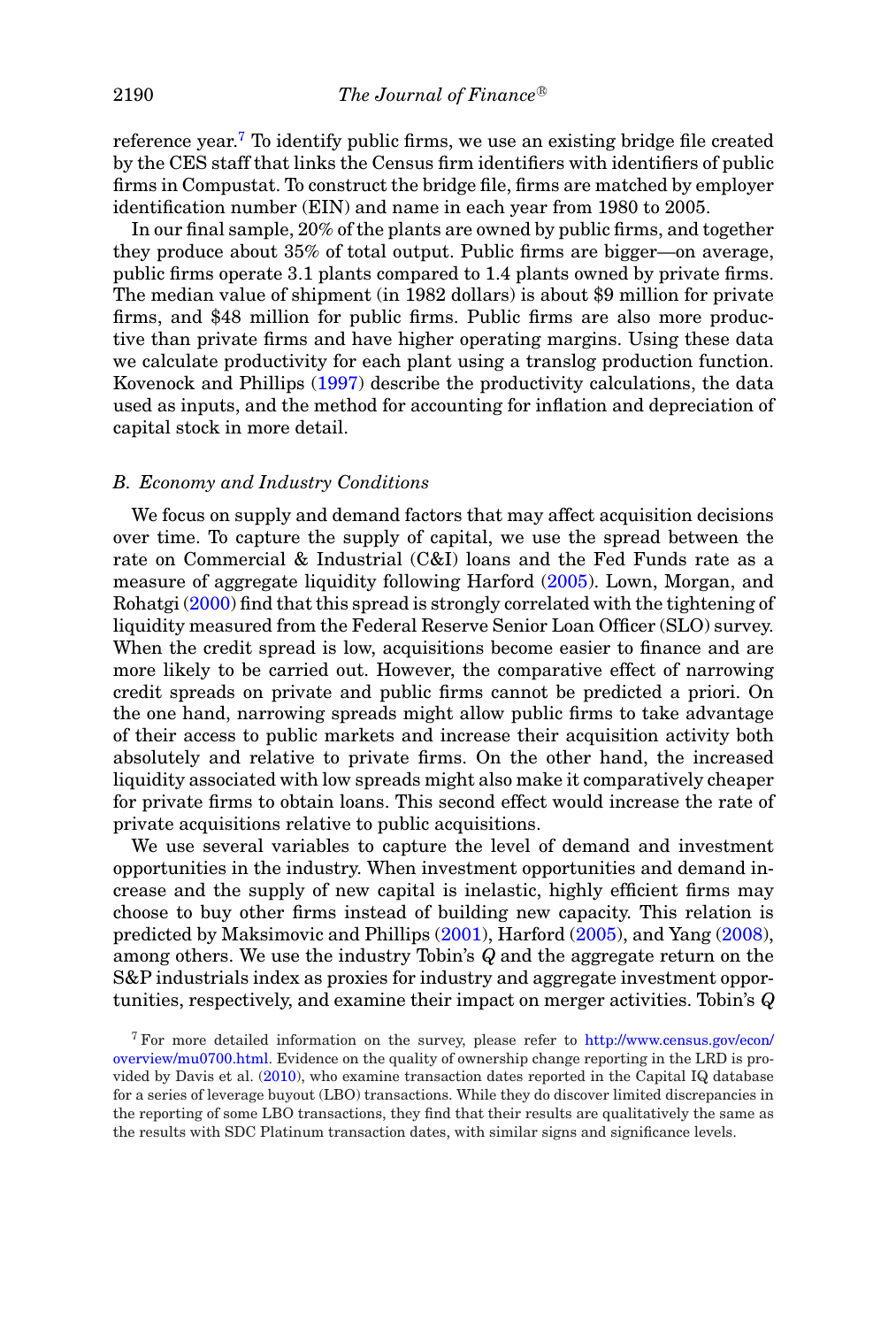reference year.[7] To identify public firms, we use an existing bridge file created by the CES staff that links the Census firm identifiers with identifiers of public firms in Compustat. To construct the bridge file, firms are matched by employer identification number (EIN) and name in each year from 1980 to 2005.

In our final sample, 20% of the plants are owned by public firms, and together they produce about 35% of total output. Public firms are bigger—on average, public firms operate 3.1 plants compared to 1.4 plants owned by private firms. The median value of shipment (in 1982 dollars) is about \$9 million for private firms, and \$48 million for public firms. Public firms are also more productive than private firms and have higher operating margins. Using these data we calculate productivity for each plant using a translog production function. Kovenock and Phillips (1997) describe the productivity calculations, the data used as inputs, and the method for accounting for inflation and depreciation of capital stock in more detail.

### *B. Economy and Industry Conditions*

We focus on supply and demand factors that may affect acquisition decisions over time. To capture the supply of capital, we use the spread between the rate on Commercial & Industrial (C&I) loans and the Fed Funds rate as a measure of aggregate liquidity following Harford (2005). Lown, Morgan, and Rohatgi (2000) find that this spread is strongly correlated with the tightening of liquidity measured from the Federal Reserve Senior Loan Officer (SLO) survey. When the credit spread is low, acquisitions become easier to finance and are more likely to be carried out. However, the comparative effect of narrowing credit spreads on private and public firms cannot be predicted a priori. On the one hand, narrowing spreads might allow public firms to take advantage of their access to public markets and increase their acquisition activity both absolutely and relative to private firms. On the other hand, the increased liquidity associated with low spreads might also make it comparatively cheaper for private firms to obtain loans. This second effect would increase the rate of private acquisitions relative to public acquisitions.

We use several variables to capture the level of demand and investment opportunities in the industry. When investment opportunities and demand increase and the supply of new capital is inelastic, highly efficient firms may choose to buy other firms instead of building new capacity. This relation is predicted by Maksimovic and Phillips (2001), Harford (2005), and Yang (2008), among others. We use the industry Tobin's $Q$ and the aggregate return on the S&P industrials index as proxies for industry and aggregate investment opportunities, respectively, and examine their impact on merger activities. Tobin's $Q$

[7] For more detailed information on the survey, please refer to http://www.census.gov/econ/overview/mu0700.html. Evidence on the quality of ownership change reporting in the LRD is provided by Davis et al. (2010), who examine transaction dates reported in the Capital IQ database for a series of leverage buyout (LBO) transactions. While they do discover limited discrepancies in the reporting of some LBO transactions, they find that their results are qualitatively the same as the results with SDC Platinum transaction dates, with similar signs and significance levels.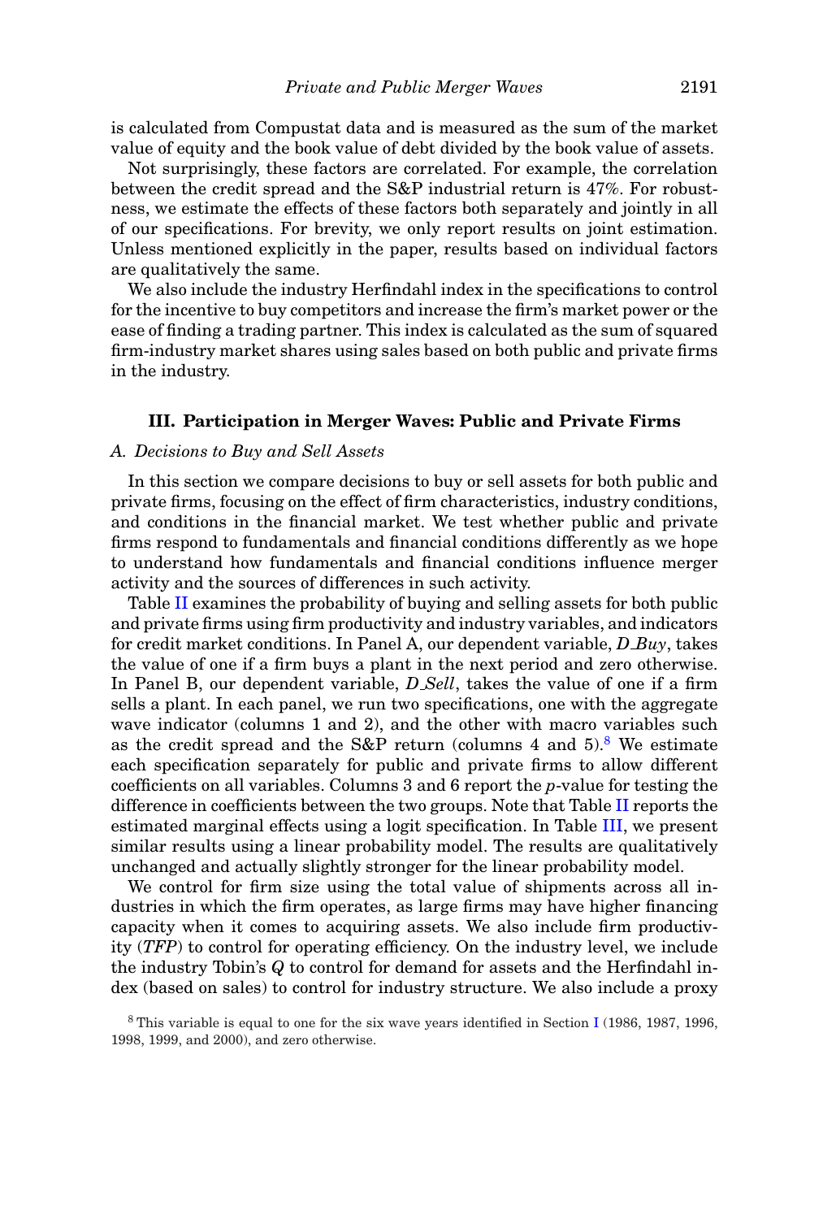is calculated from Compustat data and is measured as the sum of the market value of equity and the book value of debt divided by the book value of assets.

Not surprisingly, these factors are correlated. For example, the correlation between the credit spread and the S&P industrial return is 47%. For robustness, we estimate the effects of these factors both separately and jointly in all of our specifications. For brevity, we only report results on joint estimation. Unless mentioned explicitly in the paper, results based on individual factors are qualitatively the same.

We also include the industry Herfindahl index in the specifications to control for the incentive to buy competitors and increase the firm's market power or the ease of finding a trading partner. This index is calculated as the sum of squared firm-industry market shares using sales based on both public and private firms in the industry.

## III. Participation in Merger Waves: Public and Private Firms

### A. Decisions to Buy and Sell Assets

In this section we compare decisions to buy or sell assets for both public and private firms, focusing on the effect of firm characteristics, industry conditions, and conditions in the financial market. We test whether public and private firms respond to fundamentals and financial conditions differently as we hope to understand how fundamentals and financial conditions influence merger activity and the sources of differences in such activity.

Table II examines the probability of buying and selling assets for both public and private firms using firm productivity and industry variables, and indicators for credit market conditions. In Panel A, our dependent variable, *D_Buy*, takes the value of one if a firm buys a plant in the next period and zero otherwise. In Panel B, our dependent variable, *D_Sell*, takes the value of one if a firm sells a plant. In each panel, we run two specifications, one with the aggregate wave indicator (columns 1 and 2), and the other with macro variables such as the credit spread and the S&P return (columns 4 and 5).[8] We estimate each specification separately for public and private firms to allow different coefficients on all variables. Columns 3 and 6 report the *p*-value for testing the difference in coefficients between the two groups. Note that Table II reports the estimated marginal effects using a logit specification. In Table III, we present similar results using a linear probability model. The results are qualitatively unchanged and actually slightly stronger for the linear probability model.

We control for firm size using the total value of shipments across all industries in which the firm operates, as large firms may have higher financing capacity when it comes to acquiring assets. We also include firm productivity (*TFP*) to control for operating efficiency. On the industry level, we include the industry Tobin's *Q* to control for demand for assets and the Herfindahl index (based on sales) to control for industry structure. We also include a proxy

[8] This variable is equal to one for the six wave years identified in Section I (1986, 1987, 1996, 1998, 1999, and 2000), and zero otherwise.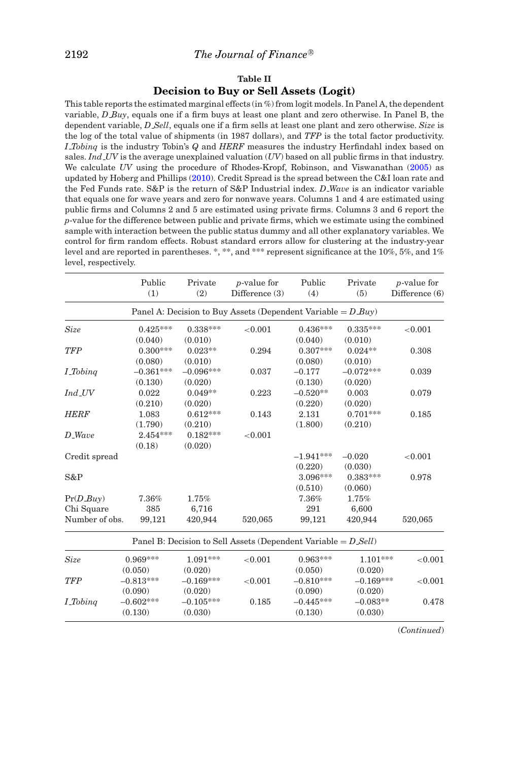**Table II**

**Decision to Buy or Sell Assets (Logit)**

This table reports the estimated marginal effects (in %) from logit models. In Panel A, the dependent variable, *D_Buy*, equals one if a firm buys at least one plant and zero otherwise. In Panel B, the dependent variable, *D_Sell*, equals one if a firm sells at least one plant and zero otherwise. *Size* is the log of the total value of shipments (in 1987 dollars), and *TFP* is the total factor productivity. *I_Tobinq* is the industry Tobin's *Q* and *HERF* measures the industry Herfindahl index based on sales. *Ind_UV* is the average unexplained valuation (*UV*) based on all public firms in that industry. We calculate *UV* using the procedure of Rhodes-Kropf, Robinson, and Viswanathan (2005) as updated by Hoberg and Phillips (2010). Credit Spread is the spread between the C&I loan rate and the Fed Funds rate. S&P is the return of S&P Industrial index. *D_Wave* is an indicator variable that equals one for wave years and zero for nonwave years. Columns 1 and 4 are estimated using public firms and Columns 2 and 5 are estimated using private firms. Columns 3 and 6 report the *p*-value for the difference between public and private firms, which we estimate using the combined sample with interaction between the public status dummy and all other explanatory variables. We control for firm random effects. Robust standard errors allow for clustering at the industry-year level and are reported in parentheses. *, **, and *** represent significance at the 10%, 5%, and 1% level, respectively.

| | Public (1) | Private (2) | *p*-value for Difference (3) | Public (4) | Private (5) | *p*-value for Difference (6) |
|---|---|---|---|---|---|---|
| | Panel A: Decision to Buy Assets (Dependent Variable = *D_Buy*) | | | | | |
| *Size* | 0.425*** | 0.338*** | <0.001 | 0.436*** | 0.335*** | <0.001 |
| | (0.040) | (0.010) | | (0.040) | (0.010) | |
| *TFP* | 0.300*** | 0.023** | 0.294 | 0.307*** | 0.024** | 0.308 |
| | (0.080) | (0.010) | | (0.080) | (0.010) | |
| *I_Tobinq* | −0.361*** | −0.096*** | 0.037 | −0.177 | −0.072*** | 0.039 |
| | (0.130) | (0.020) | | (0.130) | (0.020) | |
| *Ind_UV* | 0.022 | 0.049** | 0.223 | −0.520** | 0.003 | 0.079 |
| | (0.210) | (0.020) | | (0.220) | (0.020) | |
| *HERF* | 1.083 | 0.612*** | 0.143 | 2.131 | 0.701*** | 0.185 |
| | (1.790) | (0.210) | | (1.800) | (0.210) | |
| *D_Wave* | 2.454*** | 0.182*** | <0.001 | | | |
| | (0.18) | (0.020) | | | | |
| Credit spread | | | | −1.941*** | −0.020 | <0.001 |
| | | | | (0.220) | (0.030) | |
| S&P | | | | 3.096*** | 0.383*** | 0.978 |
| | | | | (0.510) | (0.060) | |
| Pr(*D_Buy*) | 7.36% | 1.75% | | 7.36% | 1.75% | |
| Chi Square | 385 | 6,716 | | 291 | 6,600 | |
| Number of obs. | 99,121 | 420,944 | 520,065 | 99,121 | 420,944 | 520,065 |
| | Panel B: Decision to Sell Assets (Dependent Variable = *D_Sell*) | | | | | |
| *Size* | 0.969*** | 1.091*** | <0.001 | 0.963*** | 1.101*** | <0.001 |
| | (0.050) | (0.020) | | (0.050) | (0.020) | |
| *TFP* | −0.813*** | −0.169*** | <0.001 | −0.810*** | −0.169*** | <0.001 |
| | (0.090) | (0.020) | | (0.090) | (0.020) | |
| *I_Tobinq* | −0.602*** | −0.105*** | 0.185 | −0.445*** | −0.083** | 0.478 |
| | (0.130) | (0.030) | | (0.130) | (0.030) | |

(*Continued*)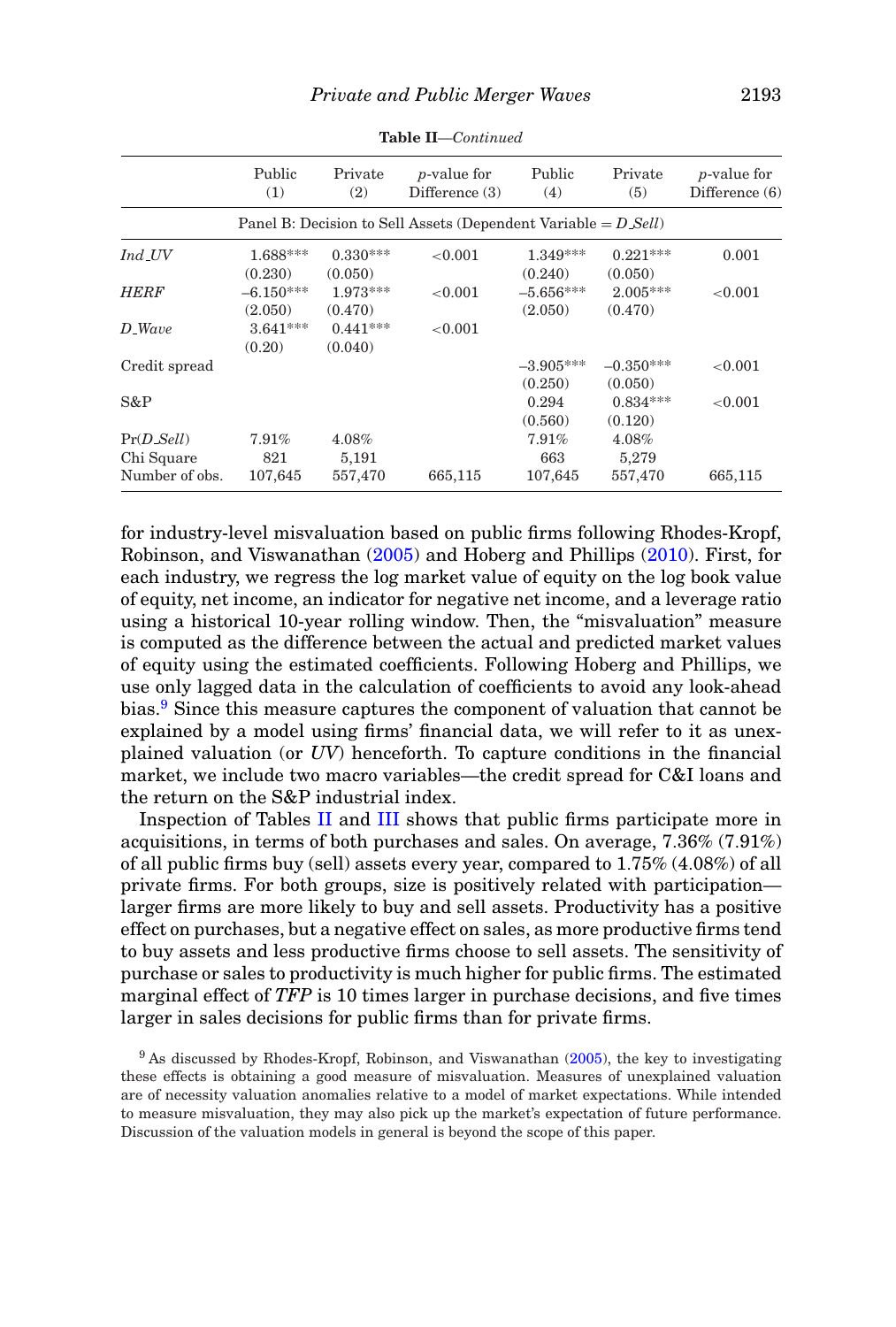**Table II**—*Continued*

| | Public (1) | Private (2) | *p*-value for Difference (3) | Public (4) | Private (5) | *p*-value for Difference (6) |
|---|---|---|---|---|---|---|
| Panel B: Decision to Sell Assets (Dependent Variable = *D_Sell*) | | | | | | |
| *Ind_UV* | 1.688*** | 0.330*** | <0.001 | 1.349*** | 0.221*** | 0.001 |
| | (0.230) | (0.050) | | (0.240) | (0.050) | |
| *HERF* | –6.150*** | 1.973*** | <0.001 | –5.656*** | 2.005*** | <0.001 |
| | (2.050) | (0.470) | | (2.050) | (0.470) | |
| *D_Wave* | 3.641*** | 0.441*** | <0.001 | | | |
| | (0.20) | (0.040) | | | | |
| Credit spread | | | | –3.905*** | –0.350*** | <0.001 |
| | | | | (0.250) | (0.050) | |
| S&P | | | | 0.294 | 0.834*** | <0.001 |
| | | | | (0.560) | (0.120) | |
| Pr(*D_Sell*) | 7.91% | 4.08% | | 7.91% | 4.08% | |
| Chi Square | 821 | 5,191 | | 663 | 5,279 | |
| Number of obs. | 107,645 | 557,470 | 665,115 | 107,645 | 557,470 | 665,115 |

for industry-level misvaluation based on public firms following Rhodes-Kropf, Robinson, and Viswanathan (2005) and Hoberg and Phillips (2010). First, for each industry, we regress the log market value of equity on the log book value of equity, net income, an indicator for negative net income, and a leverage ratio using a historical 10-year rolling window. Then, the "misvaluation" measure is computed as the difference between the actual and predicted market values of equity using the estimated coefficients. Following Hoberg and Phillips, we use only lagged data in the calculation of coefficients to avoid any look-ahead bias.[9] Since this measure captures the component of valuation that cannot be explained by a model using firms' financial data, we will refer to it as unexplained valuation (or *UV*) henceforth. To capture conditions in the financial market, we include two macro variables—the credit spread for C&I loans and the return on the S&P industrial index.

Inspection of Tables II and III shows that public firms participate more in acquisitions, in terms of both purchases and sales. On average, 7.36% (7.91%) of all public firms buy (sell) assets every year, compared to 1.75% (4.08%) of all private firms. For both groups, size is positively related with participation—larger firms are more likely to buy and sell assets. Productivity has a positive effect on purchases, but a negative effect on sales, as more productive firms tend to buy assets and less productive firms choose to sell assets. The sensitivity of purchase or sales to productivity is much higher for public firms. The estimated marginal effect of *TFP* is 10 times larger in purchase decisions, and five times larger in sales decisions for public firms than for private firms.

[9] As discussed by Rhodes-Kropf, Robinson, and Viswanathan (2005), the key to investigating these effects is obtaining a good measure of misvaluation. Measures of unexplained valuation are of necessity valuation anomalies relative to a model of market expectations. While intended to measure misvaluation, they may also pick up the market's expectation of future performance. Discussion of the valuation models in general is beyond the scope of this paper.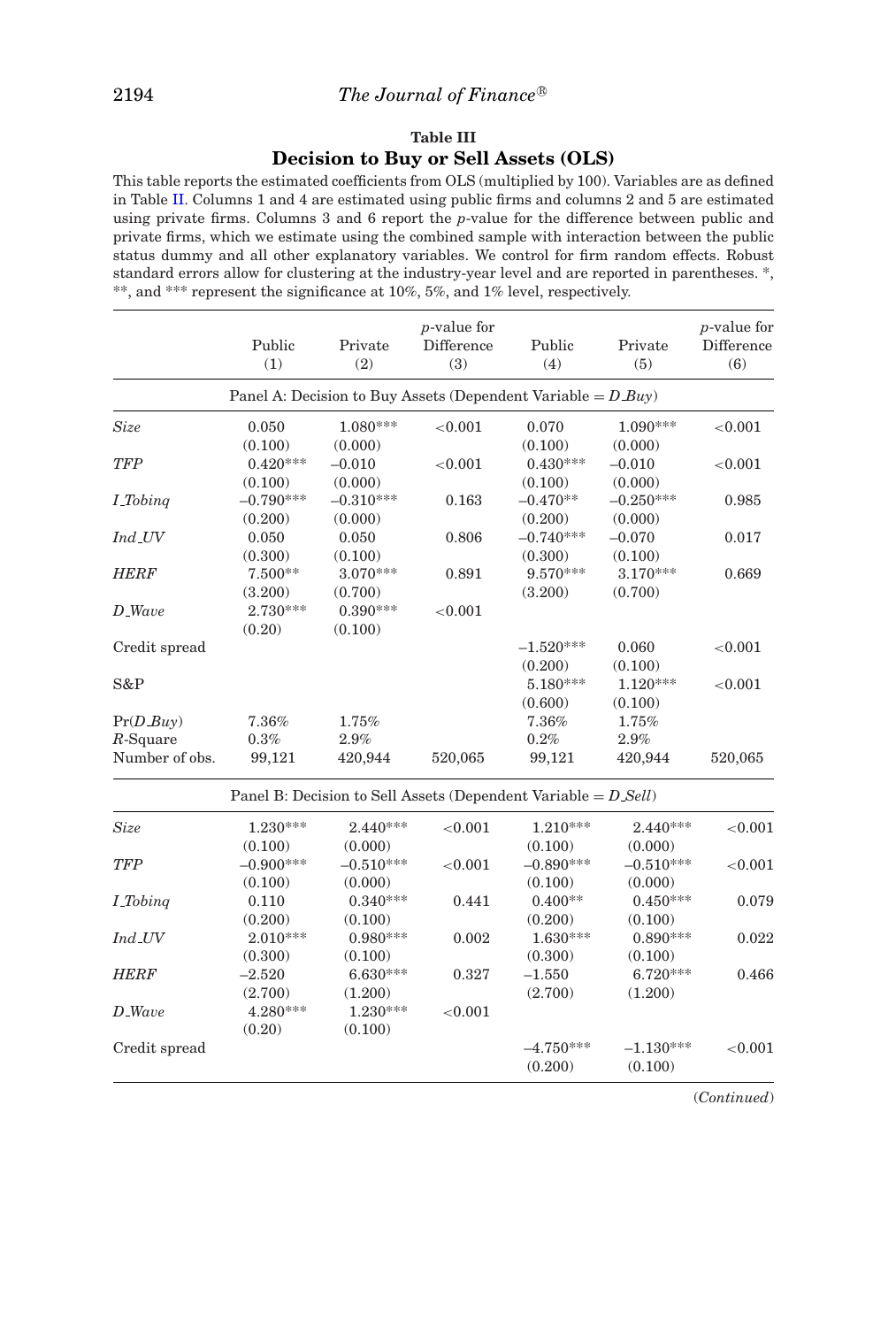**Table III**

**Decision to Buy or Sell Assets (OLS)**

This table reports the estimated coefficients from OLS (multiplied by 100). Variables are as defined in Table II. Columns 1 and 4 are estimated using public firms and columns 2 and 5 are estimated using private firms. Columns 3 and 6 report the *p*-value for the difference between public and private firms, which we estimate using the combined sample with interaction between the public status dummy and all other explanatory variables. We control for firm random effects. Robust standard errors allow for clustering at the industry-year level and are reported in parentheses. *, **, and *** represent the significance at 10%, 5%, and 1% level, respectively.

| | Public (1) | Private (2) | *p*-value for Difference (3) | Public (4) | Private (5) | *p*-value for Difference (6) |
|---|---|---|---|---|---|---|
| **Panel A: Decision to Buy Assets (Dependent Variable = *D_Buy*)** | | | | | | |
| *Size* | 0.050 | 1.080*** | <0.001 | 0.070 | 1.090*** | <0.001 |
| | (0.100) | (0.000) | | (0.100) | (0.000) | |
| *TFP* | 0.420*** | –0.010 | <0.001 | 0.430*** | –0.010 | <0.001 |
| | (0.100) | (0.000) | | (0.100) | (0.000) | |
| *I_Tobinq* | –0.790*** | –0.310*** | 0.163 | –0.470** | –0.250*** | 0.985 |
| | (0.200) | (0.000) | | (0.200) | (0.000) | |
| *Ind_UV* | 0.050 | 0.050 | 0.806 | –0.740*** | –0.070 | 0.017 |
| | (0.300) | (0.100) | | (0.300) | (0.100) | |
| *HERF* | 7.500** | 3.070*** | 0.891 | 9.570*** | 3.170*** | 0.669 |
| | (3.200) | (0.700) | | (3.200) | (0.700) | |
| *D_Wave* | 2.730*** | 0.390*** | <0.001 | | | |
| | (0.20) | (0.100) | | | | |
| Credit spread | | | | –1.520*** | 0.060 | <0.001 |
| | | | | (0.200) | (0.100) | |
| S&P | | | | 5.180*** | 1.120*** | <0.001 |
| | | | | (0.600) | (0.100) | |
| Pr(*D_Buy*) | 7.36% | 1.75% | | 7.36% | 1.75% | |
| $R$-Square | 0.3% | 2.9% | | 0.2% | 2.9% | |
| Number of obs. | 99,121 | 420,944 | 520,065 | 99,121 | 420,944 | 520,065 |
| **Panel B: Decision to Sell Assets (Dependent Variable = *D_Sell*)** | | | | | | |
| *Size* | 1.230*** | 2.440*** | <0.001 | 1.210*** | 2.440*** | <0.001 |
| | (0.100) | (0.000) | | (0.100) | (0.000) | |
| *TFP* | –0.900*** | –0.510*** | <0.001 | –0.890*** | –0.510*** | <0.001 |
| | (0.100) | (0.000) | | (0.100) | (0.000) | |
| *I_Tobinq* | 0.110 | 0.340*** | 0.441 | 0.400** | 0.450*** | 0.079 |
| | (0.200) | (0.100) | | (0.200) | (0.100) | |
| *Ind_UV* | 2.010*** | 0.980*** | 0.002 | 1.630*** | 0.890*** | 0.022 |
| | (0.300) | (0.100) | | (0.300) | (0.100) | |
| *HERF* | –2.520 | 6.630*** | 0.327 | –1.550 | 6.720*** | 0.466 |
| | (2.700) | (1.200) | | (2.700) | (1.200) | |
| *D_Wave* | 4.280*** | 1.230*** | <0.001 | | | |
| | (0.20) | (0.100) | | | | |
| Credit spread | | | | –4.750*** | –1.130*** | <0.001 |
| | | | | (0.200) | (0.100) | |

(*Continued*)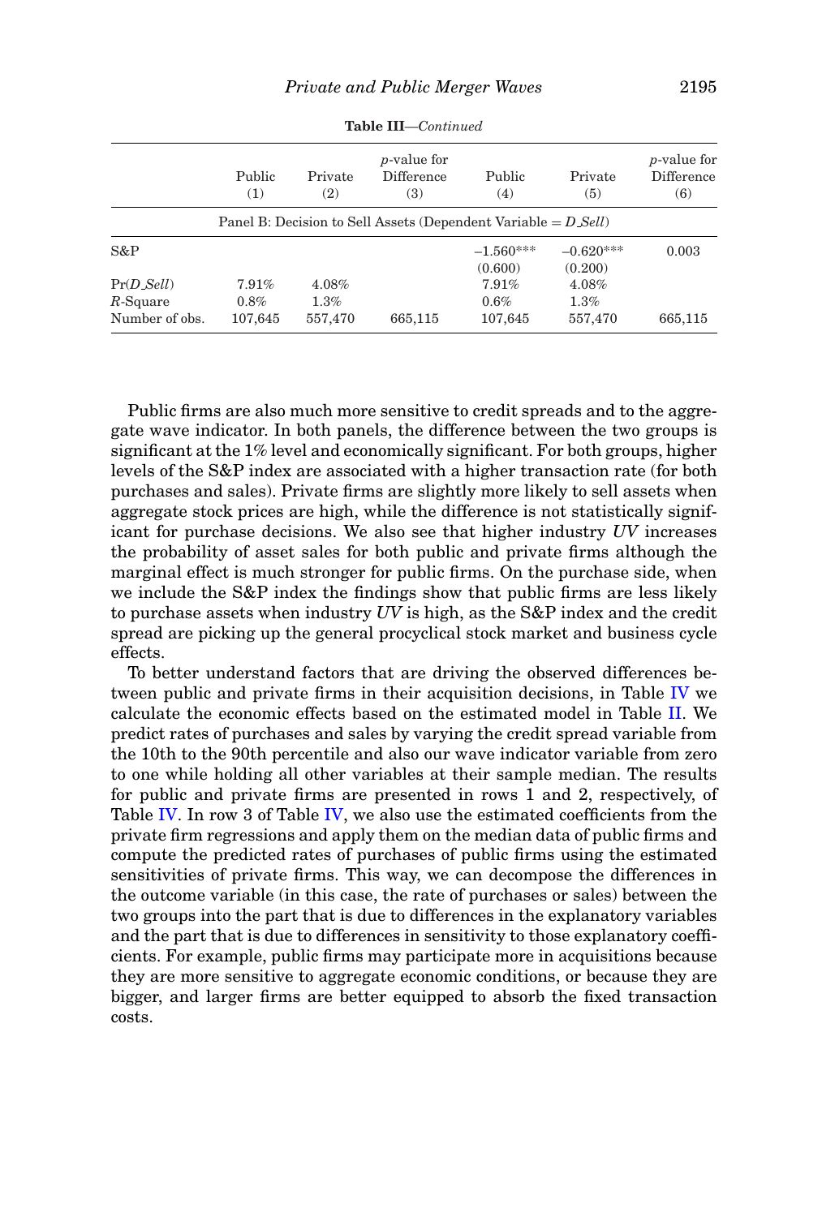**Table III**—*Continued*

| | Public (1) | Private (2) | *p*-value for Difference (3) | Public (4) | Private (5) | *p*-value for Difference (6) |
|---|---|---|---|---|---|---|
| Panel B: Decision to Sell Assets (Dependent Variable = *D_Sell*) | | | | | | |
| S&P | | | | −1.560*** (0.600) | −0.620*** (0.200) | 0.003 |
| Pr(*D_Sell*) | 7.91% | 4.08% | | 7.91% | 4.08% | |
| *R*-Square | 0.8% | 1.3% | | 0.6% | 1.3% | |
| Number of obs. | 107,645 | 557,470 | 665,115 | 107,645 | 557,470 | 665,115 |

Public firms are also much more sensitive to credit spreads and to the aggregate wave indicator. In both panels, the difference between the two groups is significant at the 1% level and economically significant. For both groups, higher levels of the S&P index are associated with a higher transaction rate (for both purchases and sales). Private firms are slightly more likely to sell assets when aggregate stock prices are high, while the difference is not statistically significant for purchase decisions. We also see that higher industry *UV* increases the probability of asset sales for both public and private firms although the marginal effect is much stronger for public firms. On the purchase side, when we include the S&P index the findings show that public firms are less likely to purchase assets when industry *UV* is high, as the S&P index and the credit spread are picking up the general procyclical stock market and business cycle effects.

To better understand factors that are driving the observed differences between public and private firms in their acquisition decisions, in Table IV we calculate the economic effects based on the estimated model in Table II. We predict rates of purchases and sales by varying the credit spread variable from the 10th to the 90th percentile and also our wave indicator variable from zero to one while holding all other variables at their sample median. The results for public and private firms are presented in rows 1 and 2, respectively, of Table IV. In row 3 of Table IV, we also use the estimated coefficients from the private firm regressions and apply them on the median data of public firms and compute the predicted rates of purchases of public firms using the estimated sensitivities of private firms. This way, we can decompose the differences in the outcome variable (in this case, the rate of purchases or sales) between the two groups into the part that is due to differences in the explanatory variables and the part that is due to differences in sensitivity to those explanatory coefficients. For example, public firms may participate more in acquisitions because they are more sensitive to aggregate economic conditions, or because they are bigger, and larger firms are better equipped to absorb the fixed transaction costs.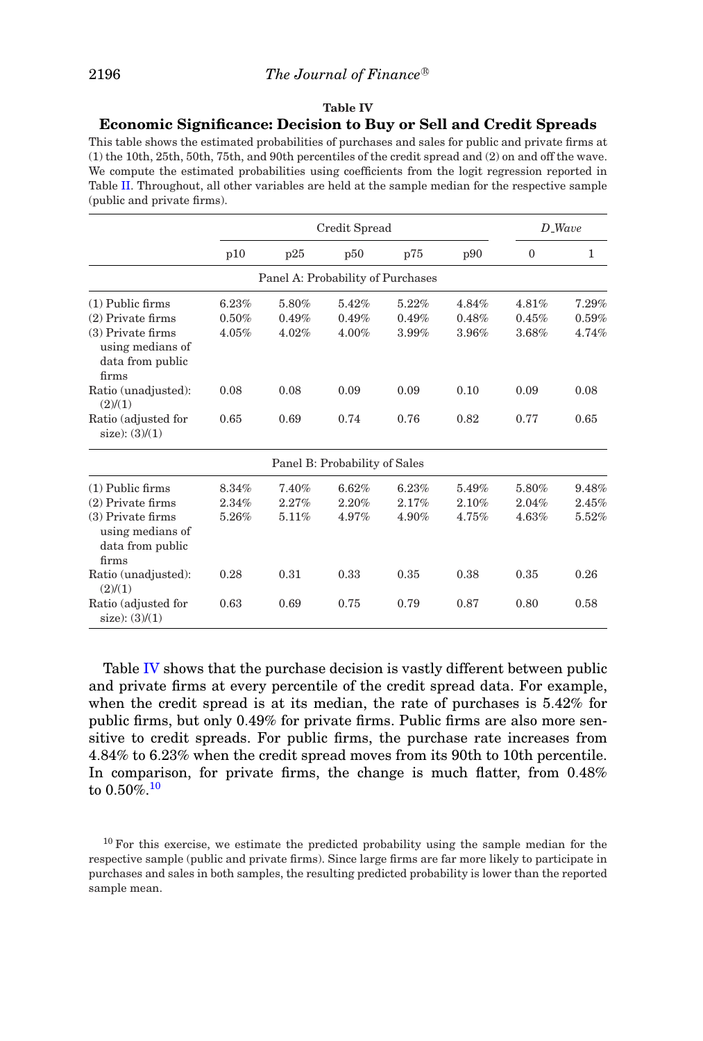**Table IV**

**Economic Significance: Decision to Buy or Sell and Credit Spreads**

This table shows the estimated probabilities of purchases and sales for public and private firms at (1) the 10th, 25th, 50th, 75th, and 90th percentiles of the credit spread and (2) on and off the wave. We compute the estimated probabilities using coefficients from the logit regression reported in Table II. Throughout, all other variables are held at the sample median for the respective sample (public and private firms).

| | Credit Spread | | | | | D_Wave | |
|---|---|---|---|---|---|---|---|
| | p10 | p25 | p50 | p75 | p90 | 0 | 1 |
| **Panel A: Probability of Purchases** | | | | | | | |
| (1) Public firms | 6.23% | 5.80% | 5.42% | 5.22% | 4.84% | 4.81% | 7.29% |
| (2) Private firms | 0.50% | 0.49% | 0.49% | 0.49% | 0.48% | 0.45% | 0.59% |
| (3) Private firms using medians of data from public firms | 4.05% | 4.02% | 4.00% | 3.99% | 3.96% | 3.68% | 4.74% |
| Ratio (unadjusted): (2)/(1) | 0.08 | 0.08 | 0.09 | 0.09 | 0.10 | 0.09 | 0.08 |
| Ratio (adjusted for size): (3)/(1) | 0.65 | 0.69 | 0.74 | 0.76 | 0.82 | 0.77 | 0.65 |
| **Panel B: Probability of Sales** | | | | | | | |
| (1) Public firms | 8.34% | 7.40% | 6.62% | 6.23% | 5.49% | 5.80% | 9.48% |
| (2) Private firms | 2.34% | 2.27% | 2.20% | 2.17% | 2.10% | 2.04% | 2.45% |
| (3) Private firms using medians of data from public firms | 5.26% | 5.11% | 4.97% | 4.90% | 4.75% | 4.63% | 5.52% |
| Ratio (unadjusted): (2)/(1) | 0.28 | 0.31 | 0.33 | 0.35 | 0.38 | 0.35 | 0.26 |
| Ratio (adjusted for size): (3)/(1) | 0.63 | 0.69 | 0.75 | 0.79 | 0.87 | 0.80 | 0.58 |

Table IV shows that the purchase decision is vastly different between public and private firms at every percentile of the credit spread data. For example, when the credit spread is at its median, the rate of purchases is 5.42% for public firms, but only 0.49% for private firms. Public firms are also more sensitive to credit spreads. For public firms, the purchase rate increases from 4.84% to 6.23% when the credit spread moves from its 90th to 10th percentile. In comparison, for private firms, the change is much flatter, from 0.48% to 0.50%.[10]

[10] For this exercise, we estimate the predicted probability using the sample median for the respective sample (public and private firms). Since large firms are far more likely to participate in purchases and sales in both samples, the resulting predicted probability is lower than the reported sample mean.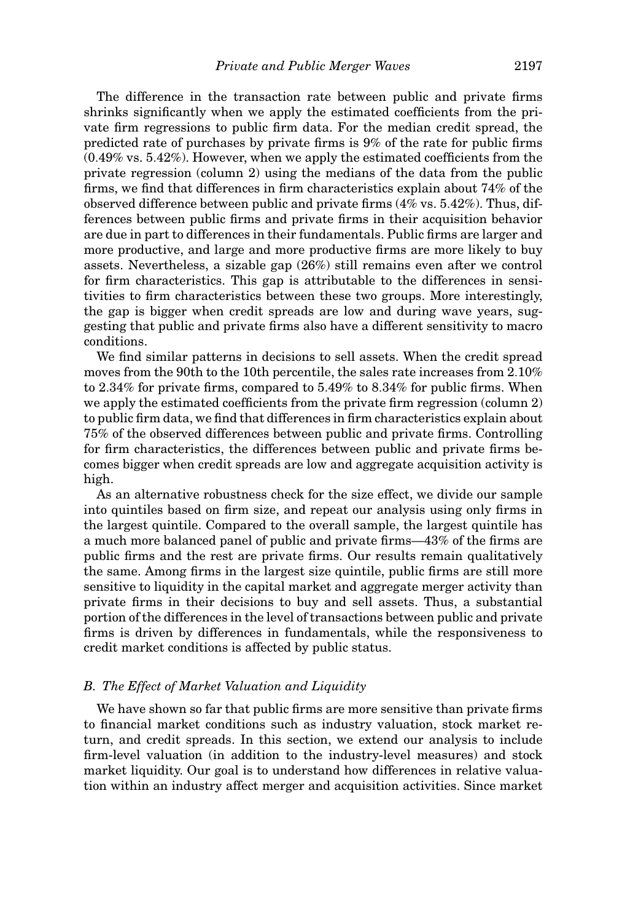The difference in the transaction rate between public and private firms shrinks significantly when we apply the estimated coefficients from the private firm regressions to public firm data. For the median credit spread, the predicted rate of purchases by private firms is 9% of the rate for public firms (0.49% vs. 5.42%). However, when we apply the estimated coefficients from the private regression (column 2) using the medians of the data from the public firms, we find that differences in firm characteristics explain about 74% of the observed difference between public and private firms (4% vs. 5.42%). Thus, differences between public firms and private firms in their acquisition behavior are due in part to differences in their fundamentals. Public firms are larger and more productive, and large and more productive firms are more likely to buy assets. Nevertheless, a sizable gap (26%) still remains even after we control for firm characteristics. This gap is attributable to the differences in sensitivities to firm characteristics between these two groups. More interestingly, the gap is bigger when credit spreads are low and during wave years, suggesting that public and private firms also have a different sensitivity to macro conditions.

We find similar patterns in decisions to sell assets. When the credit spread moves from the 90th to the 10th percentile, the sales rate increases from 2.10% to 2.34% for private firms, compared to 5.49% to 8.34% for public firms. When we apply the estimated coefficients from the private firm regression (column 2) to public firm data, we find that differences in firm characteristics explain about 75% of the observed differences between public and private firms. Controlling for firm characteristics, the differences between public and private firms becomes bigger when credit spreads are low and aggregate acquisition activity is high.

As an alternative robustness check for the size effect, we divide our sample into quintiles based on firm size, and repeat our analysis using only firms in the largest quintile. Compared to the overall sample, the largest quintile has a much more balanced panel of public and private firms—43% of the firms are public firms and the rest are private firms. Our results remain qualitatively the same. Among firms in the largest size quintile, public firms are still more sensitive to liquidity in the capital market and aggregate merger activity than private firms in their decisions to buy and sell assets. Thus, a substantial portion of the differences in the level of transactions between public and private firms is driven by differences in fundamentals, while the responsiveness to credit market conditions is affected by public status.

### *B. The Effect of Market Valuation and Liquidity*

We have shown so far that public firms are more sensitive than private firms to financial market conditions such as industry valuation, stock market return, and credit spreads. In this section, we extend our analysis to include firm-level valuation (in addition to the industry-level measures) and stock market liquidity. Our goal is to understand how differences in relative valuation within an industry affect merger and acquisition activities. Since market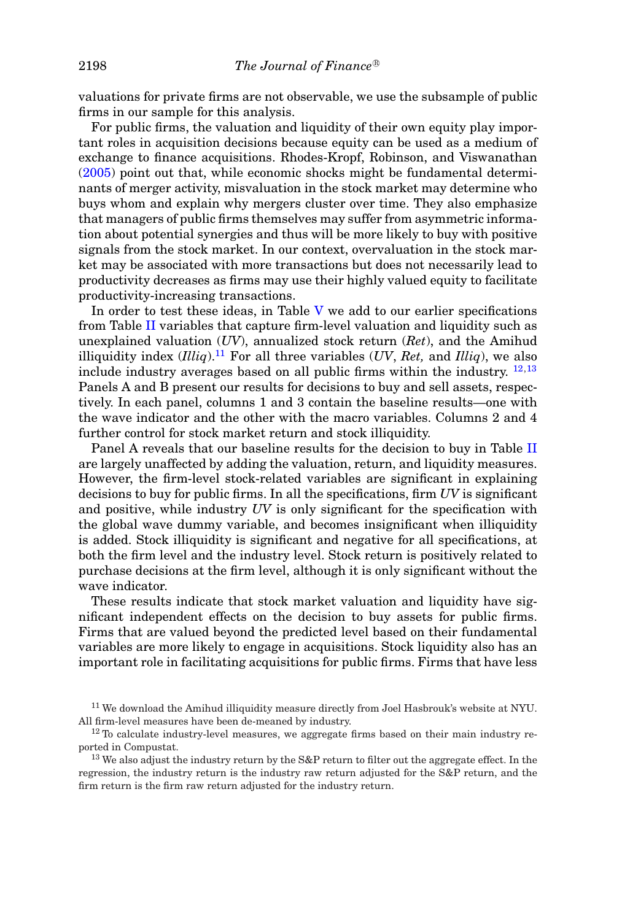valuations for private firms are not observable, we use the subsample of public firms in our sample for this analysis.

For public firms, the valuation and liquidity of their own equity play important roles in acquisition decisions because equity can be used as a medium of exchange to finance acquisitions. Rhodes-Kropf, Robinson, and Viswanathan (2005) point out that, while economic shocks might be fundamental determinants of merger activity, misvaluation in the stock market may determine who buys whom and explain why mergers cluster over time. They also emphasize that managers of public firms themselves may suffer from asymmetric information about potential synergies and thus will be more likely to buy with positive signals from the stock market. In our context, overvaluation in the stock market may be associated with more transactions but does not necessarily lead to productivity decreases as firms may use their highly valued equity to facilitate productivity-increasing transactions.

In order to test these ideas, in Table V we add to our earlier specifications from Table II variables that capture firm-level valuation and liquidity such as unexplained valuation (*UV*), annualized stock return (*Ret*), and the Amihud illiquidity index (*Illiq*).[11] For all three variables (*UV*, *Ret,* and *Illiq*), we also include industry averages based on all public firms within the industry.[12,13] Panels A and B present our results for decisions to buy and sell assets, respectively. In each panel, columns 1 and 3 contain the baseline results—one with the wave indicator and the other with the macro variables. Columns 2 and 4 further control for stock market return and stock illiquidity.

Panel A reveals that our baseline results for the decision to buy in Table II are largely unaffected by adding the valuation, return, and liquidity measures. However, the firm-level stock-related variables are significant in explaining decisions to buy for public firms. In all the specifications, firm *UV* is significant and positive, while industry *UV* is only significant for the specification with the global wave dummy variable, and becomes insignificant when illiquidity is added. Stock illiquidity is significant and negative for all specifications, at both the firm level and the industry level. Stock return is positively related to purchase decisions at the firm level, although it is only significant without the wave indicator.

These results indicate that stock market valuation and liquidity have significant independent effects on the decision to buy assets for public firms. Firms that are valued beyond the predicted level based on their fundamental variables are more likely to engage in acquisitions. Stock liquidity also has an important role in facilitating acquisitions for public firms. Firms that have less

[11] We download the Amihud illiquidity measure directly from Joel Hasbrouk's website at NYU. All firm-level measures have been de-meaned by industry.

[12] To calculate industry-level measures, we aggregate firms based on their main industry reported in Compustat.

[13] We also adjust the industry return by the S&P return to filter out the aggregate effect. In the regression, the industry return is the industry raw return adjusted for the S&P return, and the firm return is the firm raw return adjusted for the industry return.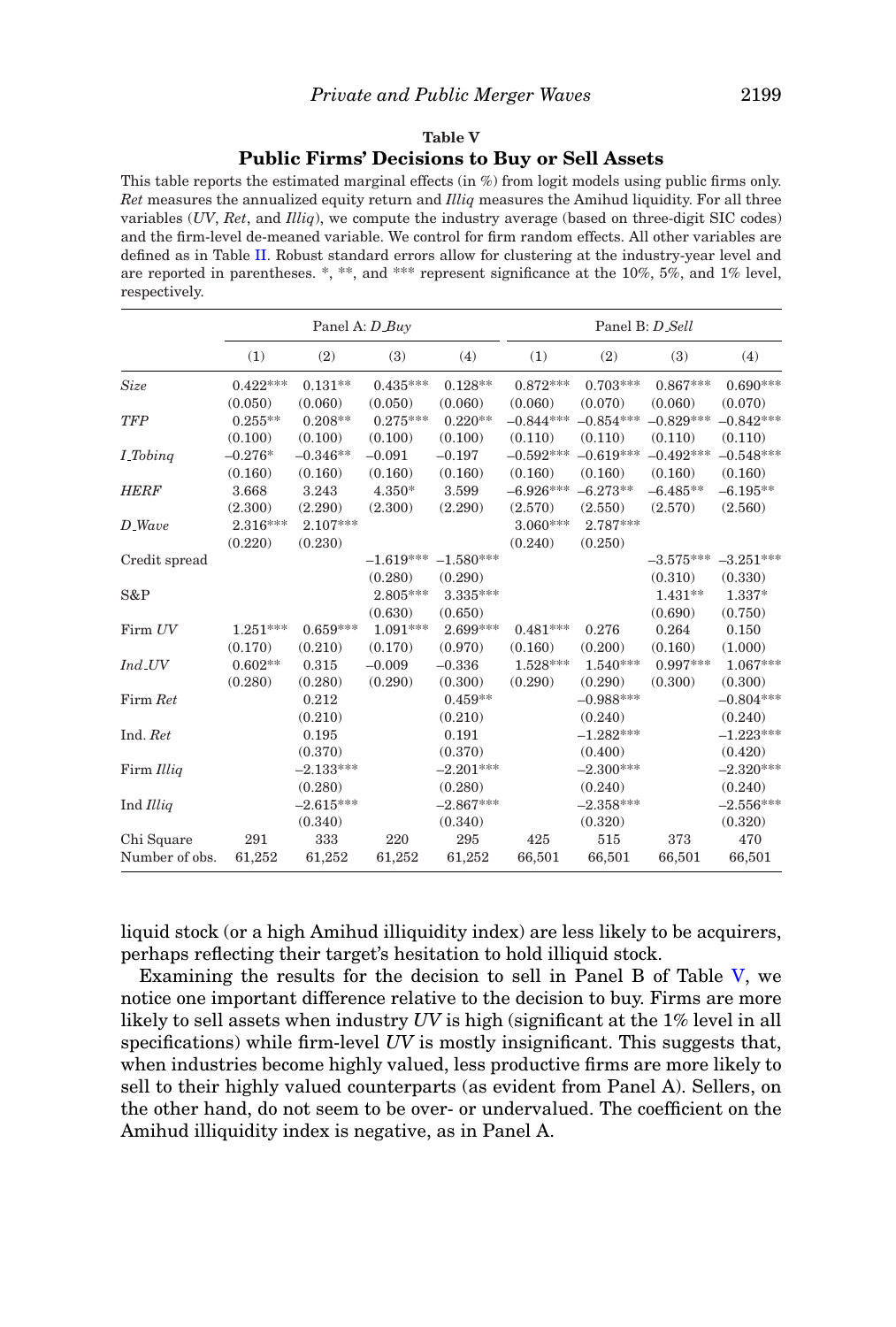**Table V**

**Public Firms' Decisions to Buy or Sell Assets**

This table reports the estimated marginal effects (in %) from logit models using public firms only. *Ret* measures the annualized equity return and *Illiq* measures the Amihud liquidity. For all three variables (*UV*, *Ret*, and *Illiq*), we compute the industry average (based on three-digit SIC codes) and the firm-level de-meaned variable. We control for firm random effects. All other variables are defined as in Table II. Robust standard errors allow for clustering at the industry-year level and are reported in parentheses. *, **, and *** represent significance at the 10%, 5%, and 1% level, respectively.

| | Panel A: *D_Buy* | | | | Panel B: *D_Sell* | | | |
|---|---|---|---|---|---|---|---|---|
| | (1) | (2) | (3) | (4) | (1) | (2) | (3) | (4) |
| *Size* | 0.422*** | 0.131** | 0.435*** | 0.128** | 0.872*** | 0.703*** | 0.867*** | 0.690*** |
| | (0.050) | (0.060) | (0.050) | (0.060) | (0.060) | (0.070) | (0.060) | (0.070) |
| *TFP* | 0.255** | 0.208** | 0.275*** | 0.220** | −0.844*** | −0.854*** | −0.829*** | −0.842*** |
| | (0.100) | (0.100) | (0.100) | (0.100) | (0.110) | (0.110) | (0.110) | (0.110) |
| *I_Tobinq* | −0.276* | −0.346** | −0.091 | −0.197 | −0.592*** | −0.619*** | −0.492*** | −0.548*** |
| | (0.160) | (0.160) | (0.160) | (0.160) | (0.160) | (0.160) | (0.160) | (0.160) |
| *HERF* | 3.668 | 3.243 | 4.350* | 3.599 | −6.926*** | −6.273** | −6.485** | −6.195** |
| | (2.300) | (2.290) | (2.300) | (2.290) | (2.570) | (2.550) | (2.570) | (2.560) |
| *D_Wave* | 2.316*** | 2.107*** | | | 3.060*** | 2.787*** | | |
| | (0.220) | (0.230) | | | (0.240) | (0.250) | | |
| Credit spread | | | −1.619*** | −1.580*** | | | −3.575*** | −3.251*** |
| | | | (0.280) | (0.290) | | | (0.310) | (0.330) |
| S&P | | | 2.805*** | 3.335*** | | | 1.431** | 1.337* |
| | | | (0.630) | (0.650) | | | (0.690) | (0.750) |
| Firm *UV* | 1.251*** | 0.659*** | 1.091*** | 2.699*** | 0.481*** | 0.276 | 0.264 | 0.150 |
| | (0.170) | (0.210) | (0.170) | (0.970) | (0.160) | (0.200) | (0.160) | (1.000) |
| *Ind_UV* | 0.602** | 0.315 | −0.009 | −0.336 | 1.528*** | 1.540*** | 0.997*** | 1.067*** |
| | (0.280) | (0.280) | (0.290) | (0.300) | (0.290) | (0.290) | (0.300) | (0.300) |
| Firm *Ret* | | 0.212 | | 0.459** | | −0.988*** | | −0.804*** |
| | | (0.210) | | (0.210) | | (0.240) | | (0.240) |
| Ind. *Ret* | | 0.195 | | 0.191 | | −1.282*** | | −1.223*** |
| | | (0.370) | | (0.370) | | (0.400) | | (0.420) |
| Firm *Illiq* | | −2.133*** | | −2.201*** | | −2.300*** | | −2.320*** |
| | | (0.280) | | (0.280) | | (0.240) | | (0.240) |
| Ind *Illiq* | | −2.615*** | | −2.867*** | | −2.358*** | | −2.556*** |
| | | (0.340) | | (0.340) | | (0.320) | | (0.320) |
| Chi Square | 291 | 333 | 220 | 295 | 425 | 515 | 373 | 470 |
| Number of obs. | 61,252 | 61,252 | 61,252 | 61,252 | 66,501 | 66,501 | 66,501 | 66,501 |

liquid stock (or a high Amihud illiquidity index) are less likely to be acquirers, perhaps reflecting their target's hesitation to hold illiquid stock.

Examining the results for the decision to sell in Panel B of Table V, we notice one important difference relative to the decision to buy. Firms are more likely to sell assets when industry *UV* is high (significant at the 1% level in all specifications) while firm-level *UV* is mostly insignificant. This suggests that, when industries become highly valued, less productive firms are more likely to sell to their highly valued counterparts (as evident from Panel A). Sellers, on the other hand, do not seem to be over- or undervalued. The coefficient on the Amihud illiquidity index is negative, as in Panel A.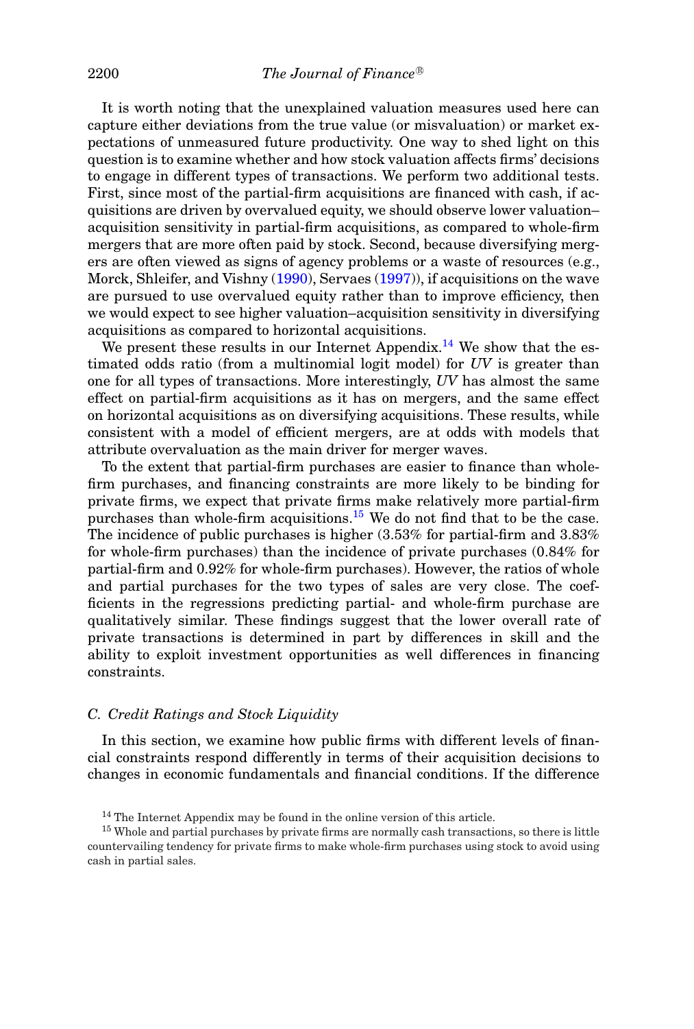It is worth noting that the unexplained valuation measures used here can capture either deviations from the true value (or misvaluation) or market expectations of unmeasured future productivity. One way to shed light on this question is to examine whether and how stock valuation affects firms' decisions to engage in different types of transactions. We perform two additional tests. First, since most of the partial-firm acquisitions are financed with cash, if acquisitions are driven by overvalued equity, we should observe lower valuation–acquisition sensitivity in partial-firm acquisitions, as compared to whole-firm mergers that are more often paid by stock. Second, because diversifying mergers are often viewed as signs of agency problems or a waste of resources (e.g., Morck, Shleifer, and Vishny (1990), Servaes (1997)), if acquisitions on the wave are pursued to use overvalued equity rather than to improve efficiency, then we would expect to see higher valuation–acquisition sensitivity in diversifying acquisitions as compared to horizontal acquisitions.

We present these results in our Internet Appendix.[14] We show that the estimated odds ratio (from a multinomial logit model) for *UV* is greater than one for all types of transactions. More interestingly, *UV* has almost the same effect on partial-firm acquisitions as it has on mergers, and the same effect on horizontal acquisitions as on diversifying acquisitions. These results, while consistent with a model of efficient mergers, are at odds with models that attribute overvaluation as the main driver for merger waves.

To the extent that partial-firm purchases are easier to finance than whole-firm purchases, and financing constraints are more likely to be binding for private firms, we expect that private firms make relatively more partial-firm purchases than whole-firm acquisitions.[15] We do not find that to be the case. The incidence of public purchases is higher (3.53% for partial-firm and 3.83% for whole-firm purchases) than the incidence of private purchases (0.84% for partial-firm and 0.92% for whole-firm purchases). However, the ratios of whole and partial purchases for the two types of sales are very close. The coefficients in the regressions predicting partial- and whole-firm purchase are qualitatively similar. These findings suggest that the lower overall rate of private transactions is determined in part by differences in skill and the ability to exploit investment opportunities as well differences in financing constraints.

### C. Credit Ratings and Stock Liquidity

In this section, we examine how public firms with different levels of financial constraints respond differently in terms of their acquisition decisions to changes in economic fundamentals and financial conditions. If the difference

[14] The Internet Appendix may be found in the online version of this article.

[15] Whole and partial purchases by private firms are normally cash transactions, so there is little countervailing tendency for private firms to make whole-firm purchases using stock to avoid using cash in partial sales.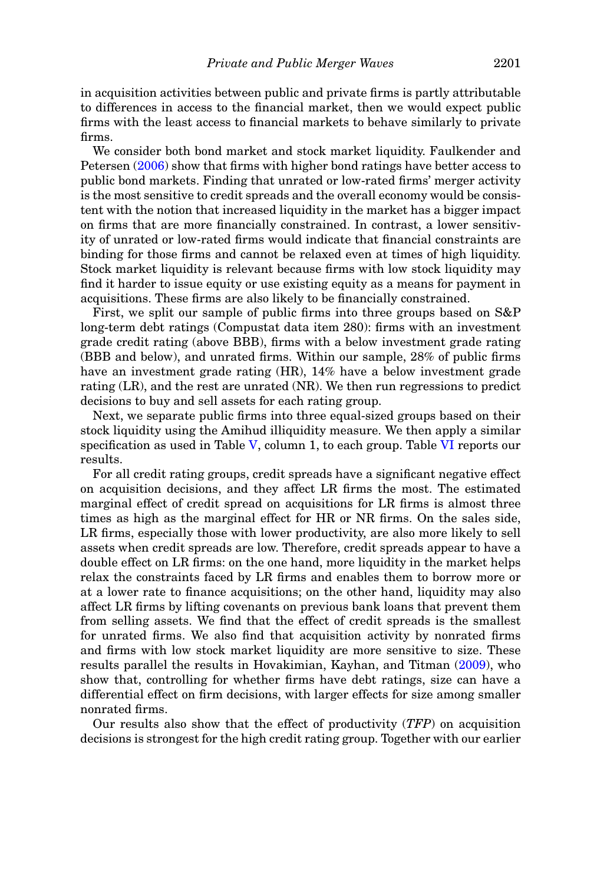in acquisition activities between public and private firms is partly attributable to differences in access to the financial market, then we would expect public firms with the least access to financial markets to behave similarly to private firms.

We consider both bond market and stock market liquidity. Faulkender and Petersen (2006) show that firms with higher bond ratings have better access to public bond markets. Finding that unrated or low-rated firms' merger activity is the most sensitive to credit spreads and the overall economy would be consistent with the notion that increased liquidity in the market has a bigger impact on firms that are more financially constrained. In contrast, a lower sensitivity of unrated or low-rated firms would indicate that financial constraints are binding for those firms and cannot be relaxed even at times of high liquidity. Stock market liquidity is relevant because firms with low stock liquidity may find it harder to issue equity or use existing equity as a means for payment in acquisitions. These firms are also likely to be financially constrained.

First, we split our sample of public firms into three groups based on S&P long-term debt ratings (Compustat data item 280): firms with an investment grade credit rating (above BBB), firms with a below investment grade rating (BBB and below), and unrated firms. Within our sample, 28% of public firms have an investment grade rating (HR), 14% have a below investment grade rating (LR), and the rest are unrated (NR). We then run regressions to predict decisions to buy and sell assets for each rating group.

Next, we separate public firms into three equal-sized groups based on their stock liquidity using the Amihud illiquidity measure. We then apply a similar specification as used in Table V, column 1, to each group. Table VI reports our results.

For all credit rating groups, credit spreads have a significant negative effect on acquisition decisions, and they affect LR firms the most. The estimated marginal effect of credit spread on acquisitions for LR firms is almost three times as high as the marginal effect for HR or NR firms. On the sales side, LR firms, especially those with lower productivity, are also more likely to sell assets when credit spreads are low. Therefore, credit spreads appear to have a double effect on LR firms: on the one hand, more liquidity in the market helps relax the constraints faced by LR firms and enables them to borrow more or at a lower rate to finance acquisitions; on the other hand, liquidity may also affect LR firms by lifting covenants on previous bank loans that prevent them from selling assets. We find that the effect of credit spreads is the smallest for unrated firms. We also find that acquisition activity by nonrated firms and firms with low stock market liquidity are more sensitive to size. These results parallel the results in Hovakimian, Kayhan, and Titman (2009), who show that, controlling for whether firms have debt ratings, size can have a differential effect on firm decisions, with larger effects for size among smaller nonrated firms.

Our results also show that the effect of productivity (*TFP*) on acquisition decisions is strongest for the high credit rating group. Together with our earlier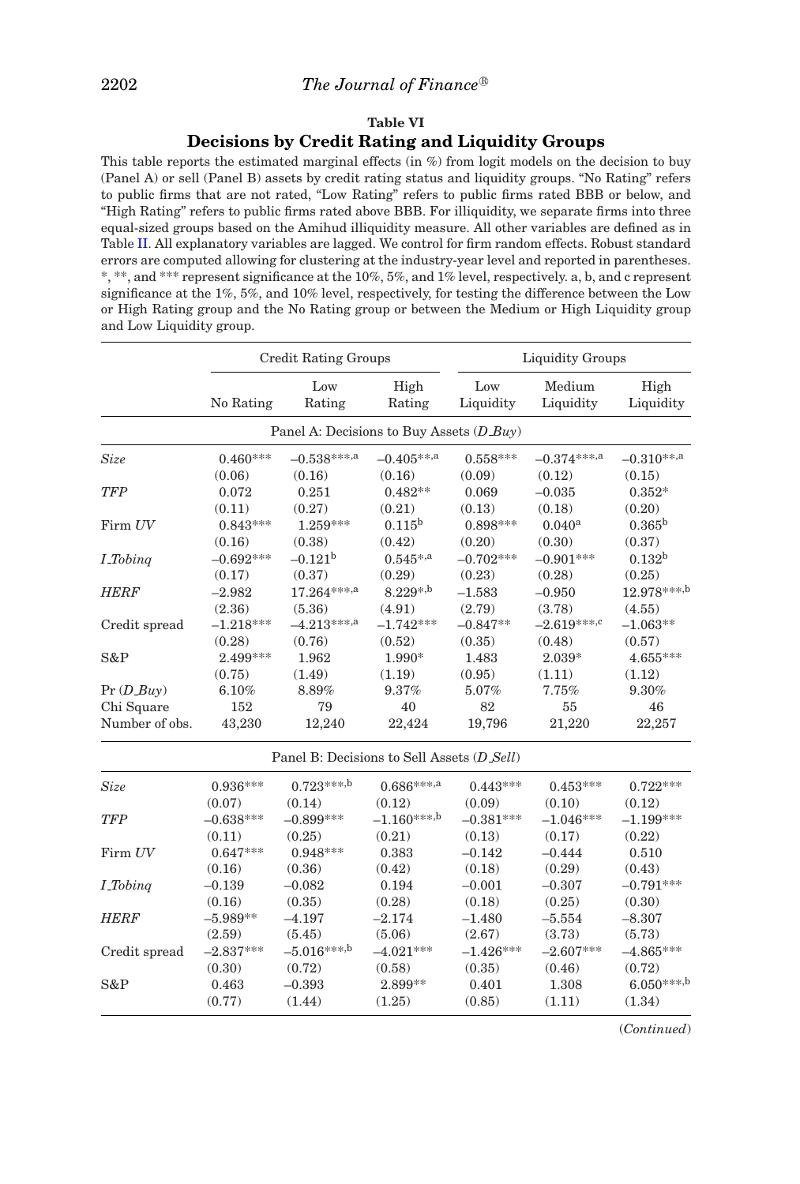**Table VI**

**Decisions by Credit Rating and Liquidity Groups**

This table reports the estimated marginal effects (in %) from logit models on the decision to buy (Panel A) or sell (Panel B) assets by credit rating status and liquidity groups. "No Rating" refers to public firms that are not rated, "Low Rating" refers to public firms rated BBB or below, and "High Rating" refers to public firms rated above BBB. For illiquidity, we separate firms into three equal-sized groups based on the Amihud illiquidity measure. All other variables are defined as in Table II. All explanatory variables are lagged. We control for firm random effects. Robust standard errors are computed allowing for clustering at the industry-year level and reported in parentheses. *, **, and *** represent significance at the 10%, 5%, and 1% level, respectively. a, b, and c represent significance at the 1%, 5%, and 10% level, respectively, for testing the difference between the Low or High Rating group and the No Rating group or between the Medium or High Liquidity group and Low Liquidity group.

| | Credit Rating Groups | | | Liquidity Groups | | |
|---|---|---|---|---|---|---|
| | No Rating | Low Rating | High Rating | Low Liquidity | Medium Liquidity | High Liquidity |
| **Panel A: Decisions to Buy Assets (*D_Buy*)** | | | | | | |
| *Size* | 0.460*** | −0.538***,a | −0.405**,a | 0.558*** | −0.374***,a | −0.310**,a |
| | (0.06) | (0.16) | (0.16) | (0.09) | (0.12) | (0.15) |
| *TFP* | 0.072 | 0.251 | 0.482** | 0.069 | −0.035 | 0.352* |
| | (0.11) | (0.27) | (0.21) | (0.13) | (0.18) | (0.20) |
| Firm *UV* | 0.843*** | 1.259*** | 0.115b | 0.898*** | 0.040a | 0.365b |
| | (0.16) | (0.38) | (0.42) | (0.20) | (0.30) | (0.37) |
| *I_Tobinq* | −0.692*** | −0.121b | 0.545*,a | −0.702*** | −0.901*** | 0.132b |
| | (0.17) | (0.37) | (0.29) | (0.23) | (0.28) | (0.25) |
| *HERF* | −2.982 | 17.264***,a | 8.229*,b | −1.583 | −0.950 | 12.978***,b |
| | (2.36) | (5.36) | (4.91) | (2.79) | (3.78) | (4.55) |
| Credit spread | −1.218*** | −4.213***,a | −1.742*** | −0.847** | −2.619***,c | −1.063** |
| | (0.28) | (0.76) | (0.52) | (0.35) | (0.48) | (0.57) |
| S&P | 2.499*** | 1.962 | 1.990* | 1.483 | 2.039* | 4.655*** |
| | (0.75) | (1.49) | (1.19) | (0.95) | (1.11) | (1.12) |
| Pr (*D_Buy*) | 6.10% | 8.89% | 9.37% | 5.07% | 7.75% | 9.30% |
| Chi Square | 152 | 79 | 40 | 82 | 55 | 46 |
| Number of obs. | 43,230 | 12,240 | 22,424 | 19,796 | 21,220 | 22,257 |
| **Panel B: Decisions to Sell Assets (*D_Sell*)** | | | | | | |
| *Size* | 0.936*** | 0.723***,b | 0.686***,a | 0.443*** | 0.453*** | 0.722*** |
| | (0.07) | (0.14) | (0.12) | (0.09) | (0.10) | (0.12) |
| *TFP* | −0.638*** | −0.899*** | −1.160***,b | −0.381*** | −1.046*** | −1.199*** |
| | (0.11) | (0.25) | (0.21) | (0.13) | (0.17) | (0.22) |
| Firm *UV* | 0.647*** | 0.948*** | 0.383 | −0.142 | −0.444 | 0.510 |
| | (0.16) | (0.36) | (0.42) | (0.18) | (0.29) | (0.43) |
| *I_Tobinq* | −0.139 | −0.082 | 0.194 | −0.001 | −0.307 | −0.791*** |
| | (0.16) | (0.35) | (0.28) | (0.18) | (0.25) | (0.30) |
| *HERF* | −5.989** | −4.197 | −2.174 | −1.480 | −5.554 | −8.307 |
| | (2.59) | (5.45) | (5.06) | (2.67) | (3.73) | (5.73) |
| Credit spread | −2.837*** | −5.016***,b | −4.021*** | −1.426*** | −2.607*** | −4.865*** |
| | (0.30) | (0.72) | (0.58) | (0.35) | (0.46) | (0.72) |
| S&P | 0.463 | −0.393 | 2.899** | 0.401 | 1.308 | 6.050***,b |
| | (0.77) | (1.44) | (1.25) | (0.85) | (1.11) | (1.34) |

(*Continued*)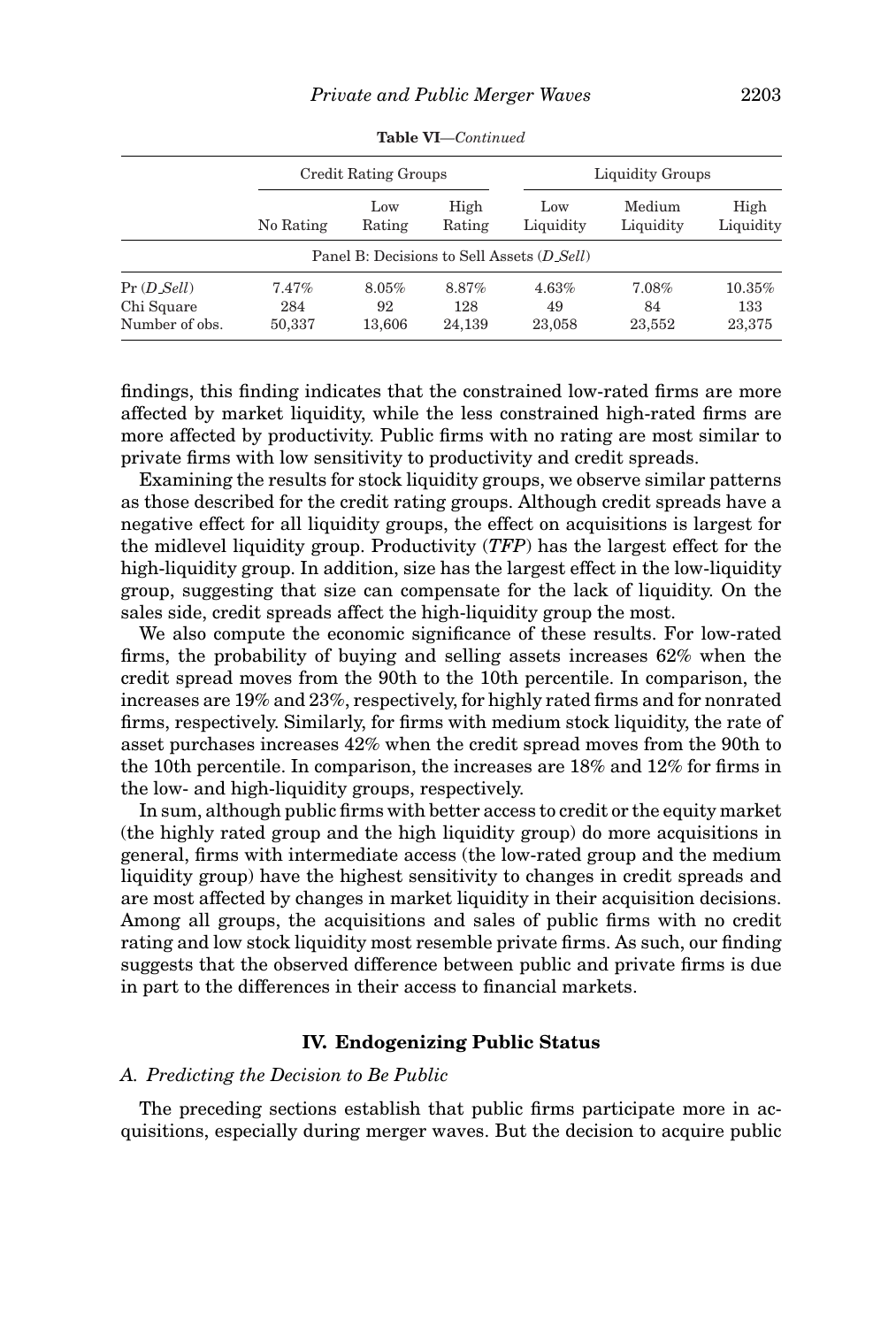**Table VI**—*Continued*

| | Credit Rating Groups | | | Liquidity Groups | | |
|---|---|---|---|---|---|---|
| | No Rating | Low Rating | High Rating | Low Liquidity | Medium Liquidity | High Liquidity |
| | Panel B: Decisions to Sell Assets (*D_Sell*) | | | | | |
| Pr (*D_Sell*) | 7.47% | 8.05% | 8.87% | 4.63% | 7.08% | 10.35% |
| Chi Square | 284 | 92 | 128 | 49 | 84 | 133 |
| Number of obs. | 50,337 | 13,606 | 24,139 | 23,058 | 23,552 | 23,375 |

findings, this finding indicates that the constrained low-rated firms are more affected by market liquidity, while the less constrained high-rated firms are more affected by productivity. Public firms with no rating are most similar to private firms with low sensitivity to productivity and credit spreads.

Examining the results for stock liquidity groups, we observe similar patterns as those described for the credit rating groups. Although credit spreads have a negative effect for all liquidity groups, the effect on acquisitions is largest for the midlevel liquidity group. Productivity (***TFP***) has the largest effect for the high-liquidity group. In addition, size has the largest effect in the low-liquidity group, suggesting that size can compensate for the lack of liquidity. On the sales side, credit spreads affect the high-liquidity group the most.

We also compute the economic significance of these results. For low-rated firms, the probability of buying and selling assets increases 62% when the credit spread moves from the 90th to the 10th percentile. In comparison, the increases are 19% and 23%, respectively, for highly rated firms and for nonrated firms, respectively. Similarly, for firms with medium stock liquidity, the rate of asset purchases increases 42% when the credit spread moves from the 90th to the 10th percentile. In comparison, the increases are 18% and 12% for firms in the low- and high-liquidity groups, respectively.

In sum, although public firms with better access to credit or the equity market (the highly rated group and the high liquidity group) do more acquisitions in general, firms with intermediate access (the low-rated group and the medium liquidity group) have the highest sensitivity to changes in credit spreads and are most affected by changes in market liquidity in their acquisition decisions. Among all groups, the acquisitions and sales of public firms with no credit rating and low stock liquidity most resemble private firms. As such, our finding suggests that the observed difference between public and private firms is due in part to the differences in their access to financial markets.

## IV. Endogenizing Public Status

### *A. Predicting the Decision to Be Public*

The preceding sections establish that public firms participate more in acquisitions, especially during merger waves. But the decision to acquire public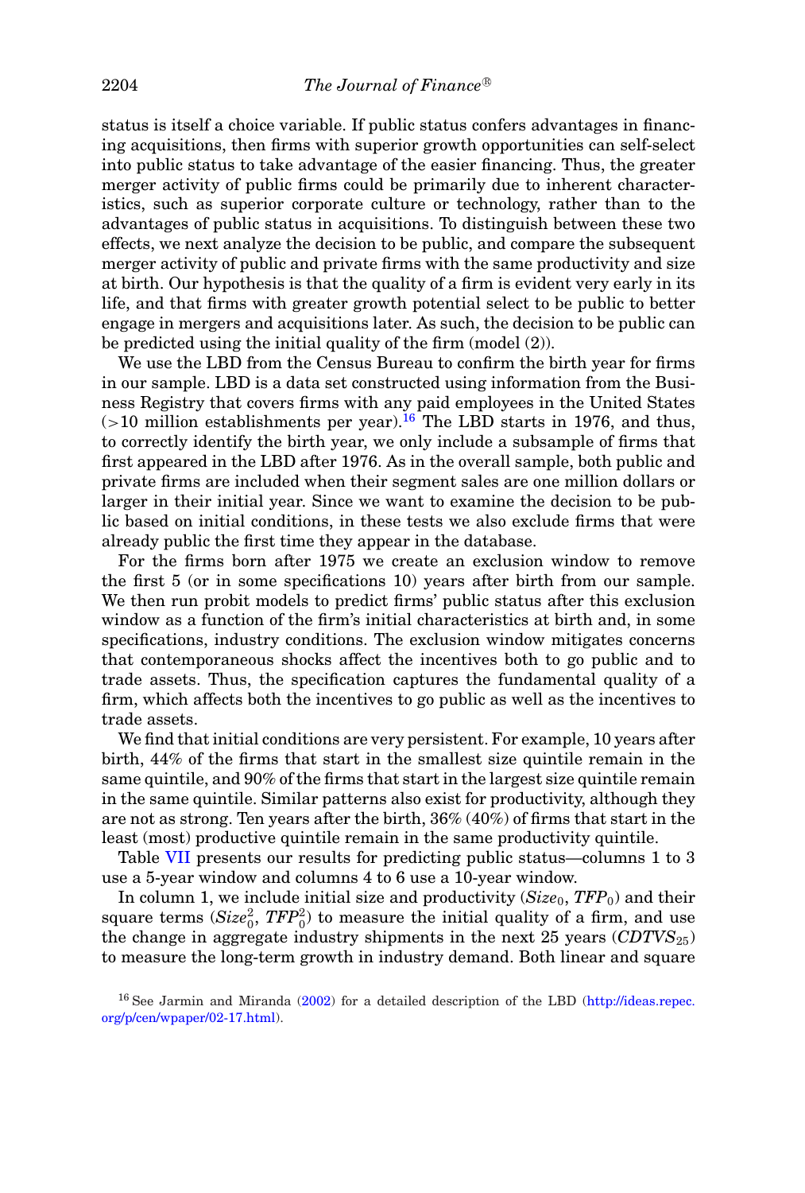status is itself a choice variable. If public status confers advantages in financing acquisitions, then firms with superior growth opportunities can self-select into public status to take advantage of the easier financing. Thus, the greater merger activity of public firms could be primarily due to inherent characteristics, such as superior corporate culture or technology, rather than to the advantages of public status in acquisitions. To distinguish between these two effects, we next analyze the decision to be public, and compare the subsequent merger activity of public and private firms with the same productivity and size at birth. Our hypothesis is that the quality of a firm is evident very early in its life, and that firms with greater growth potential select to be public to better engage in mergers and acquisitions later. As such, the decision to be public can be predicted using the initial quality of the firm (model (2)).

We use the LBD from the Census Bureau to confirm the birth year for firms in our sample. LBD is a data set constructed using information from the Business Registry that covers firms with any paid employees in the United States (>10 million establishments per year).[16] The LBD starts in 1976, and thus, to correctly identify the birth year, we only include a subsample of firms that first appeared in the LBD after 1976. As in the overall sample, both public and private firms are included when their segment sales are one million dollars or larger in their initial year. Since we want to examine the decision to be public based on initial conditions, in these tests we also exclude firms that were already public the first time they appear in the database.

For the firms born after 1975 we create an exclusion window to remove the first 5 (or in some specifications 10) years after birth from our sample. We then run probit models to predict firms' public status after this exclusion window as a function of the firm's initial characteristics at birth and, in some specifications, industry conditions. The exclusion window mitigates concerns that contemporaneous shocks affect the incentives both to go public and to trade assets. Thus, the specification captures the fundamental quality of a firm, which affects both the incentives to go public as well as the incentives to trade assets.

We find that initial conditions are very persistent. For example, 10 years after birth, 44% of the firms that start in the smallest size quintile remain in the same quintile, and 90% of the firms that start in the largest size quintile remain in the same quintile. Similar patterns also exist for productivity, although they are not as strong. Ten years after the birth, 36% (40%) of firms that start in the least (most) productive quintile remain in the same productivity quintile.

Table VII presents our results for predicting public status—columns 1 to 3 use a 5-year window and columns 4 to 6 use a 10-year window.

In column 1, we include initial size and productivity ($Size_0$, $TFP_0$) and their square terms ($Size_0^2$, $TFP_0^2$) to measure the initial quality of a firm, and use the change in aggregate industry shipments in the next 25 years ($CDTVS_{25}$) to measure the long-term growth in industry demand. Both linear and square

[16] See Jarmin and Miranda (2002) for a detailed description of the LBD (http://ideas.repec.org/p/cen/wpaper/02-17.html).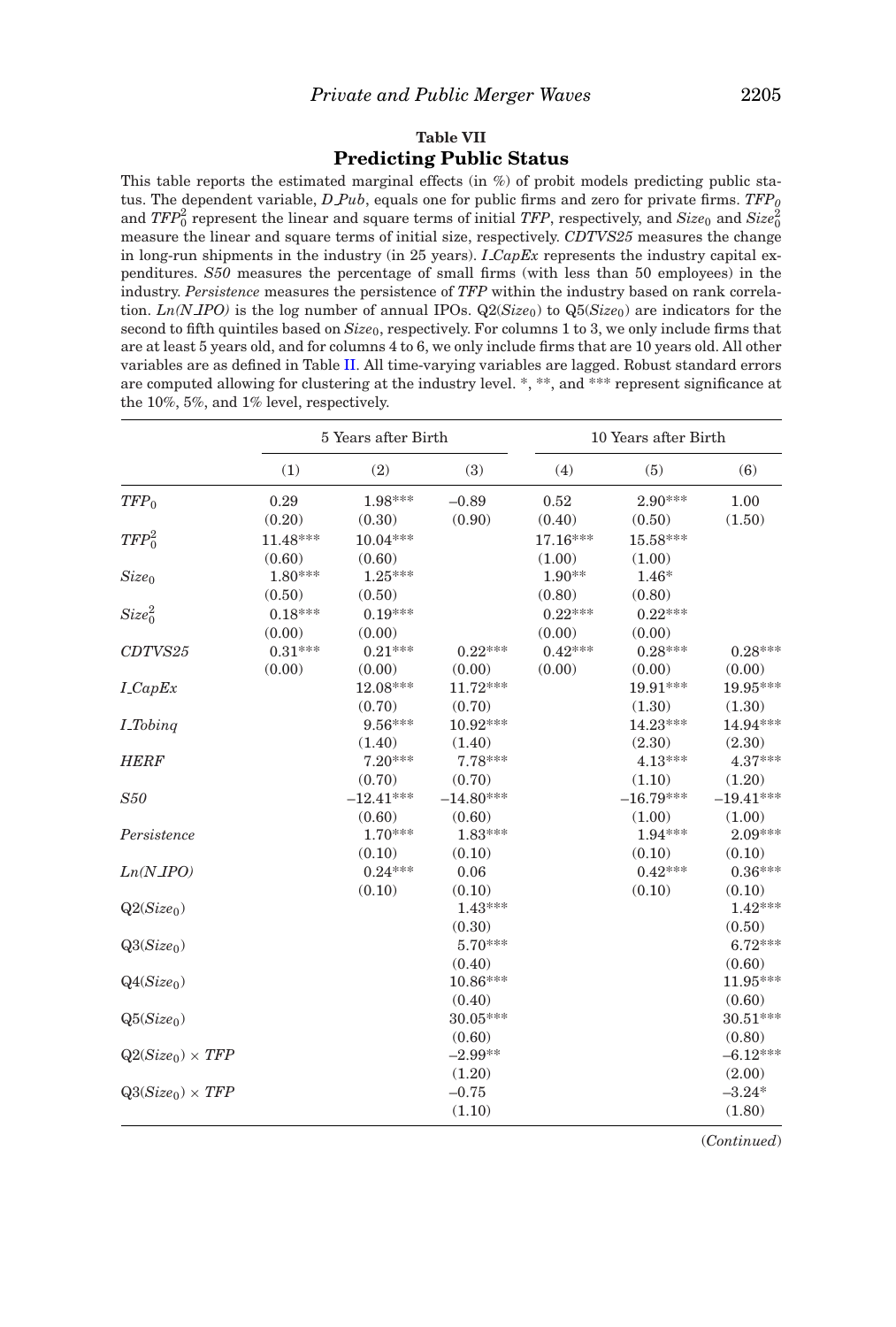**Table VII**

**Predicting Public Status**

This table reports the estimated marginal effects (in %) of probit models predicting public status. The dependent variable, *D_Pub*, equals one for public firms and zero for private firms. $TFP_0$ and $TFP_0^2$ represent the linear and square terms of initial *TFP*, respectively, and $Size_0$ and $Size_0^2$ measure the linear and square terms of initial size, respectively. *CDTVS25* measures the change in long-run shipments in the industry (in 25 years). *I_CapEx* represents the industry capital expenditures. *S50* measures the percentage of small firms (with less than 50 employees) in the industry. *Persistence* measures the persistence of *TFP* within the industry based on rank correlation. *Ln(N_IPO)* is the log number of annual IPOs. Q2($Size_0$) to Q5($Size_0$) are indicators for the second to fifth quintiles based on $Size_0$, respectively. For columns 1 to 3, we only include firms that are at least 5 years old, and for columns 4 to 6, we only include firms that are 10 years old. All other variables are as defined in Table II. All time-varying variables are lagged. Robust standard errors are computed allowing for clustering at the industry level. *, **, and *** represent significance at the 10%, 5%, and 1% level, respectively.

| | 5 Years after Birth | | | 10 Years after Birth | | |
|---|---|---|---|---|---|---|
| | (1) | (2) | (3) | (4) | (5) | (6) |
| $TFP_0$ | 0.29 | 1.98*** | −0.89 | 0.52 | 2.90*** | 1.00 |
| | (0.20) | (0.30) | (0.90) | (0.40) | (0.50) | (1.50) |
| $TFP_0^2$ | 11.48*** | 10.04*** | | 17.16*** | 15.58*** | |
| | (0.60) | (0.60) | | (1.00) | (1.00) | |
| $Size_0$ | 1.80*** | 1.25*** | | 1.90** | 1.46* | |
| | (0.50) | (0.50) | | (0.80) | (0.80) | |
| $Size_0^2$ | 0.18*** | 0.19*** | | 0.22*** | 0.22*** | |
| | (0.00) | (0.00) | | (0.00) | (0.00) | |
| *CDTVS25* | 0.31*** | 0.21*** | 0.22*** | 0.42*** | 0.28*** | 0.28*** |
| | (0.00) | (0.00) | (0.00) | (0.00) | (0.00) | (0.00) |
| *I_CapEx* | | 12.08*** | 11.72*** | | 19.91*** | 19.95*** |
| | | (0.70) | (0.70) | | (1.30) | (1.30) |
| *I_Tobinq* | | 9.56*** | 10.92*** | | 14.23*** | 14.94*** |
| | | (1.40) | (1.40) | | (2.30) | (2.30) |
| *HERF* | | 7.20*** | 7.78*** | | 4.13*** | 4.37*** |
| | | (0.70) | (0.70) | | (1.10) | (1.20) |
| *S50* | | −12.41*** | −14.80*** | | −16.79*** | −19.41*** |
| | | (0.60) | (0.60) | | (1.00) | (1.00) |
| *Persistence* | | 1.70*** | 1.83*** | | 1.94*** | 2.09*** |
| | | (0.10) | (0.10) | | (0.10) | (0.10) |
| *Ln(N_IPO)* | | 0.24*** | 0.06 | | 0.42*** | 0.36*** |
| | | (0.10) | (0.10) | | (0.10) | (0.10) |
| Q2($Size_0$) | | | 1.43*** | | | 1.42*** |
| | | | (0.30) | | | (0.50) |
| Q3($Size_0$) | | | 5.70*** | | | 6.72*** |
| | | | (0.40) | | | (0.60) |
| Q4($Size_0$) | | | 10.86*** | | | 11.95*** |
| | | | (0.40) | | | (0.60) |
| Q5($Size_0$) | | | 30.05*** | | | 30.51*** |
| | | | (0.60) | | | (0.80) |
| Q2($Size_0$) × *TFP* | | | −2.99** | | | −6.12*** |
| | | | (1.20) | | | (2.00) |
| Q3($Size_0$) × *TFP* | | | −0.75 | | | −3.24* |
| | | | (1.10) | | | (1.80) |

(*Continued*)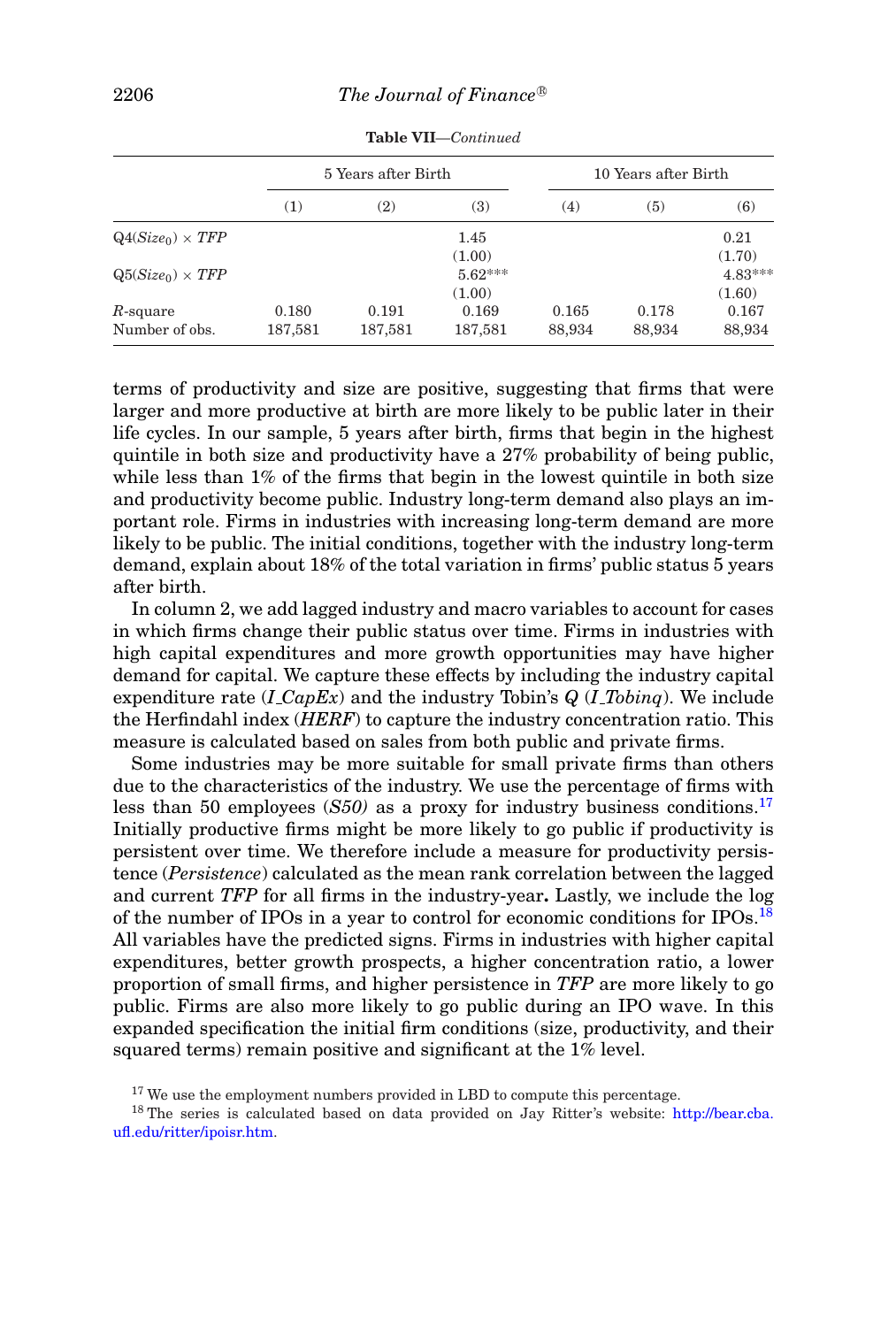**Table VII**—*Continued*

| | 5 Years after Birth | | | 10 Years after Birth | | |
|---|---|---|---|---|---|---|
| | (1) | (2) | (3) | (4) | (5) | (6) |
| $Q4(Size_0) \times TFP$ | | | 1.45 | | | 0.21 |
| | | | (1.00) | | | (1.70) |
| $Q5(Size_0) \times TFP$ | | | 5.62*** | | | 4.83*** |
| | | | (1.00) | | | (1.60) |
| $R$-square | 0.180 | 0.191 | 0.169 | 0.165 | 0.178 | 0.167 |
| Number of obs. | 187,581 | 187,581 | 187,581 | 88,934 | 88,934 | 88,934 |

terms of productivity and size are positive, suggesting that firms that were larger and more productive at birth are more likely to be public later in their life cycles. In our sample, 5 years after birth, firms that begin in the highest quintile in both size and productivity have a 27% probability of being public, while less than 1% of the firms that begin in the lowest quintile in both size and productivity become public. Industry long-term demand also plays an important role. Firms in industries with increasing long-term demand are more likely to be public. The initial conditions, together with the industry long-term demand, explain about 18% of the total variation in firms' public status 5 years after birth.

In column 2, we add lagged industry and macro variables to account for cases in which firms change their public status over time. Firms in industries with high capital expenditures and more growth opportunities may have higher demand for capital. We capture these effects by including the industry capital expenditure rate (*I_CapEx*) and the industry Tobin's *Q* (*I_Tobinq*). We include the Herfindahl index (*HERF*) to capture the industry concentration ratio. This measure is calculated based on sales from both public and private firms.

Some industries may be more suitable for small private firms than others due to the characteristics of the industry. We use the percentage of firms with less than 50 employees (*S50)* as a proxy for industry business conditions.[17] Initially productive firms might be more likely to go public if productivity is persistent over time. We therefore include a measure for productivity persistence (*Persistence*) calculated as the mean rank correlation between the lagged and current *TFP* for all firms in the industry-year**.** Lastly, we include the log of the number of IPOs in a year to control for economic conditions for IPOs.[18] All variables have the predicted signs. Firms in industries with higher capital expenditures, better growth prospects, a higher concentration ratio, a lower proportion of small firms, and higher persistence in *TFP* are more likely to go public. Firms are also more likely to go public during an IPO wave. In this expanded specification the initial firm conditions (size, productivity, and their squared terms) remain positive and significant at the 1% level.

[17] We use the employment numbers provided in LBD to compute this percentage.

[18] The series is calculated based on data provided on Jay Ritter's website: http://bear.cba.ufl.edu/ritter/ipoisr.htm.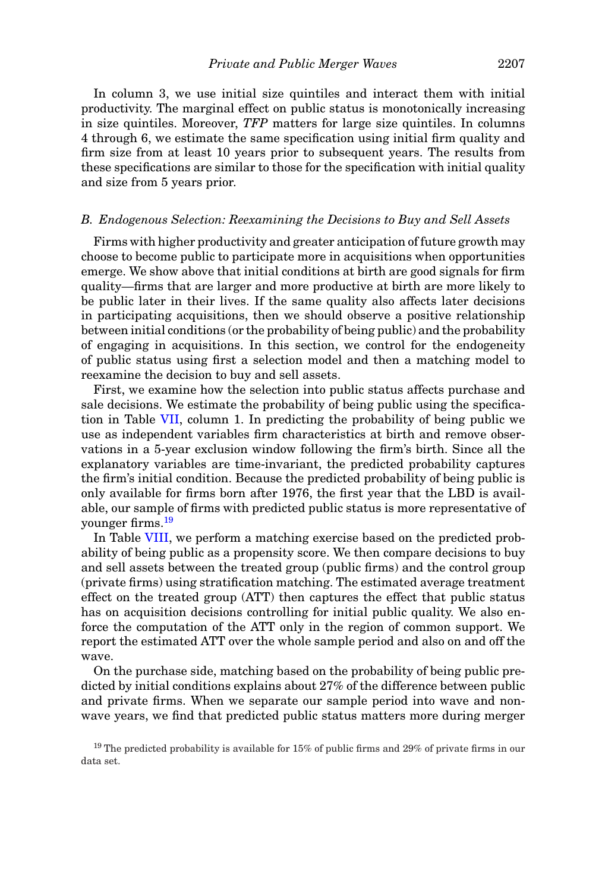In column 3, we use initial size quintiles and interact them with initial productivity. The marginal effect on public status is monotonically increasing in size quintiles. Moreover, *TFP* matters for large size quintiles. In columns 4 through 6, we estimate the same specification using initial firm quality and firm size from at least 10 years prior to subsequent years. The results from these specifications are similar to those for the specification with initial quality and size from 5 years prior.

### *B. Endogenous Selection: Reexamining the Decisions to Buy and Sell Assets*

Firms with higher productivity and greater anticipation of future growth may choose to become public to participate more in acquisitions when opportunities emerge. We show above that initial conditions at birth are good signals for firm quality—firms that are larger and more productive at birth are more likely to be public later in their lives. If the same quality also affects later decisions in participating acquisitions, then we should observe a positive relationship between initial conditions (or the probability of being public) and the probability of engaging in acquisitions. In this section, we control for the endogeneity of public status using first a selection model and then a matching model to reexamine the decision to buy and sell assets.

First, we examine how the selection into public status affects purchase and sale decisions. We estimate the probability of being public using the specification in Table VII, column 1. In predicting the probability of being public we use as independent variables firm characteristics at birth and remove observations in a 5-year exclusion window following the firm's birth. Since all the explanatory variables are time-invariant, the predicted probability captures the firm's initial condition. Because the predicted probability of being public is only available for firms born after 1976, the first year that the LBD is available, our sample of firms with predicted public status is more representative of younger firms.[19]

In Table VIII, we perform a matching exercise based on the predicted probability of being public as a propensity score. We then compare decisions to buy and sell assets between the treated group (public firms) and the control group (private firms) using stratification matching. The estimated average treatment effect on the treated group (ATT) then captures the effect that public status has on acquisition decisions controlling for initial public quality. We also enforce the computation of the ATT only in the region of common support. We report the estimated ATT over the whole sample period and also on and off the wave.

On the purchase side, matching based on the probability of being public predicted by initial conditions explains about 27% of the difference between public and private firms. When we separate our sample period into wave and nonwave years, we find that predicted public status matters more during merger

[19] The predicted probability is available for 15% of public firms and 29% of private firms in our data set.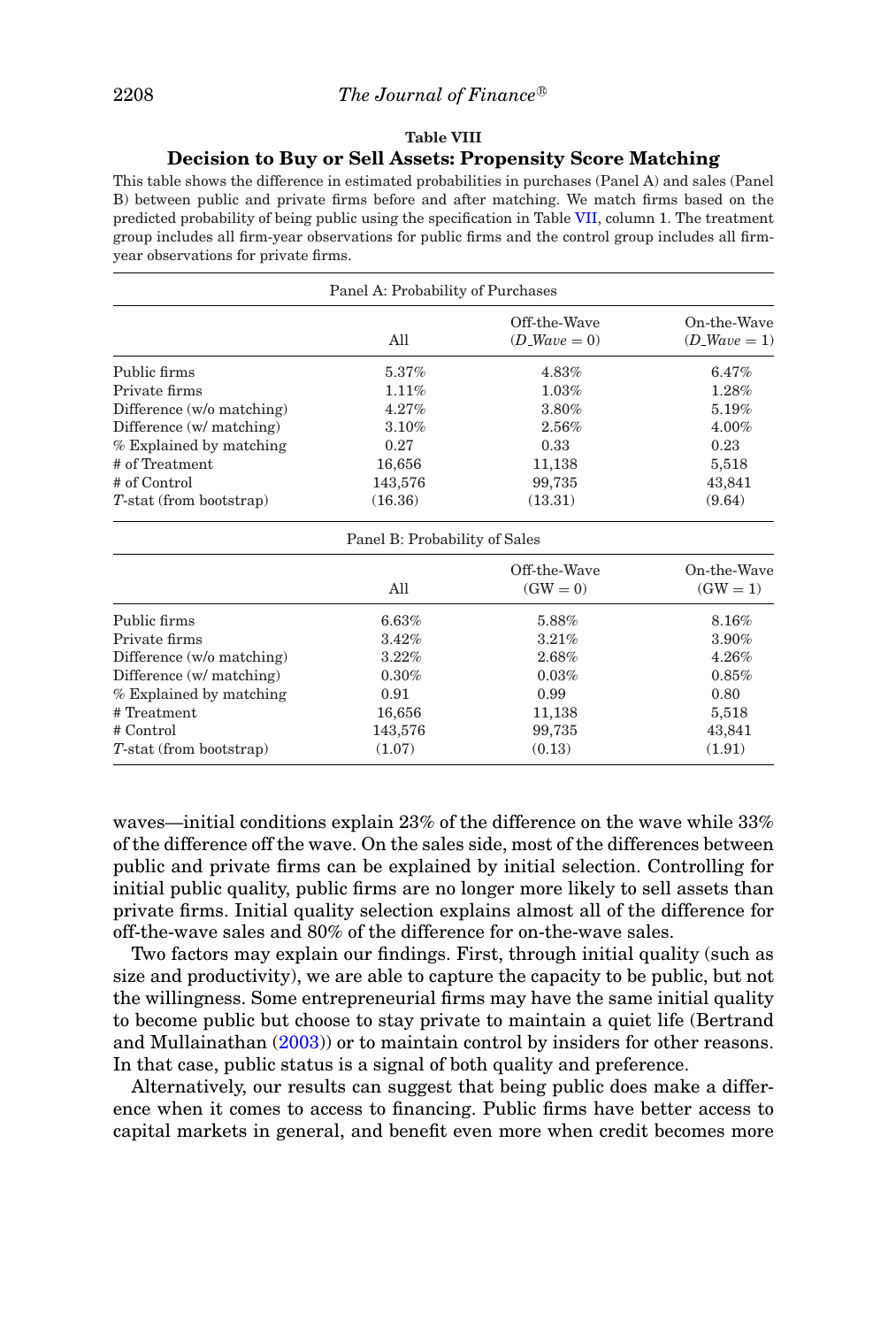**Table VIII**

**Decision to Buy or Sell Assets: Propensity Score Matching**

This table shows the difference in estimated probabilities in purchases (Panel A) and sales (Panel B) between public and private firms before and after matching. We match firms based on the predicted probability of being public using the specification in Table VII, column 1. The treatment group includes all firm-year observations for public firms and the control group includes all firm-year observations for private firms.

| Panel A: Probability of Purchases | | | |
|---|---|---|---|
| | All | Off-the-Wave ($D\_Wave = 0$) | On-the-Wave ($D\_Wave = 1$) |
| Public firms | 5.37% | 4.83% | 6.47% |
| Private firms | 1.11% | 1.03% | 1.28% |
| Difference (w/o matching) | 4.27% | 3.80% | 5.19% |
| Difference (w/ matching) | 3.10% | 2.56% | 4.00% |
| % Explained by matching | 0.27 | 0.33 | 0.23 |
| # of Treatment | 16,656 | 11,138 | 5,518 |
| # of Control | 143,576 | 99,735 | 43,841 |
| $T$-stat (from bootstrap) | (16.36) | (13.31) | (9.64) |

| Panel B: Probability of Sales | | | |
|---|---|---|---|
| | All | Off-the-Wave (GW = 0) | On-the-Wave (GW = 1) |
| Public firms | 6.63% | 5.88% | 8.16% |
| Private firms | 3.42% | 3.21% | 3.90% |
| Difference (w/o matching) | 3.22% | 2.68% | 4.26% |
| Difference (w/ matching) | 0.30% | 0.03% | 0.85% |
| % Explained by matching | 0.91 | 0.99 | 0.80 |
| # Treatment | 16,656 | 11,138 | 5,518 |
| # Control | 143,576 | 99,735 | 43,841 |
| $T$-stat (from bootstrap) | (1.07) | (0.13) | (1.91) |

waves—initial conditions explain 23% of the difference on the wave while 33% of the difference off the wave. On the sales side, most of the differences between public and private firms can be explained by initial selection. Controlling for initial public quality, public firms are no longer more likely to sell assets than private firms. Initial quality selection explains almost all of the difference for off-the-wave sales and 80% of the difference for on-the-wave sales.

Two factors may explain our findings. First, through initial quality (such as size and productivity), we are able to capture the capacity to be public, but not the willingness. Some entrepreneurial firms may have the same initial quality to become public but choose to stay private to maintain a quiet life (Bertrand and Mullainathan (2003)) or to maintain control by insiders for other reasons. In that case, public status is a signal of both quality and preference.

Alternatively, our results can suggest that being public does make a difference when it comes to access to financing. Public firms have better access to capital markets in general, and benefit even more when credit becomes more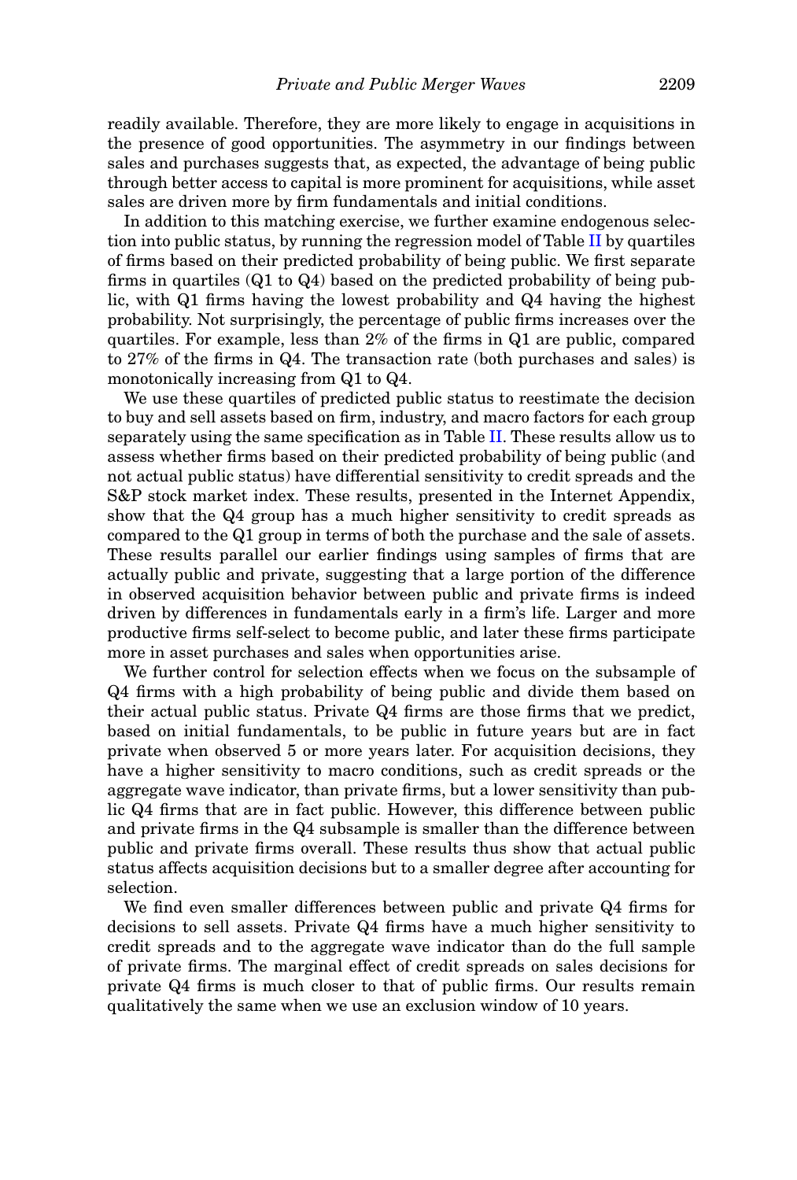readily available. Therefore, they are more likely to engage in acquisitions in the presence of good opportunities. The asymmetry in our findings between sales and purchases suggests that, as expected, the advantage of being public through better access to capital is more prominent for acquisitions, while asset sales are driven more by firm fundamentals and initial conditions.

In addition to this matching exercise, we further examine endogenous selection into public status, by running the regression model of Table II by quartiles of firms based on their predicted probability of being public. We first separate firms in quartiles (Q1 to Q4) based on the predicted probability of being public, with Q1 firms having the lowest probability and Q4 having the highest probability. Not surprisingly, the percentage of public firms increases over the quartiles. For example, less than 2% of the firms in Q1 are public, compared to 27% of the firms in Q4. The transaction rate (both purchases and sales) is monotonically increasing from Q1 to Q4.

We use these quartiles of predicted public status to reestimate the decision to buy and sell assets based on firm, industry, and macro factors for each group separately using the same specification as in Table II. These results allow us to assess whether firms based on their predicted probability of being public (and not actual public status) have differential sensitivity to credit spreads and the S&P stock market index. These results, presented in the Internet Appendix, show that the Q4 group has a much higher sensitivity to credit spreads as compared to the Q1 group in terms of both the purchase and the sale of assets. These results parallel our earlier findings using samples of firms that are actually public and private, suggesting that a large portion of the difference in observed acquisition behavior between public and private firms is indeed driven by differences in fundamentals early in a firm's life. Larger and more productive firms self-select to become public, and later these firms participate more in asset purchases and sales when opportunities arise.

We further control for selection effects when we focus on the subsample of Q4 firms with a high probability of being public and divide them based on their actual public status. Private Q4 firms are those firms that we predict, based on initial fundamentals, to be public in future years but are in fact private when observed 5 or more years later. For acquisition decisions, they have a higher sensitivity to macro conditions, such as credit spreads or the aggregate wave indicator, than private firms, but a lower sensitivity than public Q4 firms that are in fact public. However, this difference between public and private firms in the Q4 subsample is smaller than the difference between public and private firms overall. These results thus show that actual public status affects acquisition decisions but to a smaller degree after accounting for selection.

We find even smaller differences between public and private Q4 firms for decisions to sell assets. Private Q4 firms have a much higher sensitivity to credit spreads and to the aggregate wave indicator than do the full sample of private firms. The marginal effect of credit spreads on sales decisions for private Q4 firms is much closer to that of public firms. Our results remain qualitatively the same when we use an exclusion window of 10 years.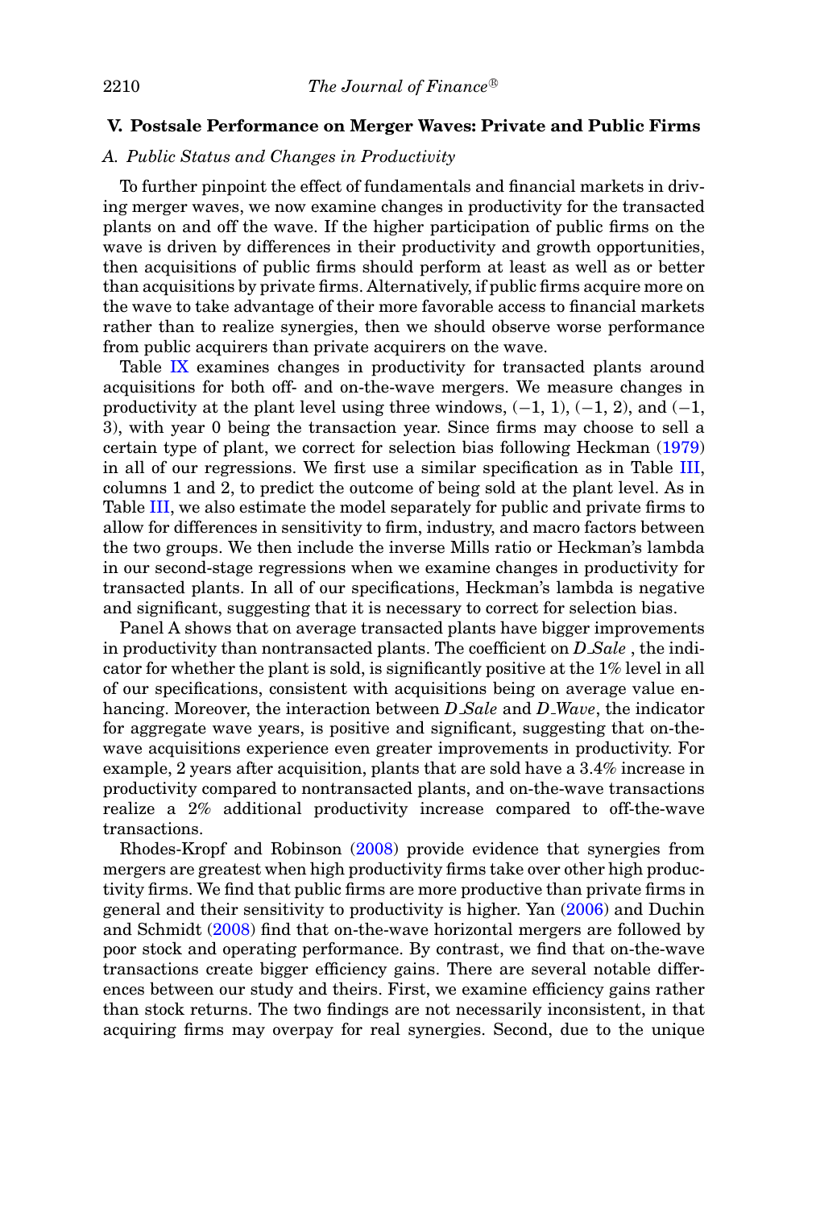## V. Postsale Performance on Merger Waves: Private and Public Firms

### A. Public Status and Changes in Productivity

To further pinpoint the effect of fundamentals and financial markets in driving merger waves, we now examine changes in productivity for the transacted plants on and off the wave. If the higher participation of public firms on the wave is driven by differences in their productivity and growth opportunities, then acquisitions of public firms should perform at least as well as or better than acquisitions by private firms. Alternatively, if public firms acquire more on the wave to take advantage of their more favorable access to financial markets rather than to realize synergies, then we should observe worse performance from public acquirers than private acquirers on the wave.

Table IX examines changes in productivity for transacted plants around acquisitions for both off- and on-the-wave mergers. We measure changes in productivity at the plant level using three windows, (−1, 1), (−1, 2), and (−1, 3), with year 0 being the transaction year. Since firms may choose to sell a certain type of plant, we correct for selection bias following Heckman (1979) in all of our regressions. We first use a similar specification as in Table III, columns 1 and 2, to predict the outcome of being sold at the plant level. As in Table III, we also estimate the model separately for public and private firms to allow for differences in sensitivity to firm, industry, and macro factors between the two groups. We then include the inverse Mills ratio or Heckman's lambda in our second-stage regressions when we examine changes in productivity for transacted plants. In all of our specifications, Heckman's lambda is negative and significant, suggesting that it is necessary to correct for selection bias.

Panel A shows that on average transacted plants have bigger improvements in productivity than nontransacted plants. The coefficient on *D_Sale* , the indicator for whether the plant is sold, is significantly positive at the 1% level in all of our specifications, consistent with acquisitions being on average value enhancing. Moreover, the interaction between *D_Sale* and *D_Wave*, the indicator for aggregate wave years, is positive and significant, suggesting that on-the-wave acquisitions experience even greater improvements in productivity. For example, 2 years after acquisition, plants that are sold have a 3.4% increase in productivity compared to nontransacted plants, and on-the-wave transactions realize a 2% additional productivity increase compared to off-the-wave transactions.

Rhodes-Kropf and Robinson (2008) provide evidence that synergies from mergers are greatest when high productivity firms take over other high productivity firms. We find that public firms are more productive than private firms in general and their sensitivity to productivity is higher. Yan (2006) and Duchin and Schmidt (2008) find that on-the-wave horizontal mergers are followed by poor stock and operating performance. By contrast, we find that on-the-wave transactions create bigger efficiency gains. There are several notable differences between our study and theirs. First, we examine efficiency gains rather than stock returns. The two findings are not necessarily inconsistent, in that acquiring firms may overpay for real synergies. Second, due to the unique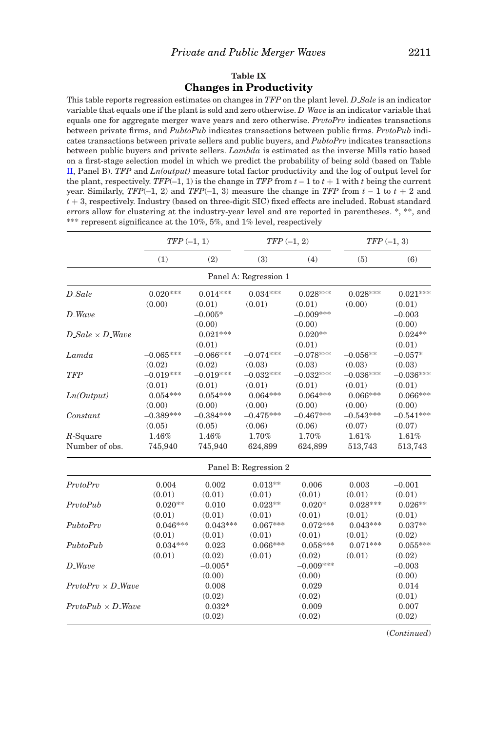## Table IX
## Changes in Productivity

This table reports regression estimates on changes in *TFP* on the plant level. *D_Sale* is an indicator variable that equals one if the plant is sold and zero otherwise. *D_Wave* is an indicator variable that equals one for aggregate merger wave years and zero otherwise. *PrvtoPrv* indicates transactions between private firms, and *PubtoPub* indicates transactions between public firms. *PrvtoPub* indicates transactions between private sellers and public buyers, and *PubtoPrv* indicates transactions between public buyers and private sellers. *Lambda* is estimated as the inverse Mills ratio based on a first-stage selection model in which we predict the probability of being sold (based on Table II, Panel B). *TFP* and *Ln(output)* measure total factor productivity and the log of output level for the plant, respectively. *TFP*(–1, 1) is the change in *TFP* from $t - 1$ to $t + 1$ with $t$ being the current year. Similarly, *TFP*(–1, 2) and *TFP*(–1, 3) measure the change in *TFP* from $t - 1$ to $t + 2$ and $t + 3$, respectively. Industry (based on three-digit SIC) fixed effects are included. Robust standard errors allow for clustering at the industry-year level and are reported in parentheses. *, **, and *** represent significance at the 10%, 5%, and 1% level, respectively

| | *TFP* (–1, 1) | | *TFP* (–1, 2) | | *TFP* (–1, 3) | |
|---|---|---|---|---|---|---|
| | (1) | (2) | (3) | (4) | (5) | (6) |
| **Panel A: Regression 1** | | | | | | |
| *D_Sale* | 0.020*** | 0.014*** | 0.034*** | 0.028*** | 0.028*** | 0.021*** |
| | (0.00) | (0.01) | (0.01) | (0.01) | (0.00) | (0.01) |
| *D_Wave* | | –0.005* | | –0.009*** | | –0.003 |
| | | (0.00) | | (0.00) | | (0.00) |
| *D_Sale* × *D_Wave* | | 0.021*** | | 0.020** | | 0.024** |
| | | (0.01) | | (0.01) | | (0.01) |
| *Lamda* | –0.065*** | –0.066*** | –0.074*** | –0.078*** | –0.056** | –0.057* |
| | (0.02) | (0.02) | (0.03) | (0.03) | (0.03) | (0.03) |
| *TFP* | –0.019*** | –0.019*** | –0.032*** | –0.032*** | –0.036*** | –0.036*** |
| | (0.01) | (0.01) | (0.01) | (0.01) | (0.01) | (0.01) |
| *Ln(Output)* | 0.054*** | 0.054*** | 0.064*** | 0.064*** | 0.066*** | 0.066*** |
| | (0.00) | (0.00) | (0.00) | (0.00) | (0.00) | (0.00) |
| *Constant* | –0.389*** | –0.384*** | –0.475*** | –0.467*** | –0.543*** | –0.541*** |
| | (0.05) | (0.05) | (0.06) | (0.06) | (0.07) | (0.07) |
| $R$-Square | 1.46% | 1.46% | 1.70% | 1.70% | 1.61% | 1.61% |
| Number of obs. | 745,940 | 745,940 | 624,899 | 624,899 | 513,743 | 513,743 |
| **Panel B: Regression 2** | | | | | | |
| *PrvtoPrv* | 0.004 | 0.002 | 0.013** | 0.006 | 0.003 | –0.001 |
| | (0.01) | (0.01) | (0.01) | (0.01) | (0.01) | (0.01) |
| *PrvtoPub* | 0.020** | 0.010 | 0.023** | 0.020* | 0.028*** | 0.026** |
| | (0.01) | (0.01) | (0.01) | (0.01) | (0.01) | (0.01) |
| *PubtoPrv* | 0.046*** | 0.043*** | 0.067*** | 0.072*** | 0.043*** | 0.037** |
| | (0.01) | (0.01) | (0.01) | (0.01) | (0.01) | (0.02) |
| *PubtoPub* | 0.034*** | 0.023 | 0.066*** | 0.058*** | 0.071*** | 0.055*** |
| | (0.01) | (0.02) | (0.01) | (0.02) | (0.01) | (0.02) |
| *D_Wave* | | –0.005* | | –0.009*** | | –0.003 |
| | | (0.00) | | (0.00) | | (0.00) |
| *PrvtoPrv* × *D_Wave* | | 0.008 | | 0.029 | | 0.014 |
| | | (0.02) | | (0.02) | | (0.01) |
| *PrvtoPub* × *D_Wave* | | 0.032* | | 0.009 | | 0.007 |
| | | (0.02) | | (0.02) | | (0.02) |

(*Continued*)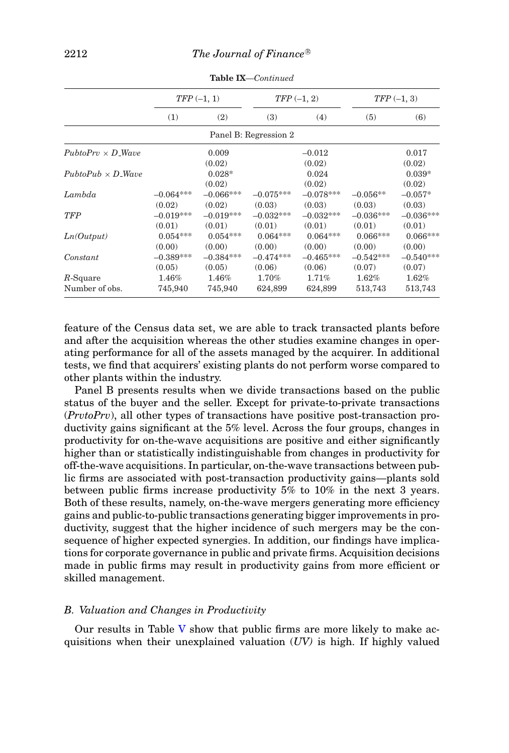**Table IX**—*Continued*

| | *TFP* (−1, 1) | | *TFP* (−1, 2) | | *TFP* (−1, 3) | |
|---|---|---|---|---|---|---|
| | (1) | (2) | (3) | (4) | (5) | (6) |
| | | | Panel B: Regression 2 | | | |
| *PubtoPrv* × *D_Wave* | | 0.009 | | −0.012 | | 0.017 |
| | | (0.02) | | (0.02) | | (0.02) |
| *PubtoPub* × *D_Wave* | | 0.028* | | 0.024 | | 0.039* |
| | | (0.02) | | (0.02) | | (0.02) |
| *Lambda* | −0.064*** | −0.066*** | −0.075*** | −0.078*** | −0.056** | −0.057* |
| | (0.02) | (0.02) | (0.03) | (0.03) | (0.03) | (0.03) |
| *TFP* | −0.019*** | −0.019*** | −0.032*** | −0.032*** | −0.036*** | −0.036*** |
| | (0.01) | (0.01) | (0.01) | (0.01) | (0.01) | (0.01) |
| *Ln(Output)* | 0.054*** | 0.054*** | 0.064*** | 0.064*** | 0.066*** | 0.066*** |
| | (0.00) | (0.00) | (0.00) | (0.00) | (0.00) | (0.00) |
| *Constant* | −0.389*** | −0.384*** | −0.474*** | −0.465*** | −0.542*** | −0.540*** |
| | (0.05) | (0.05) | (0.06) | (0.06) | (0.07) | (0.07) |
| *R*-Square | 1.46% | 1.46% | 1.70% | 1.71% | 1.62% | 1.62% |
| Number of obs. | 745,940 | 745,940 | 624,899 | 624,899 | 513,743 | 513,743 |

feature of the Census data set, we are able to track transacted plants before and after the acquisition whereas the other studies examine changes in operating performance for all of the assets managed by the acquirer. In additional tests, we find that acquirers' existing plants do not perform worse compared to other plants within the industry.

Panel B presents results when we divide transactions based on the public status of the buyer and the seller. Except for private-to-private transactions (*PrvtoPrv*), all other types of transactions have positive post-transaction productivity gains significant at the 5% level. Across the four groups, changes in productivity for on-the-wave acquisitions are positive and either significantly higher than or statistically indistinguishable from changes in productivity for off-the-wave acquisitions. In particular, on-the-wave transactions between public firms are associated with post-transaction productivity gains—plants sold between public firms increase productivity 5% to 10% in the next 3 years. Both of these results, namely, on-the-wave mergers generating more efficiency gains and public-to-public transactions generating bigger improvements in productivity, suggest that the higher incidence of such mergers may be the consequence of higher expected synergies. In addition, our findings have implications for corporate governance in public and private firms. Acquisition decisions made in public firms may result in productivity gains from more efficient or skilled management.

### B. Valuation and Changes in Productivity

Our results in Table V show that public firms are more likely to make acquisitions when their unexplained valuation (*UV)* is high. If highly valued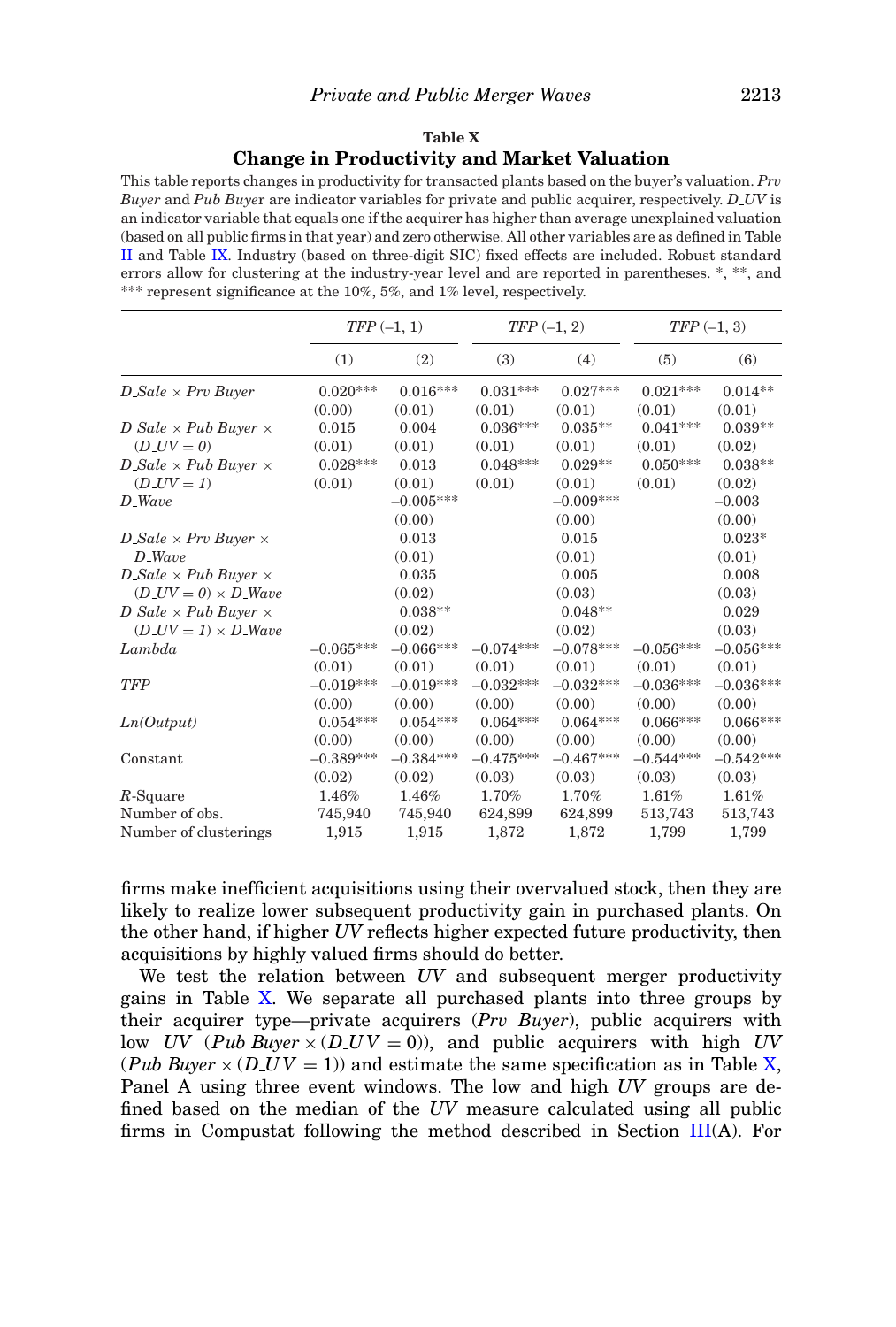**Table X**

**Change in Productivity and Market Valuation**

This table reports changes in productivity for transacted plants based on the buyer's valuation. *Prv Buyer* and *Pub Buyer* are indicator variables for private and public acquirer, respectively. *D_UV* is an indicator variable that equals one if the acquirer has higher than average unexplained valuation (based on all public firms in that year) and zero otherwise. All other variables are as defined in Table II and Table IX. Industry (based on three-digit SIC) fixed effects are included. Robust standard errors allow for clustering at the industry-year level and are reported in parentheses. *, **, and *** represent significance at the 10%, 5%, and 1% level, respectively.

| | *TFP* (−1, 1) | | *TFP* (−1, 2) | | *TFP* (−1, 3) | |
|---|---|---|---|---|---|---|
| | (1) | (2) | (3) | (4) | (5) | (6) |
| *D_Sale* × *Prv Buyer* | 0.020*** | 0.016*** | 0.031*** | 0.027*** | 0.021*** | 0.014** |
| | (0.00) | (0.01) | (0.01) | (0.01) | (0.01) | (0.01) |
| *D_Sale* × *Pub Buyer* × (*D_UV = 0*) | 0.015 | 0.004 | 0.036*** | 0.035** | 0.041*** | 0.039** |
| | (0.01) | (0.01) | (0.01) | (0.01) | (0.01) | (0.02) |
| *D_Sale* × *Pub Buyer* × (*D_UV = 1*) | 0.028*** | 0.013 | 0.048*** | 0.029** | 0.050*** | 0.038** |
| | (0.01) | (0.01) | (0.01) | (0.01) | (0.01) | (0.02) |
| *D_Wave* | | −0.005*** | | −0.009*** | | −0.003 |
| | | (0.00) | | (0.00) | | (0.00) |
| *D_Sale* × *Prv Buyer* × *D_Wave* | | 0.013 | | 0.015 | | 0.023* |
| | | (0.01) | | (0.01) | | (0.01) |
| *D_Sale* × *Pub Buyer* × (*D_UV = 0*) × *D_Wave* | | 0.035 | | 0.005 | | 0.008 |
| | | (0.02) | | (0.03) | | (0.03) |
| *D_Sale* × *Pub Buyer* × (*D_UV = 1*) × *D_Wave* | | 0.038** | | 0.048** | | 0.029 |
| | | (0.02) | | (0.02) | | (0.03) |
| *Lambda* | −0.065*** | −0.066*** | −0.074*** | −0.078*** | −0.056*** | −0.056*** |
| | (0.01) | (0.01) | (0.01) | (0.01) | (0.01) | (0.01) |
| *TFP* | −0.019*** | −0.019*** | −0.032*** | −0.032*** | −0.036*** | −0.036*** |
| | (0.00) | (0.00) | (0.00) | (0.00) | (0.00) | (0.00) |
| *Ln(Output)* | 0.054*** | 0.054*** | 0.064*** | 0.064*** | 0.066*** | 0.066*** |
| | (0.00) | (0.00) | (0.00) | (0.00) | (0.00) | (0.00) |
| Constant | −0.389*** | −0.384*** | −0.475*** | −0.467*** | −0.544*** | −0.542*** |
| | (0.02) | (0.02) | (0.03) | (0.03) | (0.03) | (0.03) |
| *R*-Square | 1.46% | 1.46% | 1.70% | 1.70% | 1.61% | 1.61% |
| Number of obs. | 745,940 | 745,940 | 624,899 | 624,899 | 513,743 | 513,743 |
| Number of clusterings | 1,915 | 1,915 | 1,872 | 1,872 | 1,799 | 1,799 |

firms make inefficient acquisitions using their overvalued stock, then they are likely to realize lower subsequent productivity gain in purchased plants. On the other hand, if higher *UV* reflects higher expected future productivity, then acquisitions by highly valued firms should do better.

We test the relation between *UV* and subsequent merger productivity gains in Table X. We separate all purchased plants into three groups by their acquirer type—private acquirers (*Prv Buyer*), public acquirers with low *UV* ($Pub\ Buyer \times (D\_UV = 0)$), and public acquirers with high *UV* ($Pub\ Buyer \times (D\_UV = 1)$) and estimate the same specification as in Table X, Panel A using three event windows. The low and high *UV* groups are defined based on the median of the *UV* measure calculated using all public firms in Compustat following the method described in Section III(A). For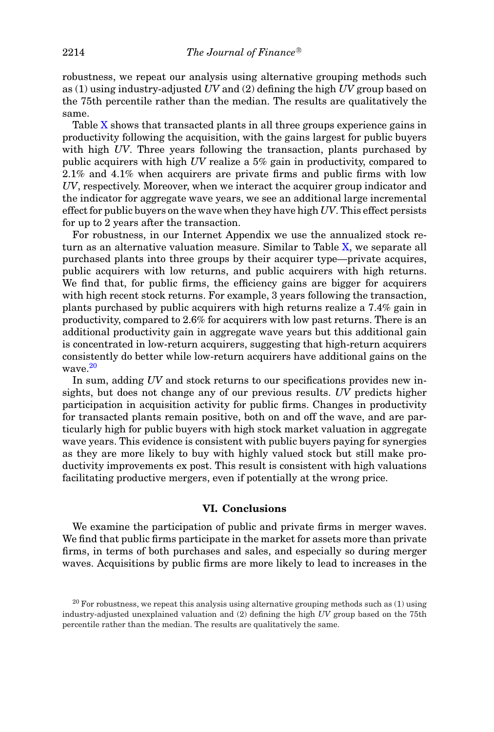robustness, we repeat our analysis using alternative grouping methods such as (1) using industry-adjusted *UV* and (2) defining the high *UV* group based on the 75th percentile rather than the median. The results are qualitatively the same.

Table X shows that transacted plants in all three groups experience gains in productivity following the acquisition, with the gains largest for public buyers with high *UV*. Three years following the transaction, plants purchased by public acquirers with high *UV* realize a 5% gain in productivity, compared to 2.1% and 4.1% when acquirers are private firms and public firms with low *UV*, respectively. Moreover, when we interact the acquirer group indicator and the indicator for aggregate wave years, we see an additional large incremental effect for public buyers on the wave when they have high *UV*. This effect persists for up to 2 years after the transaction.

For robustness, in our Internet Appendix we use the annualized stock return as an alternative valuation measure. Similar to Table X, we separate all purchased plants into three groups by their acquirer type—private acquires, public acquirers with low returns, and public acquirers with high returns. We find that, for public firms, the efficiency gains are bigger for acquirers with high recent stock returns. For example, 3 years following the transaction, plants purchased by public acquirers with high returns realize a 7.4% gain in productivity, compared to 2.6% for acquirers with low past returns. There is an additional productivity gain in aggregate wave years but this additional gain is concentrated in low-return acquirers, suggesting that high-return acquirers consistently do better while low-return acquirers have additional gains on the wave.[20]

In sum, adding *UV* and stock returns to our specifications provides new insights, but does not change any of our previous results. *UV* predicts higher participation in acquisition activity for public firms. Changes in productivity for transacted plants remain positive, both on and off the wave, and are particularly high for public buyers with high stock market valuation in aggregate wave years. This evidence is consistent with public buyers paying for synergies as they are more likely to buy with highly valued stock but still make productivity improvements ex post. This result is consistent with high valuations facilitating productive mergers, even if potentially at the wrong price.

## VI. Conclusions

We examine the participation of public and private firms in merger waves. We find that public firms participate in the market for assets more than private firms, in terms of both purchases and sales, and especially so during merger waves. Acquisitions by public firms are more likely to lead to increases in the

[20] For robustness, we repeat this analysis using alternative grouping methods such as (1) using industry-adjusted unexplained valuation and (2) defining the high *UV* group based on the 75th percentile rather than the median. The results are qualitatively the same.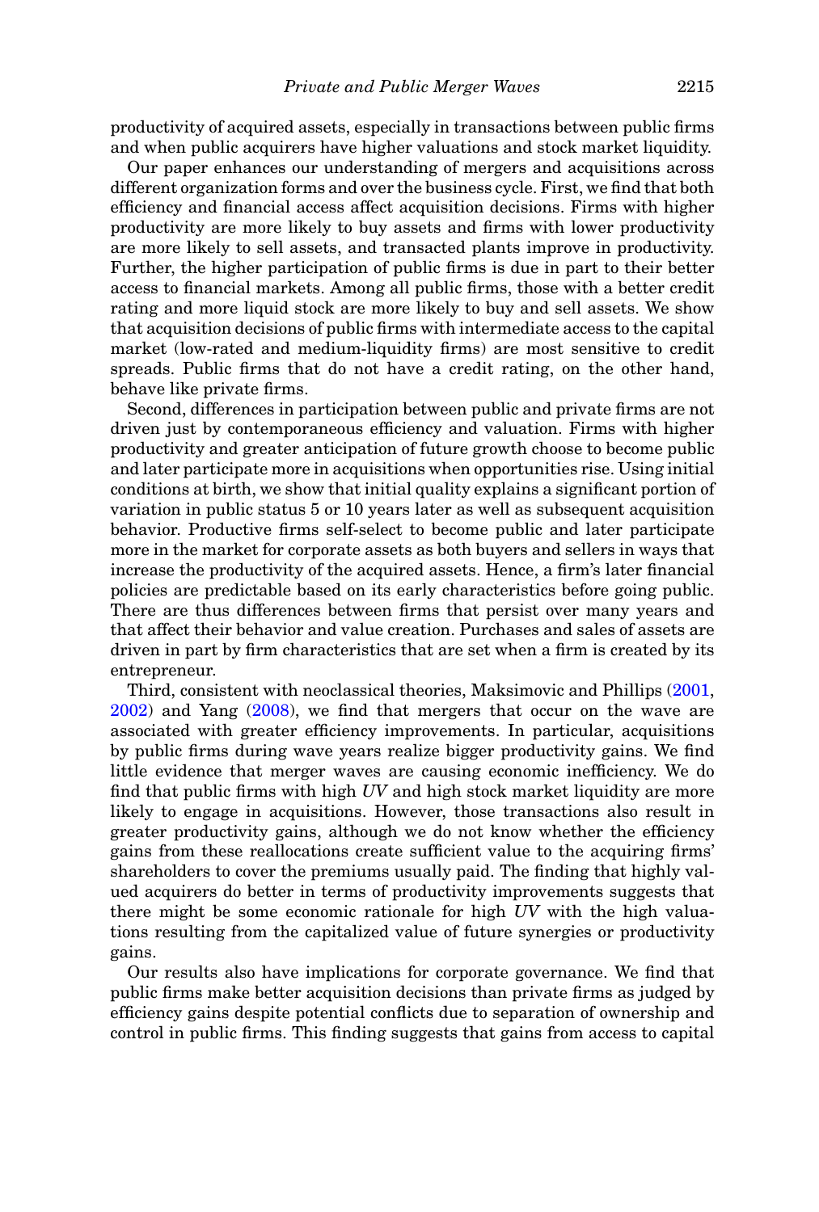productivity of acquired assets, especially in transactions between public firms and when public acquirers have higher valuations and stock market liquidity.

Our paper enhances our understanding of mergers and acquisitions across different organization forms and over the business cycle. First, we find that both efficiency and financial access affect acquisition decisions. Firms with higher productivity are more likely to buy assets and firms with lower productivity are more likely to sell assets, and transacted plants improve in productivity. Further, the higher participation of public firms is due in part to their better access to financial markets. Among all public firms, those with a better credit rating and more liquid stock are more likely to buy and sell assets. We show that acquisition decisions of public firms with intermediate access to the capital market (low-rated and medium-liquidity firms) are most sensitive to credit spreads. Public firms that do not have a credit rating, on the other hand, behave like private firms.

Second, differences in participation between public and private firms are not driven just by contemporaneous efficiency and valuation. Firms with higher productivity and greater anticipation of future growth choose to become public and later participate more in acquisitions when opportunities rise. Using initial conditions at birth, we show that initial quality explains a significant portion of variation in public status 5 or 10 years later as well as subsequent acquisition behavior. Productive firms self-select to become public and later participate more in the market for corporate assets as both buyers and sellers in ways that increase the productivity of the acquired assets. Hence, a firm's later financial policies are predictable based on its early characteristics before going public. There are thus differences between firms that persist over many years and that affect their behavior and value creation. Purchases and sales of assets are driven in part by firm characteristics that are set when a firm is created by its entrepreneur.

Third, consistent with neoclassical theories, Maksimovic and Phillips (2001, 2002) and Yang (2008), we find that mergers that occur on the wave are associated with greater efficiency improvements. In particular, acquisitions by public firms during wave years realize bigger productivity gains. We find little evidence that merger waves are causing economic inefficiency. We do find that public firms with high *UV* and high stock market liquidity are more likely to engage in acquisitions. However, those transactions also result in greater productivity gains, although we do not know whether the efficiency gains from these reallocations create sufficient value to the acquiring firms' shareholders to cover the premiums usually paid. The finding that highly valued acquirers do better in terms of productivity improvements suggests that there might be some economic rationale for high *UV* with the high valuations resulting from the capitalized value of future synergies or productivity gains.

Our results also have implications for corporate governance. We find that public firms make better acquisition decisions than private firms as judged by efficiency gains despite potential conflicts due to separation of ownership and control in public firms. This finding suggests that gains from access to capital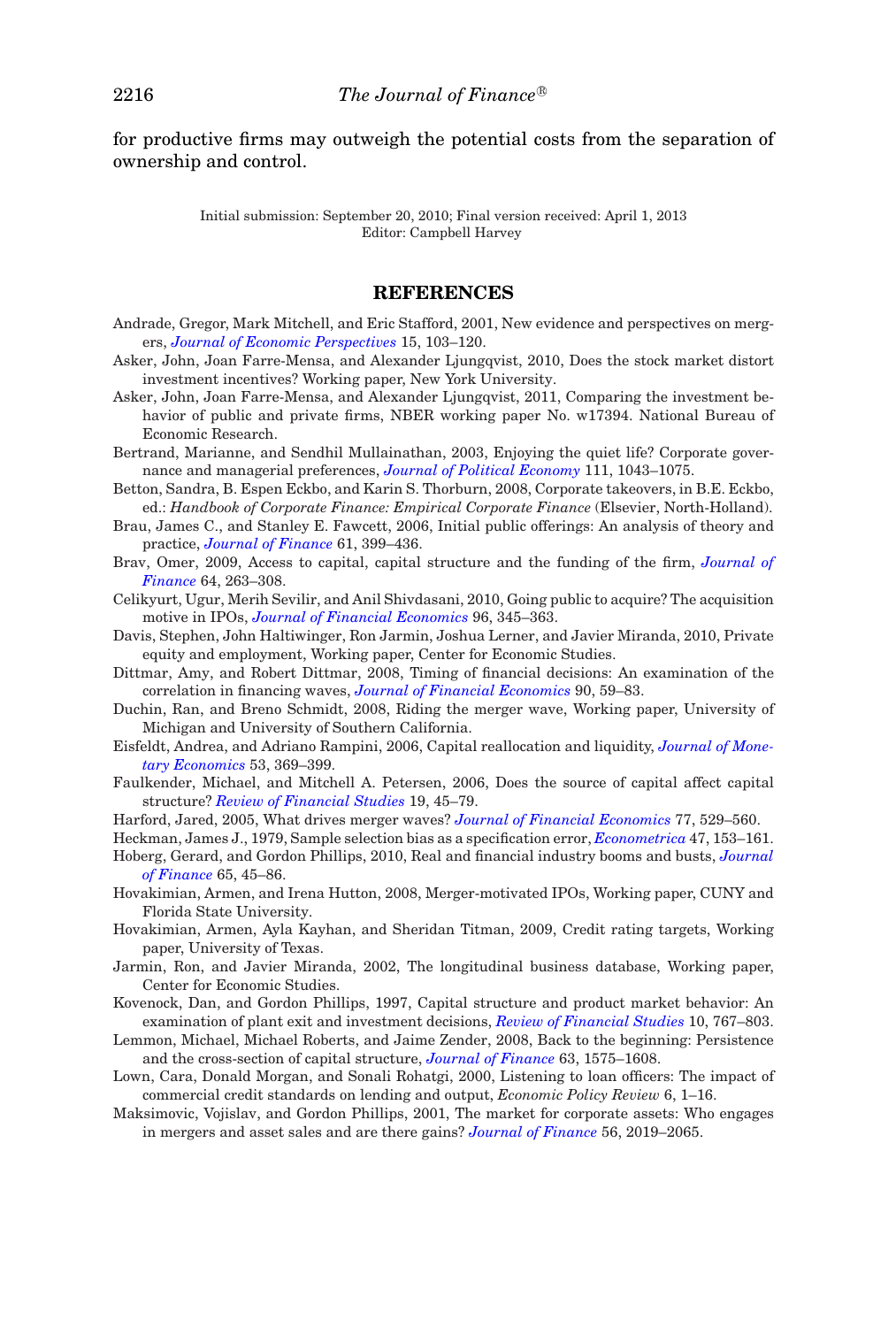for productive firms may outweigh the potential costs from the separation of ownership and control.

Initial submission: September 20, 2010; Final version received: April 1, 2013
Editor: Campbell Harvey

## REFERENCES

Andrade, Gregor, Mark Mitchell, and Eric Stafford, 2001, New evidence and perspectives on mergers, *Journal of Economic Perspectives* 15, 103–120.

Asker, John, Joan Farre-Mensa, and Alexander Ljungqvist, 2010, Does the stock market distort investment incentives? Working paper, New York University.

Asker, John, Joan Farre-Mensa, and Alexander Ljungqvist, 2011, Comparing the investment behavior of public and private firms, NBER working paper No. w17394. National Bureau of Economic Research.

Bertrand, Marianne, and Sendhil Mullainathan, 2003, Enjoying the quiet life? Corporate governance and managerial preferences, *Journal of Political Economy* 111, 1043–1075.

Betton, Sandra, B. Espen Eckbo, and Karin S. Thorburn, 2008, Corporate takeovers, in B.E. Eckbo, ed.: *Handbook of Corporate Finance: Empirical Corporate Finance* (Elsevier, North-Holland).

Brau, James C., and Stanley E. Fawcett, 2006, Initial public offerings: An analysis of theory and practice, *Journal of Finance* 61, 399–436.

Brav, Omer, 2009, Access to capital, capital structure and the funding of the firm, *Journal of Finance* 64, 263–308.

Celikyurt, Ugur, Merih Sevilir, and Anil Shivdasani, 2010, Going public to acquire? The acquisition motive in IPOs, *Journal of Financial Economics* 96, 345–363.

Davis, Stephen, John Haltiwinger, Ron Jarmin, Joshua Lerner, and Javier Miranda, 2010, Private equity and employment, Working paper, Center for Economic Studies.

Dittmar, Amy, and Robert Dittmar, 2008, Timing of financial decisions: An examination of the correlation in financing waves, *Journal of Financial Economics* 90, 59–83.

Duchin, Ran, and Breno Schmidt, 2008, Riding the merger wave, Working paper, University of Michigan and University of Southern California.

Eisfeldt, Andrea, and Adriano Rampini, 2006, Capital reallocation and liquidity, *Journal of Monetary Economics* 53, 369–399.

Faulkender, Michael, and Mitchell A. Petersen, 2006, Does the source of capital affect capital structure? *Review of Financial Studies* 19, 45–79.

Harford, Jared, 2005, What drives merger waves? *Journal of Financial Economics* 77, 529–560.

Heckman, James J., 1979, Sample selection bias as a specification error, *Econometrica* 47, 153–161.

Hoberg, Gerard, and Gordon Phillips, 2010, Real and financial industry booms and busts, *Journal of Finance* 65, 45–86.

Hovakimian, Armen, and Irena Hutton, 2008, Merger-motivated IPOs, Working paper, CUNY and Florida State University.

Hovakimian, Armen, Ayla Kayhan, and Sheridan Titman, 2009, Credit rating targets, Working paper, University of Texas.

Jarmin, Ron, and Javier Miranda, 2002, The longitudinal business database, Working paper, Center for Economic Studies.

Kovenock, Dan, and Gordon Phillips, 1997, Capital structure and product market behavior: An examination of plant exit and investment decisions, *Review of Financial Studies* 10, 767–803.

Lemmon, Michael, Michael Roberts, and Jaime Zender, 2008, Back to the beginning: Persistence and the cross-section of capital structure, *Journal of Finance* 63, 1575–1608.

Lown, Cara, Donald Morgan, and Sonali Rohatgi, 2000, Listening to loan officers: The impact of commercial credit standards on lending and output, *Economic Policy Review* 6, 1–16.

Maksimovic, Vojislav, and Gordon Phillips, 2001, The market for corporate assets: Who engages in mergers and asset sales and are there gains? *Journal of Finance* 56, 2019–2065.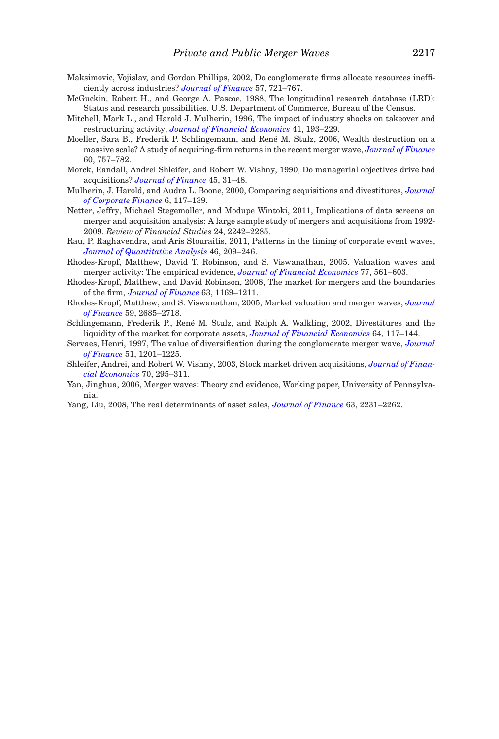Maksimovic, Vojislav, and Gordon Phillips, 2002, Do conglomerate firms allocate resources inefficiently across industries? *Journal of Finance* 57, 721–767.

McGuckin, Robert H., and George A. Pascoe, 1988, The longitudinal research database (LRD): Status and research possibilities. U.S. Department of Commerce, Bureau of the Census.

Mitchell, Mark L., and Harold J. Mulherin, 1996, The impact of industry shocks on takeover and restructuring activity, *Journal of Financial Economics* 41, 193–229.

Moeller, Sara B., Frederik P. Schlingemann, and René M. Stulz, 2006, Wealth destruction on a massive scale? A study of acquiring-firm returns in the recent merger wave, *Journal of Finance* 60, 757–782.

Morck, Randall, Andrei Shleifer, and Robert W. Vishny, 1990, Do managerial objectives drive bad acquisitions? *Journal of Finance* 45, 31–48.

Mulherin, J. Harold, and Audra L. Boone, 2000, Comparing acquisitions and divestitures, *Journal of Corporate Finance* 6, 117–139.

Netter, Jeffry, Michael Stegemoller, and Modupe Wintoki, 2011, Implications of data screens on merger and acquisition analysis: A large sample study of mergers and acquisitions from 1992-2009, *Review of Financial Studies* 24, 2242–2285.

Rau, P. Raghavendra, and Aris Stouraitis, 2011, Patterns in the timing of corporate event waves, *Journal of Quantitative Analysis* 46, 209–246.

Rhodes-Kropf, Matthew, David T. Robinson, and S. Viswanathan, 2005. Valuation waves and merger activity: The empirical evidence, *Journal of Financial Economics* 77, 561–603.

Rhodes-Kropf, Matthew, and David Robinson, 2008, The market for mergers and the boundaries of the firm, *Journal of Finance* 63, 1169–1211.

Rhodes-Kropf, Matthew, and S. Viswanathan, 2005, Market valuation and merger waves, *Journal of Finance* 59, 2685–2718.

Schlingemann, Frederik P., René M. Stulz, and Ralph A. Walkling, 2002, Divestitures and the liquidity of the market for corporate assets, *Journal of Financial Economics* 64, 117–144.

Servaes, Henri, 1997, The value of diversification during the conglomerate merger wave, *Journal of Finance* 51, 1201–1225.

Shleifer, Andrei, and Robert W. Vishny, 2003, Stock market driven acquisitions, *Journal of Financial Economics* 70, 295–311.

Yan, Jinghua, 2006, Merger waves: Theory and evidence, Working paper, University of Pennsylvania.

Yang, Liu, 2008, The real determinants of asset sales, *Journal of Finance* 63, 2231–2262.